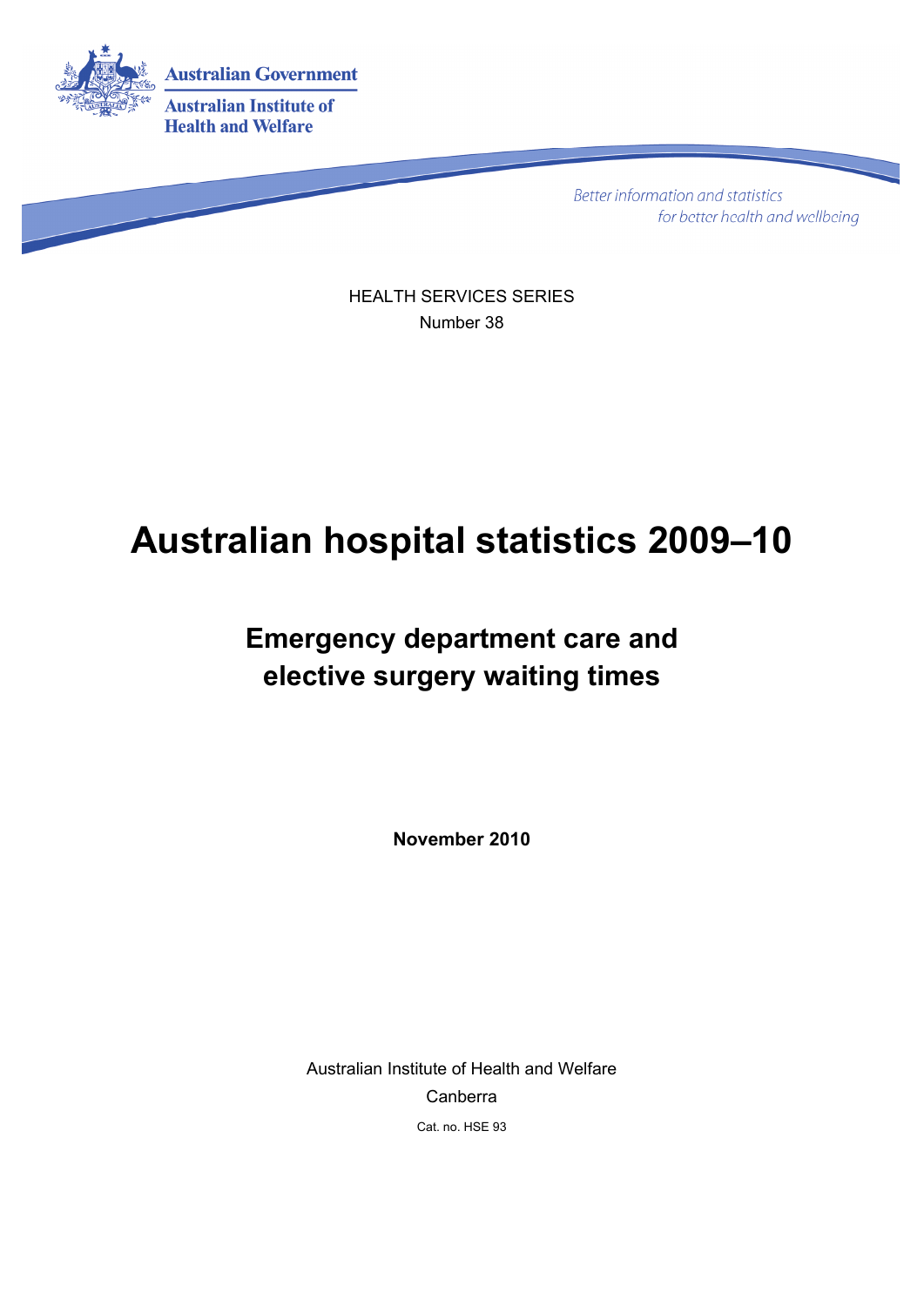Australian Government

Australian Institute of Health and Welfare

*Better information and statistics for better health and wellbeing*

HEALTH SERVICES SERIES

Number 38

# Australian hospital statistics 2009–10

## Emergency department care and elective surgery waiting times

**November 2010**

Australian Institute of Health and Welfare

Canberra

Cat. no. HSE 93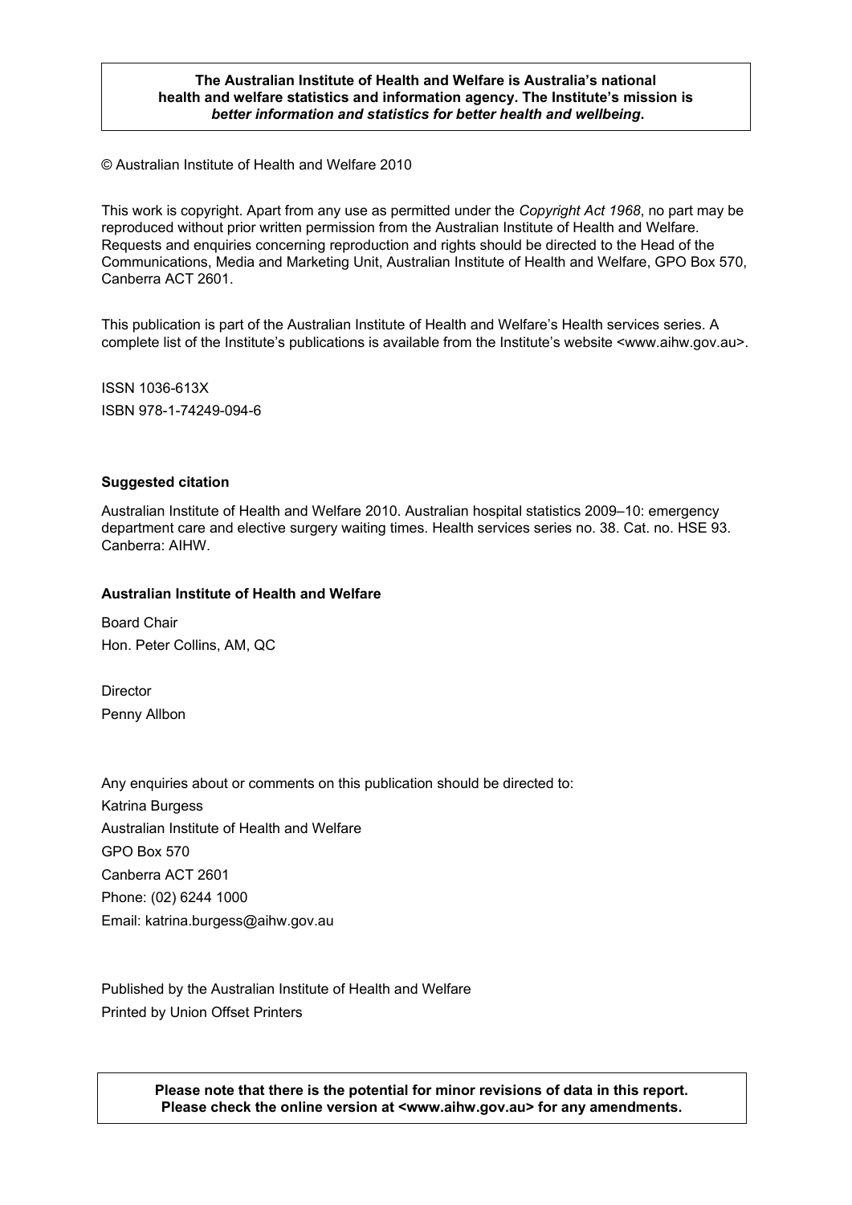**The Australian Institute of Health and Welfare is Australia's national health and welfare statistics and information agency. The Institute's mission is *better information and statistics for better health and wellbeing*.**

© Australian Institute of Health and Welfare 2010

This work is copyright. Apart from any use as permitted under the *Copyright Act 1968*, no part may be reproduced without prior written permission from the Australian Institute of Health and Welfare. Requests and enquiries concerning reproduction and rights should be directed to the Head of the Communications, Media and Marketing Unit, Australian Institute of Health and Welfare, GPO Box 570, Canberra ACT 2601.

This publication is part of the Australian Institute of Health and Welfare's Health services series. A complete list of the Institute's publications is available from the Institute's website <www.aihw.gov.au>.

ISSN 1036-613X

ISBN 978-1-74249-094-6

**Suggested citation**

Australian Institute of Health and Welfare 2010. Australian hospital statistics 2009–10: emergency department care and elective surgery waiting times. Health services series no. 38. Cat. no. HSE 93. Canberra: AIHW.

**Australian Institute of Health and Welfare**

Board Chair

Hon. Peter Collins, AM, QC

Director

Penny Allbon

Any enquiries about or comments on this publication should be directed to:

Katrina Burgess

Australian Institute of Health and Welfare

GPO Box 570

Canberra ACT 2601

Phone: (02) 6244 1000

Email: katrina.burgess@aihw.gov.au

Published by the Australian Institute of Health and Welfare

Printed by Union Offset Printers

**Please note that there is the potential for minor revisions of data in this report. Please check the online version at <www.aihw.gov.au> for any amendments.**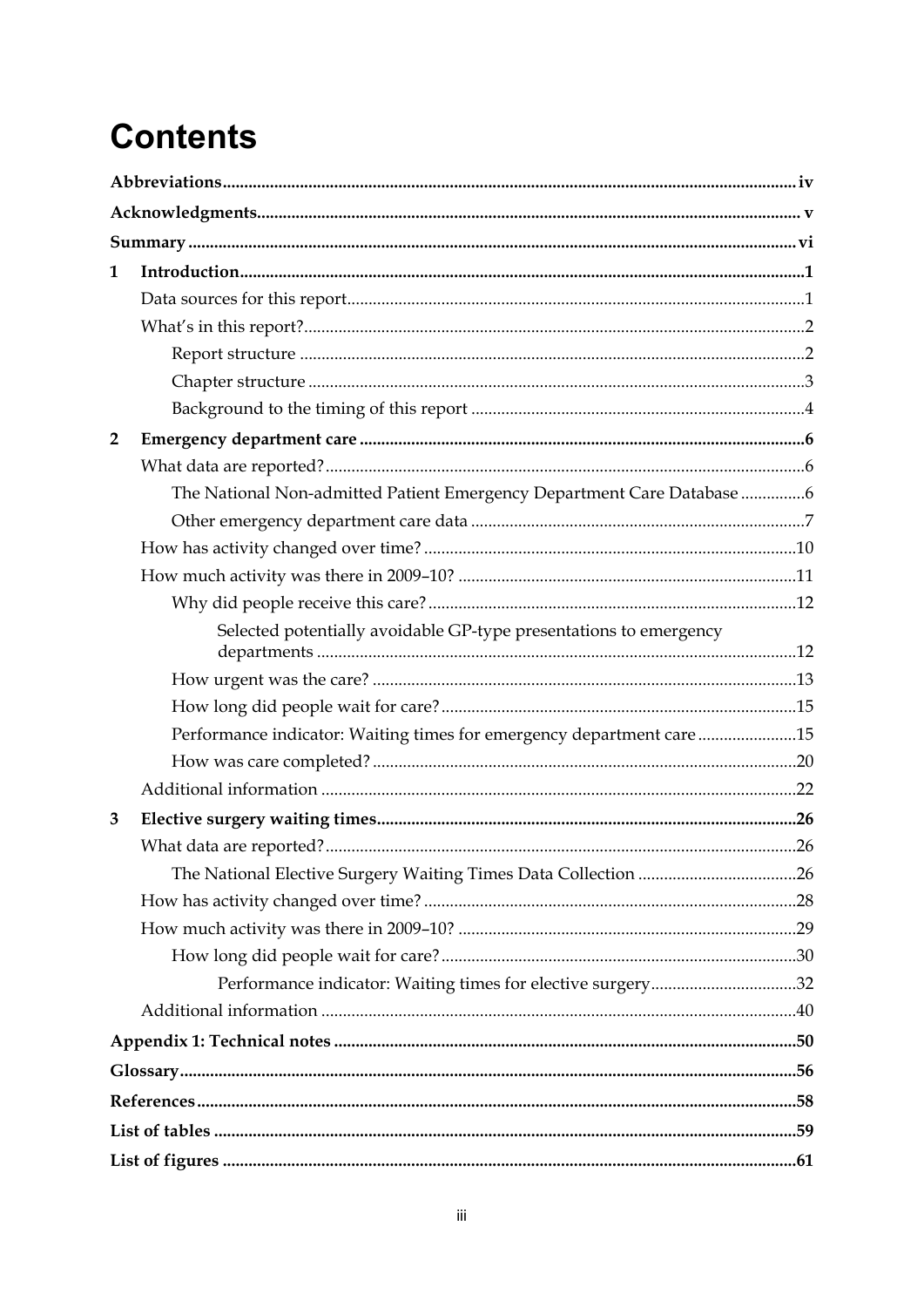# Contents

**Abbreviations** .... iv

**Acknowledgments** .... v

**Summary** .... vi

**1 Introduction** .... 1

- Data sources for this report .... 1
- What's in this report? .... 2
  - Report structure .... 2
  - Chapter structure .... 3
  - Background to the timing of this report .... 4

**2 Emergency department care** .... 6

- What data are reported? .... 6
  - The National Non-admitted Patient Emergency Department Care Database .... 6
  - Other emergency department care data .... 7
- How has activity changed over time? .... 10
- How much activity was there in 2009–10? .... 11
  - Why did people receive this care? .... 12
    - Selected potentially avoidable GP-type presentations to emergency departments .... 12
  - How urgent was the care? .... 13
  - How long did people wait for care? .... 15
  - Performance indicator: Waiting times for emergency department care .... 15
  - How was care completed? .... 20
- Additional information .... 22

**3 Elective surgery waiting times** .... 26

- What data are reported? .... 26
  - The National Elective Surgery Waiting Times Data Collection .... 26
- How has activity changed over time? .... 28
- How much activity was there in 2009–10? .... 29
  - How long did people wait for care? .... 30
    - Performance indicator: Waiting times for elective surgery .... 32
- Additional information .... 40

**Appendix 1: Technical notes** .... 50

**Glossary** .... 56

**References** .... 58

**List of tables** .... 59

**List of figures** .... 61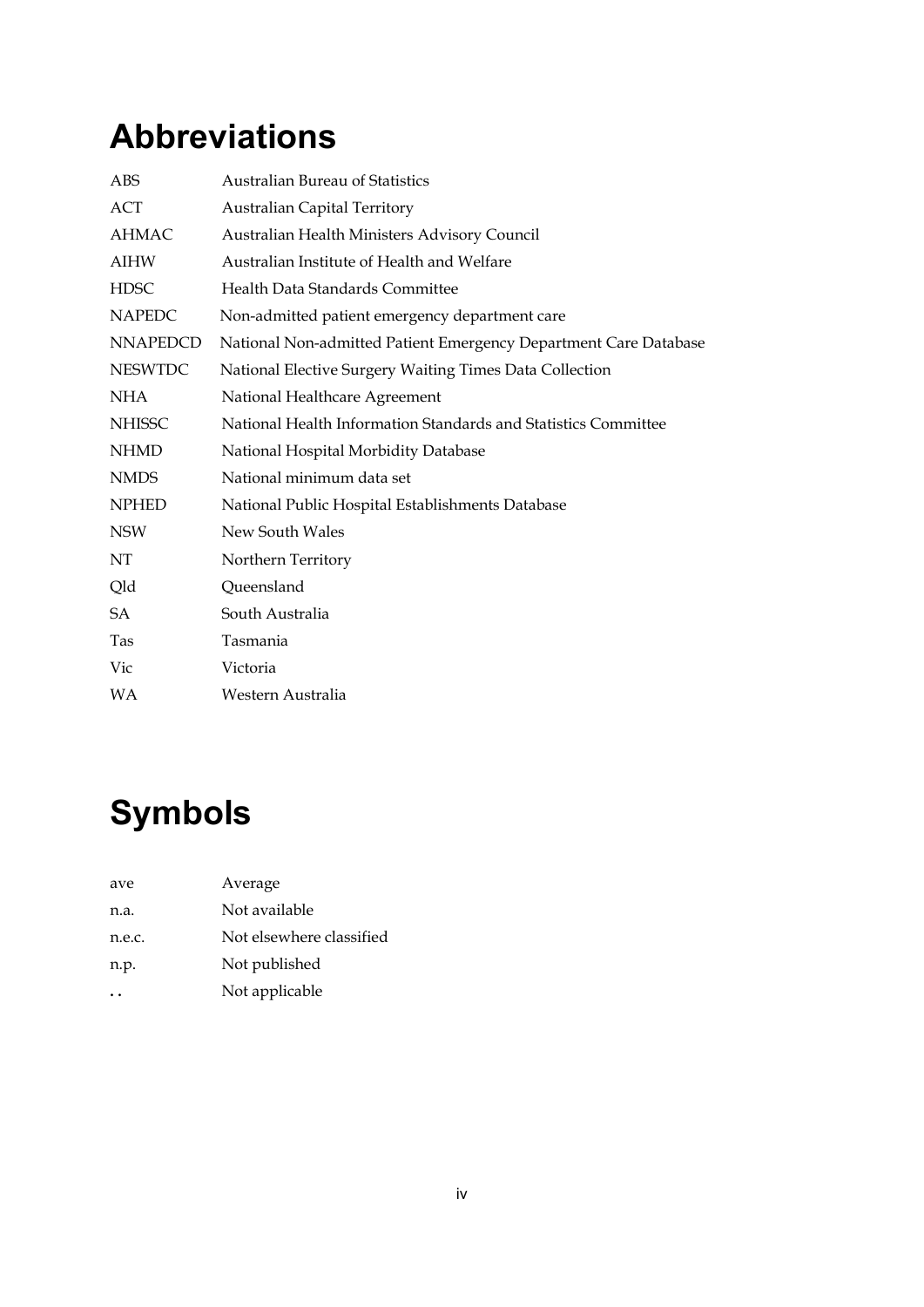# Abbreviations

| | |
|---|---|
| ABS | Australian Bureau of Statistics |
| ACT | Australian Capital Territory |
| AHMAC | Australian Health Ministers Advisory Council |
| AIHW | Australian Institute of Health and Welfare |
| HDSC | Health Data Standards Committee |
| NAPEDC | Non-admitted patient emergency department care |
| NNAPEDCD | National Non-admitted Patient Emergency Department Care Database |
| NESWTDC | National Elective Surgery Waiting Times Data Collection |
| NHA | National Healthcare Agreement |
| NHISSC | National Health Information Standards and Statistics Committee |
| NHMD | National Hospital Morbidity Database |
| NMDS | National minimum data set |
| NPHED | National Public Hospital Establishments Database |
| NSW | New South Wales |
| NT | Northern Territory |
| Qld | Queensland |
| SA | South Australia |
| Tas | Tasmania |
| Vic | Victoria |
| WA | Western Australia |

# Symbols

| | |
|---|---|
| ave | Average |
| n.a. | Not available |
| n.e.c. | Not elsewhere classified |
| n.p. | Not published |
| .. | Not applicable |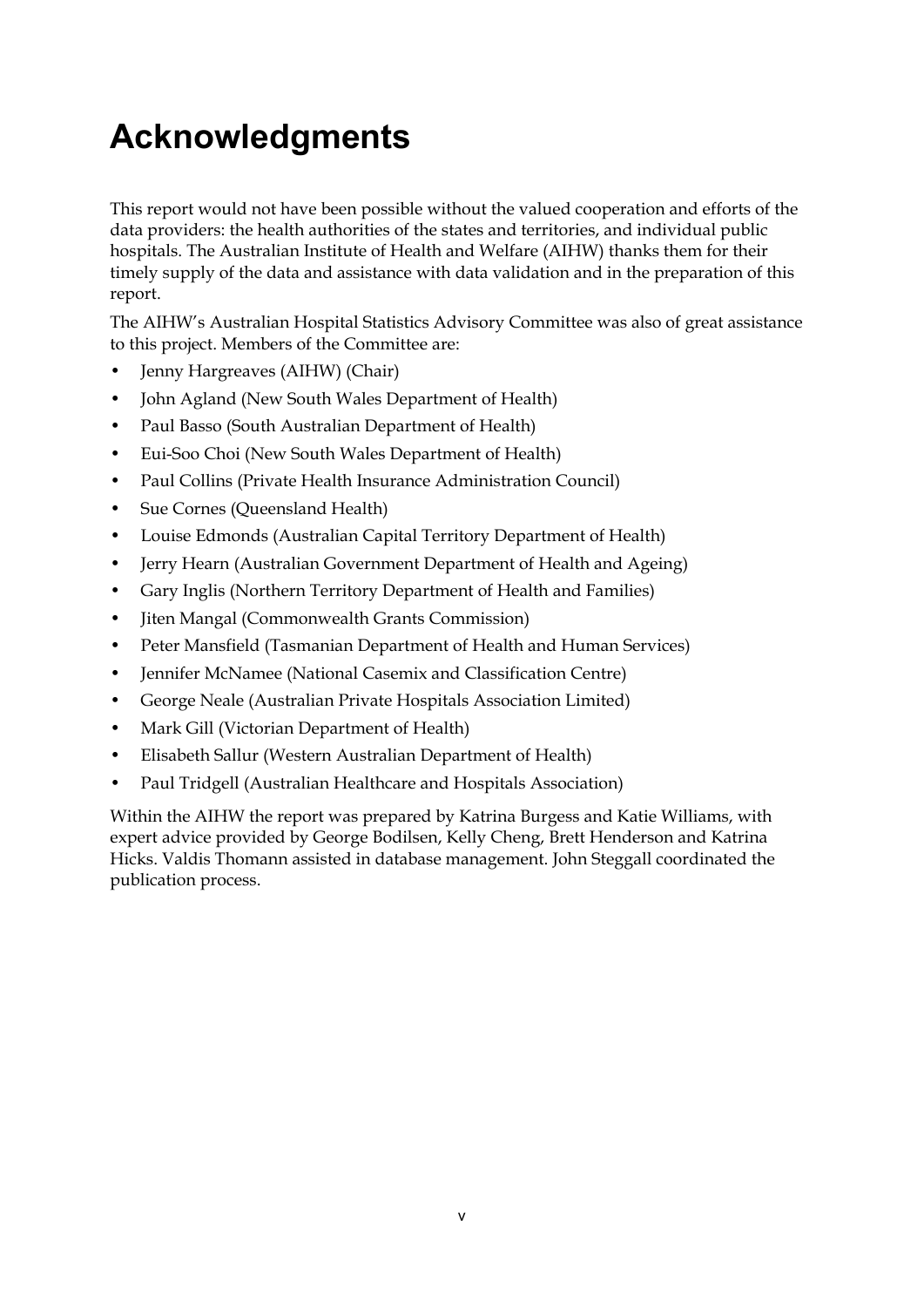# Acknowledgments

This report would not have been possible without the valued cooperation and efforts of the data providers: the health authorities of the states and territories, and individual public hospitals. The Australian Institute of Health and Welfare (AIHW) thanks them for their timely supply of the data and assistance with data validation and in the preparation of this report.

The AIHW's Australian Hospital Statistics Advisory Committee was also of great assistance to this project. Members of the Committee are:

- Jenny Hargreaves (AIHW) (Chair)
- John Agland (New South Wales Department of Health)
- Paul Basso (South Australian Department of Health)
- Eui-Soo Choi (New South Wales Department of Health)
- Paul Collins (Private Health Insurance Administration Council)
- Sue Cornes (Queensland Health)
- Louise Edmonds (Australian Capital Territory Department of Health)
- Jerry Hearn (Australian Government Department of Health and Ageing)
- Gary Inglis (Northern Territory Department of Health and Families)
- Jiten Mangal (Commonwealth Grants Commission)
- Peter Mansfield (Tasmanian Department of Health and Human Services)
- Jennifer McNamee (National Casemix and Classification Centre)
- George Neale (Australian Private Hospitals Association Limited)
- Mark Gill (Victorian Department of Health)
- Elisabeth Sallur (Western Australian Department of Health)
- Paul Tridgell (Australian Healthcare and Hospitals Association)

Within the AIHW the report was prepared by Katrina Burgess and Katie Williams, with expert advice provided by George Bodilsen, Kelly Cheng, Brett Henderson and Katrina Hicks. Valdis Thomann assisted in database management. John Steggall coordinated the publication process.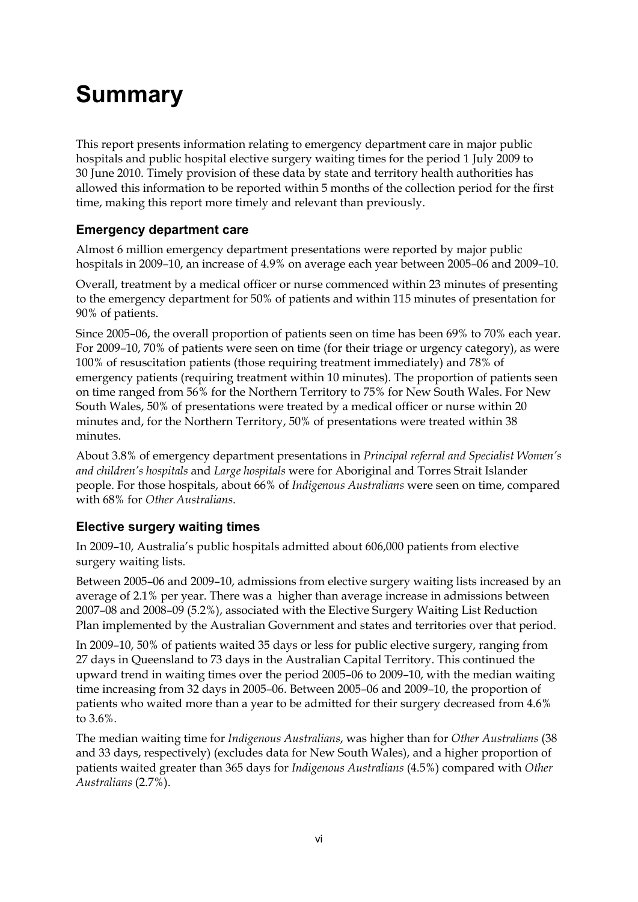# Summary

This report presents information relating to emergency department care in major public hospitals and public hospital elective surgery waiting times for the period 1 July 2009 to 30 June 2010. Timely provision of these data by state and territory health authorities has allowed this information to be reported within 5 months of the collection period for the first time, making this report more timely and relevant than previously.

### Emergency department care

Almost 6 million emergency department presentations were reported by major public hospitals in 2009–10, an increase of 4.9% on average each year between 2005–06 and 2009–10.

Overall, treatment by a medical officer or nurse commenced within 23 minutes of presenting to the emergency department for 50% of patients and within 115 minutes of presentation for 90% of patients.

Since 2005–06, the overall proportion of patients seen on time has been 69% to 70% each year. For 2009–10, 70% of patients were seen on time (for their triage or urgency category), as were 100% of resuscitation patients (those requiring treatment immediately) and 78% of emergency patients (requiring treatment within 10 minutes). The proportion of patients seen on time ranged from 56% for the Northern Territory to 75% for New South Wales. For New South Wales, 50% of presentations were treated by a medical officer or nurse within 20 minutes and, for the Northern Territory, 50% of presentations were treated within 38 minutes.

About 3.8% of emergency department presentations in *Principal referral and Specialist Women's and children's hospitals* and *Large hospitals* were for Aboriginal and Torres Strait Islander people. For those hospitals, about 66% of *Indigenous Australians* were seen on time, compared with 68% for *Other Australians*.

### Elective surgery waiting times

In 2009–10, Australia's public hospitals admitted about 606,000 patients from elective surgery waiting lists.

Between 2005–06 and 2009–10, admissions from elective surgery waiting lists increased by an average of 2.1% per year. There was a higher than average increase in admissions between 2007–08 and 2008–09 (5.2%), associated with the Elective Surgery Waiting List Reduction Plan implemented by the Australian Government and states and territories over that period.

In 2009–10, 50% of patients waited 35 days or less for public elective surgery, ranging from 27 days in Queensland to 73 days in the Australian Capital Territory. This continued the upward trend in waiting times over the period 2005–06 to 2009–10, with the median waiting time increasing from 32 days in 2005–06. Between 2005–06 and 2009–10, the proportion of patients who waited more than a year to be admitted for their surgery decreased from 4.6% to 3.6%.

The median waiting time for *Indigenous Australians*, was higher than for *Other Australians* (38 and 33 days, respectively) (excludes data for New South Wales), and a higher proportion of patients waited greater than 365 days for *Indigenous Australians* (4.5%) compared with *Other Australians* (2.7%).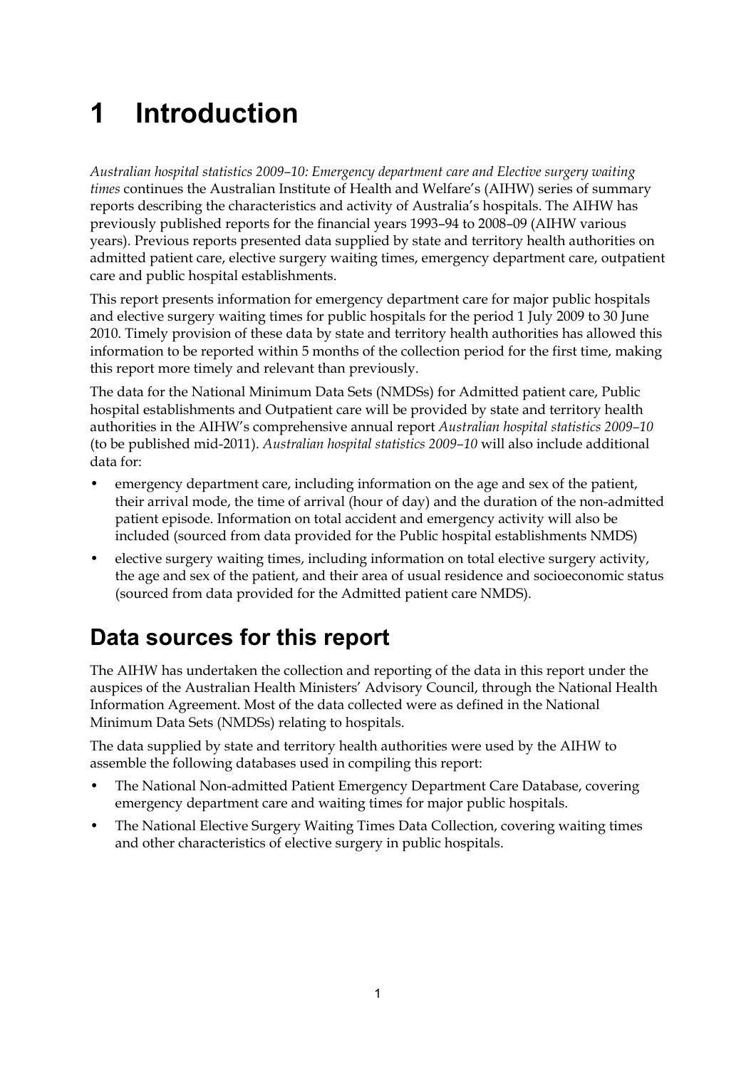# 1 Introduction

*Australian hospital statistics 2009–10: Emergency department care and Elective surgery waiting times* continues the Australian Institute of Health and Welfare's (AIHW) series of summary reports describing the characteristics and activity of Australia's hospitals. The AIHW has previously published reports for the financial years 1993–94 to 2008–09 (AIHW various years). Previous reports presented data supplied by state and territory health authorities on admitted patient care, elective surgery waiting times, emergency department care, outpatient care and public hospital establishments.

This report presents information for emergency department care for major public hospitals and elective surgery waiting times for public hospitals for the period 1 July 2009 to 30 June 2010. Timely provision of these data by state and territory health authorities has allowed this information to be reported within 5 months of the collection period for the first time, making this report more timely and relevant than previously.

The data for the National Minimum Data Sets (NMDSs) for Admitted patient care, Public hospital establishments and Outpatient care will be provided by state and territory health authorities in the AIHW's comprehensive annual report *Australian hospital statistics 2009–10* (to be published mid-2011). *Australian hospital statistics 2009–10* will also include additional data for:

- emergency department care, including information on the age and sex of the patient, their arrival mode, the time of arrival (hour of day) and the duration of the non-admitted patient episode. Information on total accident and emergency activity will also be included (sourced from data provided for the Public hospital establishments NMDS)
- elective surgery waiting times, including information on total elective surgery activity, the age and sex of the patient, and their area of usual residence and socioeconomic status (sourced from data provided for the Admitted patient care NMDS).

## Data sources for this report

The AIHW has undertaken the collection and reporting of the data in this report under the auspices of the Australian Health Ministers' Advisory Council, through the National Health Information Agreement. Most of the data collected were as defined in the National Minimum Data Sets (NMDSs) relating to hospitals.

The data supplied by state and territory health authorities were used by the AIHW to assemble the following databases used in compiling this report:

- The National Non-admitted Patient Emergency Department Care Database, covering emergency department care and waiting times for major public hospitals.
- The National Elective Surgery Waiting Times Data Collection, covering waiting times and other characteristics of elective surgery in public hospitals.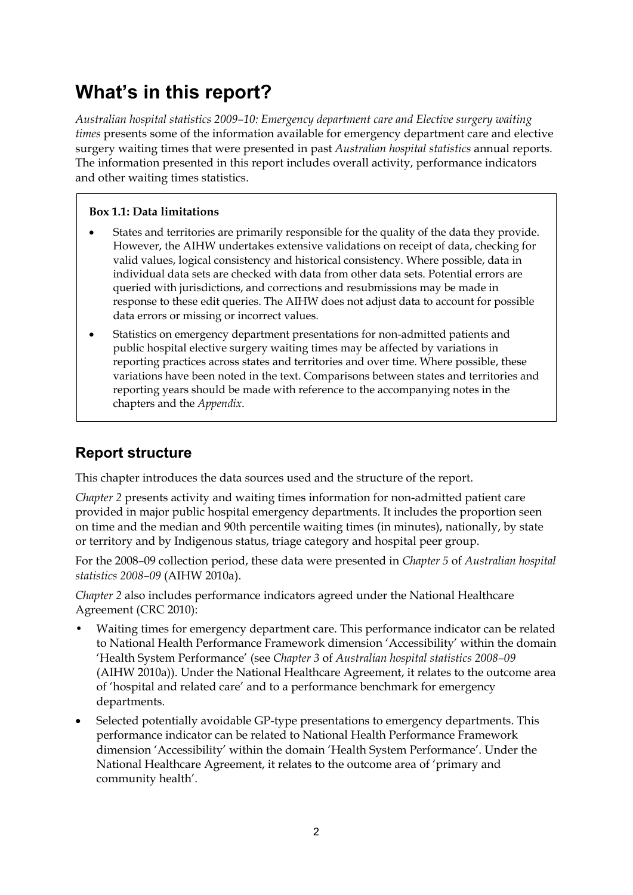# What's in this report?

*Australian hospital statistics 2009–10: Emergency department care and Elective surgery waiting times* presents some of the information available for emergency department care and elective surgery waiting times that were presented in past *Australian hospital statistics* annual reports. The information presented in this report includes overall activity, performance indicators and other waiting times statistics.

> **Box 1.1: Data limitations**
>
> - States and territories are primarily responsible for the quality of the data they provide. However, the AIHW undertakes extensive validations on receipt of data, checking for valid values, logical consistency and historical consistency. Where possible, data in individual data sets are checked with data from other data sets. Potential errors are queried with jurisdictions, and corrections and resubmissions may be made in response to these edit queries. The AIHW does not adjust data to account for possible data errors or missing or incorrect values.
> - Statistics on emergency department presentations for non-admitted patients and public hospital elective surgery waiting times may be affected by variations in reporting practices across states and territories and over time. Where possible, these variations have been noted in the text. Comparisons between states and territories and reporting years should be made with reference to the accompanying notes in the chapters and the *Appendix*.

## Report structure

This chapter introduces the data sources used and the structure of the report.

*Chapter 2* presents activity and waiting times information for non-admitted patient care provided in major public hospital emergency departments. It includes the proportion seen on time and the median and 90th percentile waiting times (in minutes), nationally, by state or territory and by Indigenous status, triage category and hospital peer group.

For the 2008–09 collection period, these data were presented in *Chapter 5* of *Australian hospital statistics 2008–09* (AIHW 2010a).

*Chapter 2* also includes performance indicators agreed under the National Healthcare Agreement (CRC 2010):

- Waiting times for emergency department care. This performance indicator can be related to National Health Performance Framework dimension 'Accessibility' within the domain 'Health System Performance' (see *Chapter 3* of *Australian hospital statistics 2008–09* (AIHW 2010a)). Under the National Healthcare Agreement, it relates to the outcome area of 'hospital and related care' and to a performance benchmark for emergency departments.
- Selected potentially avoidable GP-type presentations to emergency departments. This performance indicator can be related to National Health Performance Framework dimension 'Accessibility' within the domain 'Health System Performance'. Under the National Healthcare Agreement, it relates to the outcome area of 'primary and community health'.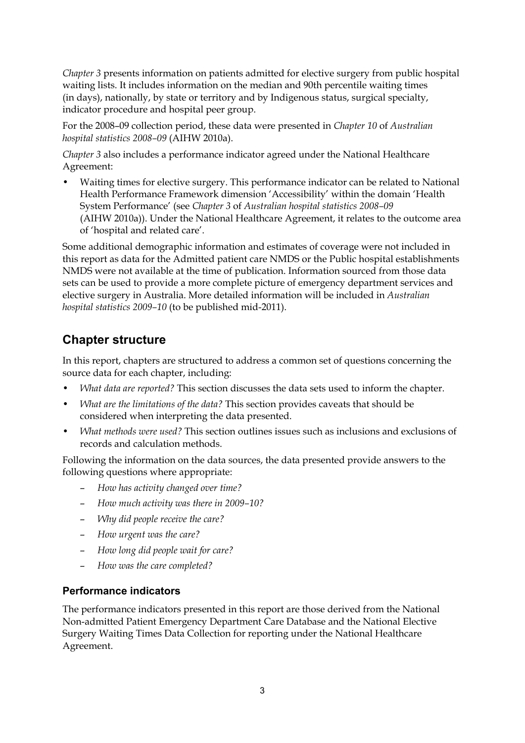*Chapter 3* presents information on patients admitted for elective surgery from public hospital waiting lists. It includes information on the median and 90th percentile waiting times (in days), nationally, by state or territory and by Indigenous status, surgical specialty, indicator procedure and hospital peer group.

For the 2008–09 collection period, these data were presented in *Chapter 10* of *Australian hospital statistics 2008–09* (AIHW 2010a).

*Chapter 3* also includes a performance indicator agreed under the National Healthcare Agreement:

- Waiting times for elective surgery. This performance indicator can be related to National Health Performance Framework dimension 'Accessibility' within the domain 'Health System Performance' (see *Chapter 3* of *Australian hospital statistics 2008–09* (AIHW 2010a)). Under the National Healthcare Agreement, it relates to the outcome area of 'hospital and related care'.

Some additional demographic information and estimates of coverage were not included in this report as data for the Admitted patient care NMDS or the Public hospital establishments NMDS were not available at the time of publication. Information sourced from those data sets can be used to provide a more complete picture of emergency department services and elective surgery in Australia. More detailed information will be included in *Australian hospital statistics 2009–10* (to be published mid-2011).

## Chapter structure

In this report, chapters are structured to address a common set of questions concerning the source data for each chapter, including:

- *What data are reported?* This section discusses the data sets used to inform the chapter.
- *What are the limitations of the data?* This section provides caveats that should be considered when interpreting the data presented.
- *What methods were used?* This section outlines issues such as inclusions and exclusions of records and calculation methods.

Following the information on the data sources, the data presented provide answers to the following questions where appropriate:

- *How has activity changed over time?*
- *How much activity was there in 2009–10?*
- *Why did people receive the care?*
- *How urgent was the care?*
- *How long did people wait for care?*
- *How was the care completed?*

### Performance indicators

The performance indicators presented in this report are those derived from the National Non-admitted Patient Emergency Department Care Database and the National Elective Surgery Waiting Times Data Collection for reporting under the National Healthcare Agreement.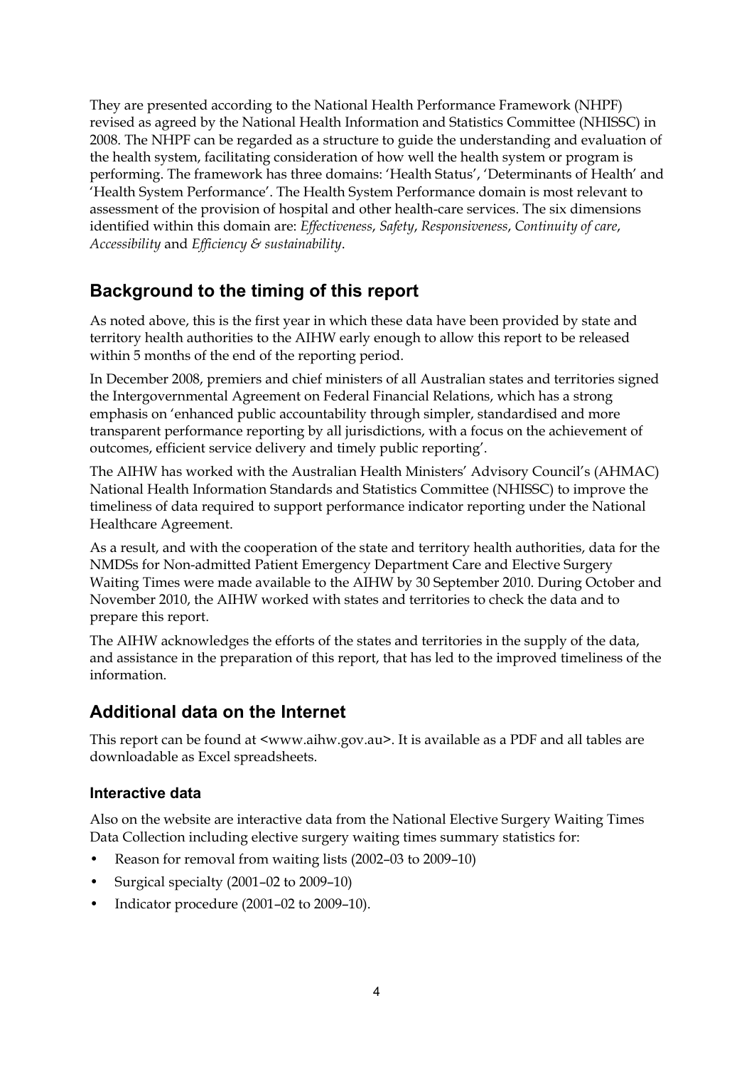They are presented according to the National Health Performance Framework (NHPF) revised as agreed by the National Health Information and Statistics Committee (NHISSC) in 2008. The NHPF can be regarded as a structure to guide the understanding and evaluation of the health system, facilitating consideration of how well the health system or program is performing. The framework has three domains: 'Health Status', 'Determinants of Health' and 'Health System Performance'. The Health System Performance domain is most relevant to assessment of the provision of hospital and other health-care services. The six dimensions identified within this domain are: *Effectiveness*, *Safety*, *Responsiveness*, *Continuity of care*, *Accessibility* and *Efficiency & sustainability*.

## Background to the timing of this report

As noted above, this is the first year in which these data have been provided by state and territory health authorities to the AIHW early enough to allow this report to be released within 5 months of the end of the reporting period.

In December 2008, premiers and chief ministers of all Australian states and territories signed the Intergovernmental Agreement on Federal Financial Relations, which has a strong emphasis on 'enhanced public accountability through simpler, standardised and more transparent performance reporting by all jurisdictions, with a focus on the achievement of outcomes, efficient service delivery and timely public reporting'.

The AIHW has worked with the Australian Health Ministers' Advisory Council's (AHMAC) National Health Information Standards and Statistics Committee (NHISSC) to improve the timeliness of data required to support performance indicator reporting under the National Healthcare Agreement.

As a result, and with the cooperation of the state and territory health authorities, data for the NMDSs for Non-admitted Patient Emergency Department Care and Elective Surgery Waiting Times were made available to the AIHW by 30 September 2010. During October and November 2010, the AIHW worked with states and territories to check the data and to prepare this report.

The AIHW acknowledges the efforts of the states and territories in the supply of the data, and assistance in the preparation of this report, that has led to the improved timeliness of the information.

## Additional data on the Internet

This report can be found at <www.aihw.gov.au>. It is available as a PDF and all tables are downloadable as Excel spreadsheets.

### Interactive data

Also on the website are interactive data from the National Elective Surgery Waiting Times Data Collection including elective surgery waiting times summary statistics for:

- Reason for removal from waiting lists (2002–03 to 2009–10)
- Surgical specialty (2001–02 to 2009–10)
- Indicator procedure (2001–02 to 2009–10).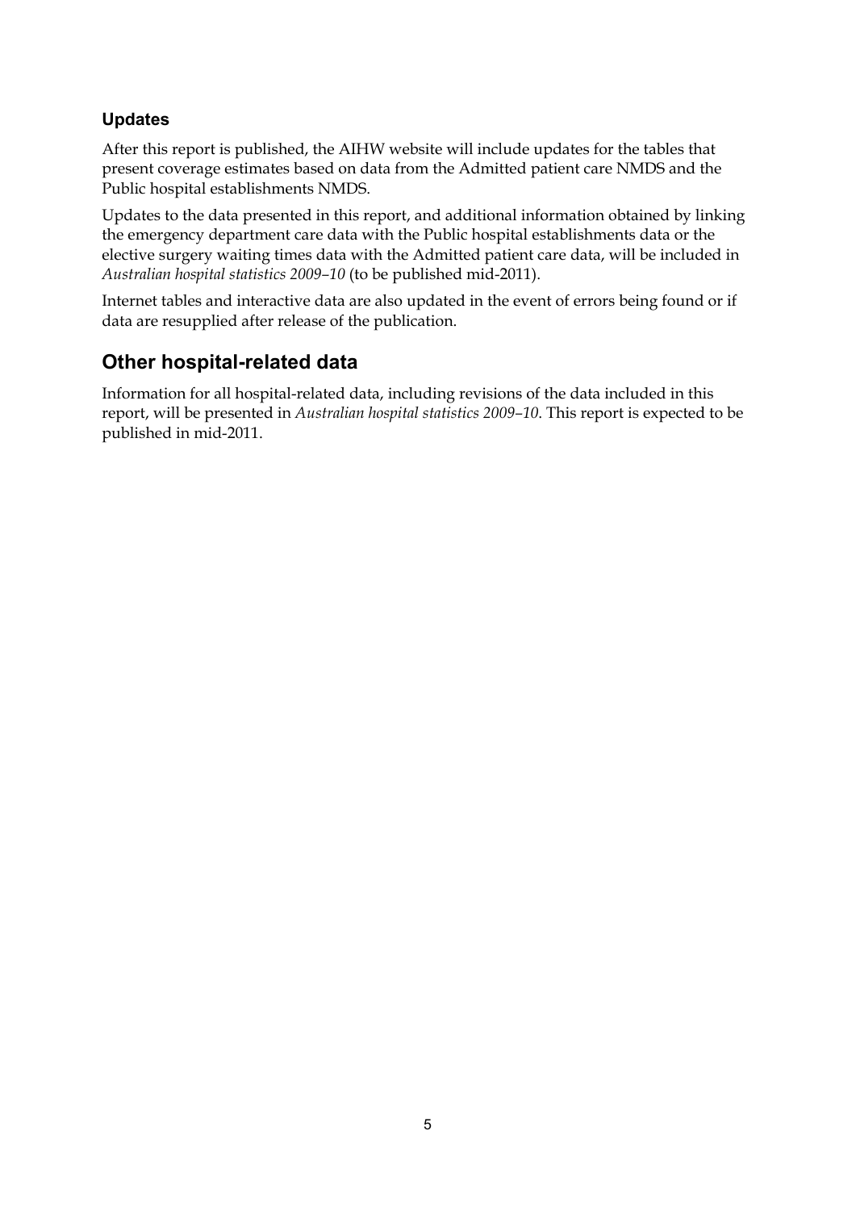### Updates

After this report is published, the AIHW website will include updates for the tables that present coverage estimates based on data from the Admitted patient care NMDS and the Public hospital establishments NMDS.

Updates to the data presented in this report, and additional information obtained by linking the emergency department care data with the Public hospital establishments data or the elective surgery waiting times data with the Admitted patient care data, will be included in *Australian hospital statistics 2009–10* (to be published mid-2011).

Internet tables and interactive data are also updated in the event of errors being found or if data are resupplied after release of the publication.

## Other hospital-related data

Information for all hospital-related data, including revisions of the data included in this report, will be presented in *Australian hospital statistics 2009–10*. This report is expected to be published in mid-2011.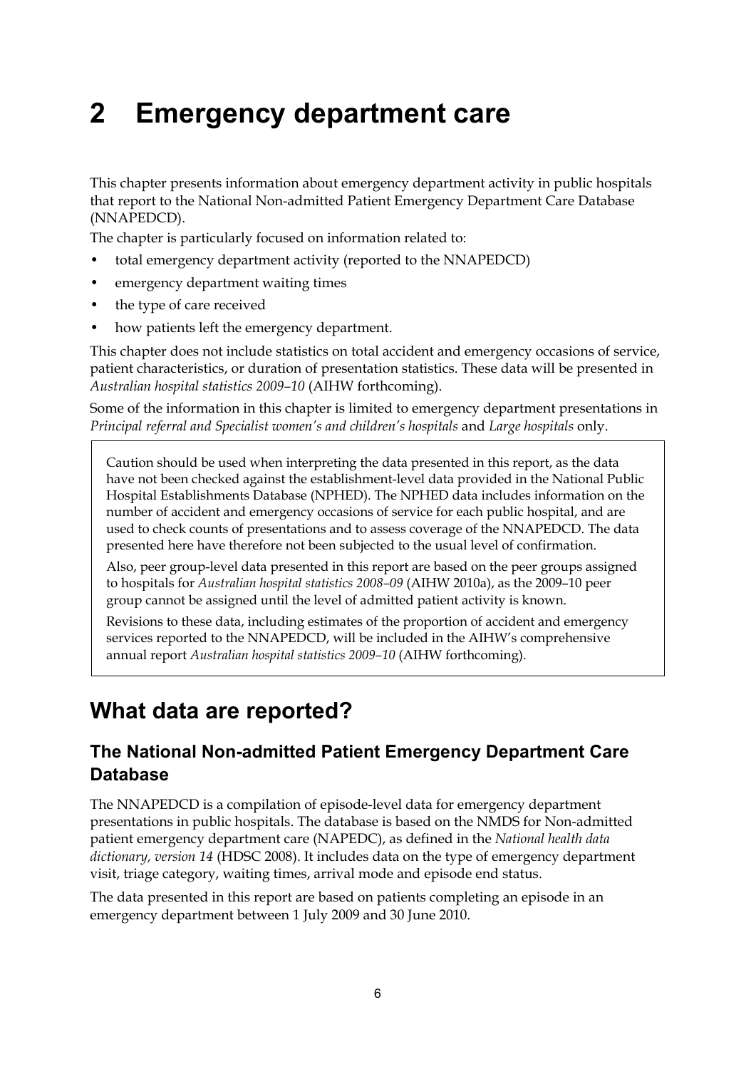# 2 Emergency department care

This chapter presents information about emergency department activity in public hospitals that report to the National Non-admitted Patient Emergency Department Care Database (NNAPEDCD).

The chapter is particularly focused on information related to:

- total emergency department activity (reported to the NNAPEDCD)
- emergency department waiting times
- the type of care received
- how patients left the emergency department.

This chapter does not include statistics on total accident and emergency occasions of service, patient characteristics, or duration of presentation statistics. These data will be presented in *Australian hospital statistics 2009–10* (AIHW forthcoming).

Some of the information in this chapter is limited to emergency department presentations in *Principal referral and Specialist women's and children's hospitals* and *Large hospitals* only.

> Caution should be used when interpreting the data presented in this report, as the data have not been checked against the establishment-level data provided in the National Public Hospital Establishments Database (NPHED). The NPHED data includes information on the number of accident and emergency occasions of service for each public hospital, and are used to check counts of presentations and to assess coverage of the NNAPEDCD. The data presented here have therefore not been subjected to the usual level of confirmation.
>
> Also, peer group-level data presented in this report are based on the peer groups assigned to hospitals for *Australian hospital statistics 2008–09* (AIHW 2010a), as the 2009–10 peer group cannot be assigned until the level of admitted patient activity is known.
>
> Revisions to these data, including estimates of the proportion of accident and emergency services reported to the NNAPEDCD, will be included in the AIHW's comprehensive annual report *Australian hospital statistics 2009–10* (AIHW forthcoming).

## What data are reported?

### The National Non-admitted Patient Emergency Department Care Database

The NNAPEDCD is a compilation of episode-level data for emergency department presentations in public hospitals. The database is based on the NMDS for Non-admitted patient emergency department care (NAPEDC), as defined in the *National health data dictionary, version 14* (HDSC 2008). It includes data on the type of emergency department visit, triage category, waiting times, arrival mode and episode end status.

The data presented in this report are based on patients completing an episode in an emergency department between 1 July 2009 and 30 June 2010.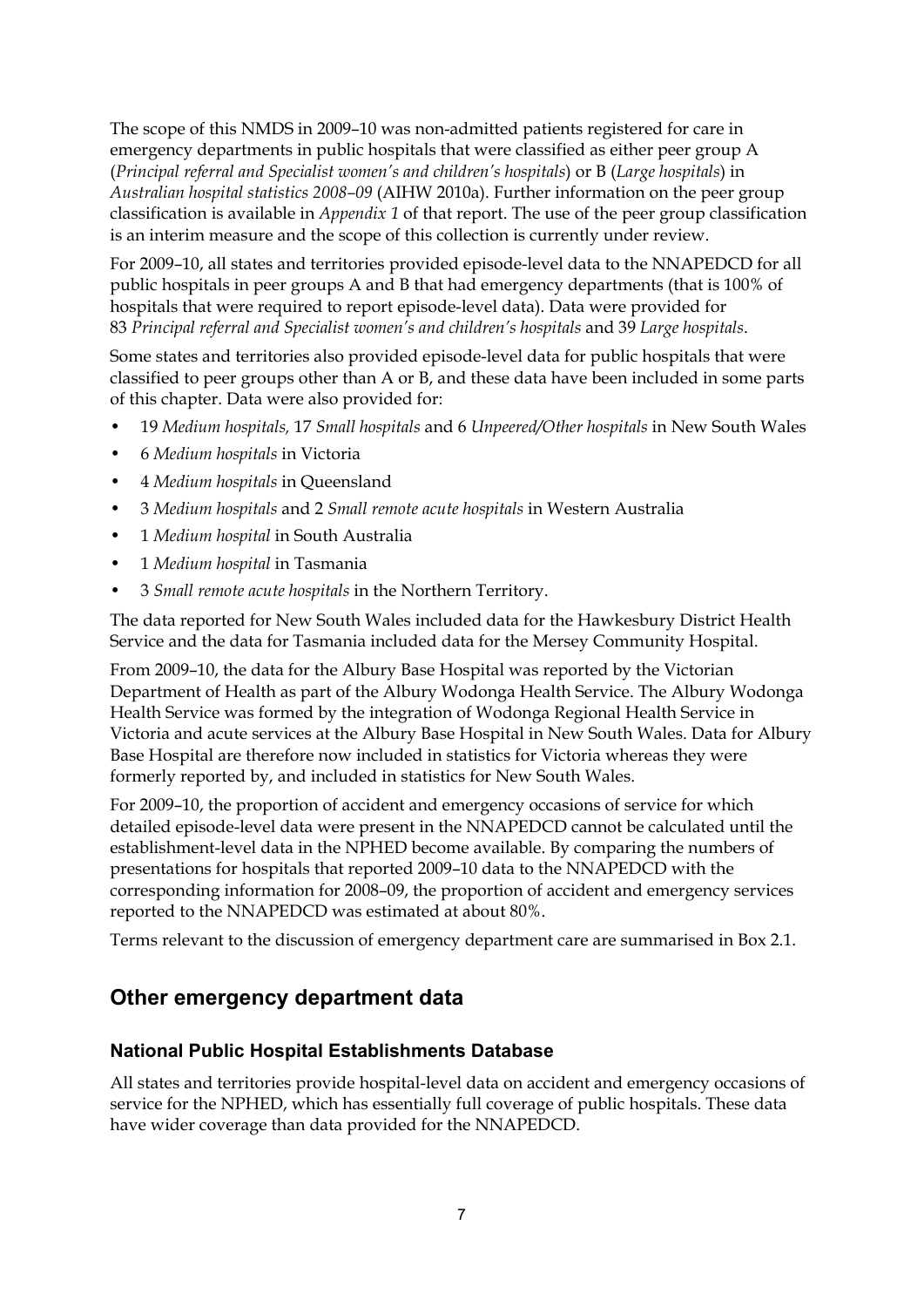The scope of this NMDS in 2009–10 was non-admitted patients registered for care in emergency departments in public hospitals that were classified as either peer group A (*Principal referral and Specialist women's and children's hospitals*) or B (*Large hospitals*) in *Australian hospital statistics 2008–09* (AIHW 2010a). Further information on the peer group classification is available in *Appendix 1* of that report. The use of the peer group classification is an interim measure and the scope of this collection is currently under review.

For 2009–10, all states and territories provided episode-level data to the NNAPEDCD for all public hospitals in peer groups A and B that had emergency departments (that is 100% of hospitals that were required to report episode-level data). Data were provided for 83 *Principal referral and Specialist women's and children's hospitals* and 39 *Large hospitals*.

Some states and territories also provided episode-level data for public hospitals that were classified to peer groups other than A or B, and these data have been included in some parts of this chapter. Data were also provided for:

- 19 *Medium hospitals,* 17 *Small hospitals* and 6 *Unpeered/Other hospitals* in New South Wales
- 6 *Medium hospitals* in Victoria
- 4 *Medium hospitals* in Queensland
- 3 *Medium hospitals* and 2 *Small remote acute hospitals* in Western Australia
- 1 *Medium hospital* in South Australia
- 1 *Medium hospital* in Tasmania
- 3 *Small remote acute hospitals* in the Northern Territory.

The data reported for New South Wales included data for the Hawkesbury District Health Service and the data for Tasmania included data for the Mersey Community Hospital.

From 2009–10, the data for the Albury Base Hospital was reported by the Victorian Department of Health as part of the Albury Wodonga Health Service. The Albury Wodonga Health Service was formed by the integration of Wodonga Regional Health Service in Victoria and acute services at the Albury Base Hospital in New South Wales. Data for Albury Base Hospital are therefore now included in statistics for Victoria whereas they were formerly reported by, and included in statistics for New South Wales.

For 2009–10, the proportion of accident and emergency occasions of service for which detailed episode-level data were present in the NNAPEDCD cannot be calculated until the establishment-level data in the NPHED become available. By comparing the numbers of presentations for hospitals that reported 2009–10 data to the NNAPEDCD with the corresponding information for 2008–09, the proportion of accident and emergency services reported to the NNAPEDCD was estimated at about 80%.

Terms relevant to the discussion of emergency department care are summarised in Box 2.1.

## Other emergency department data

### National Public Hospital Establishments Database

All states and territories provide hospital-level data on accident and emergency occasions of service for the NPHED, which has essentially full coverage of public hospitals. These data have wider coverage than data provided for the NNAPEDCD.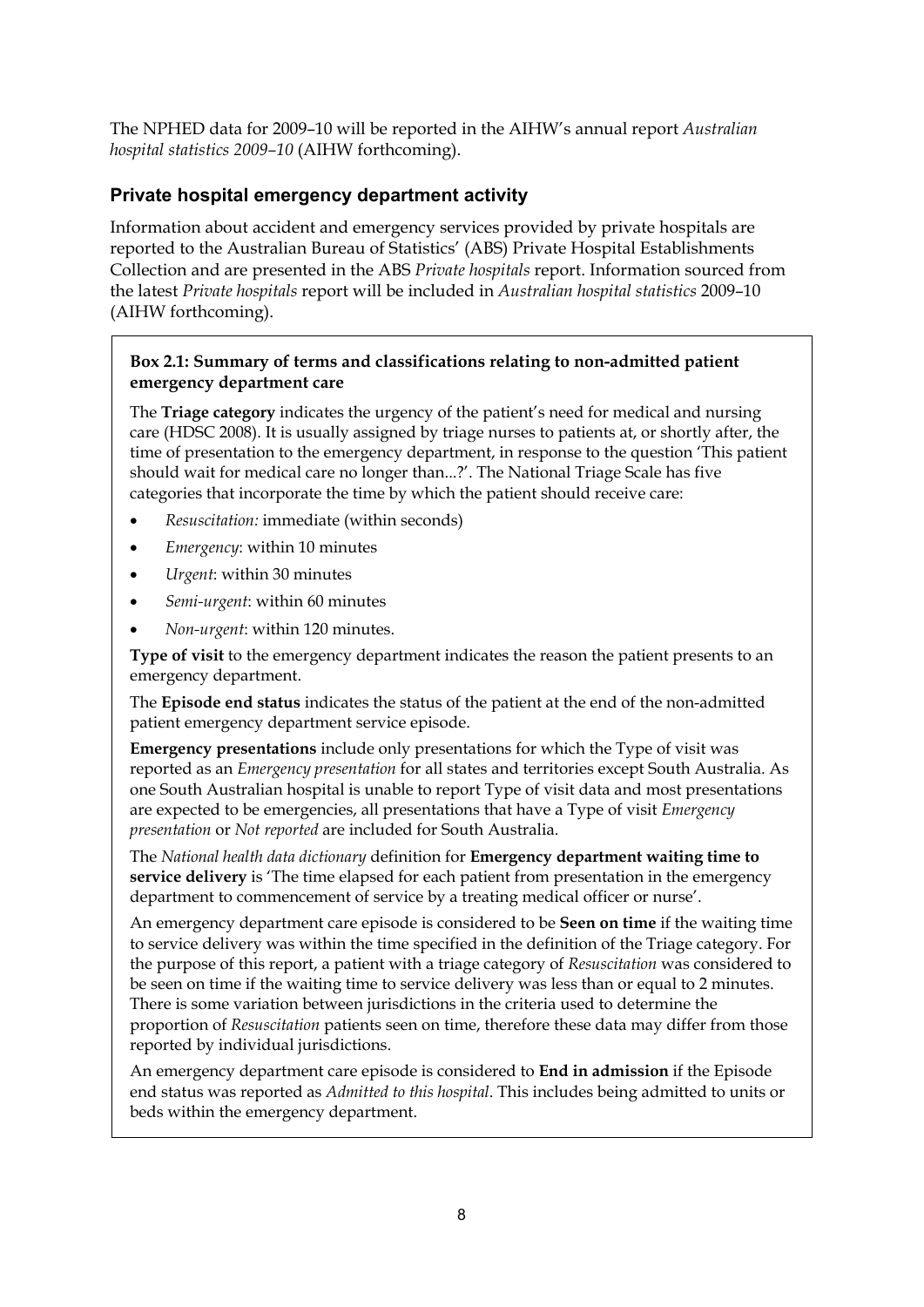The NPHED data for 2009–10 will be reported in the AIHW's annual report *Australian hospital statistics 2009–10* (AIHW forthcoming).

### Private hospital emergency department activity

Information about accident and emergency services provided by private hospitals are reported to the Australian Bureau of Statistics' (ABS) Private Hospital Establishments Collection and are presented in the ABS *Private hospitals* report. Information sourced from the latest *Private hospitals* report will be included in *Australian hospital statistics* 2009–10 (AIHW forthcoming).

**Box 2.1: Summary of terms and classifications relating to non-admitted patient emergency department care**

The **Triage category** indicates the urgency of the patient's need for medical and nursing care (HDSC 2008). It is usually assigned by triage nurses to patients at, or shortly after, the time of presentation to the emergency department, in response to the question 'This patient should wait for medical care no longer than...?'. The National Triage Scale has five categories that incorporate the time by which the patient should receive care:

- *Resuscitation:* immediate (within seconds)
- *Emergency*: within 10 minutes
- *Urgent*: within 30 minutes
- *Semi-urgent*: within 60 minutes
- *Non-urgent*: within 120 minutes.

**Type of visit** to the emergency department indicates the reason the patient presents to an emergency department.

The **Episode end status** indicates the status of the patient at the end of the non-admitted patient emergency department service episode.

**Emergency presentations** include only presentations for which the Type of visit was reported as an *Emergency presentation* for all states and territories except South Australia. As one South Australian hospital is unable to report Type of visit data and most presentations are expected to be emergencies, all presentations that have a Type of visit *Emergency presentation* or *Not reported* are included for South Australia.

The *National health data dictionary* definition for **Emergency department waiting time to service delivery** is 'The time elapsed for each patient from presentation in the emergency department to commencement of service by a treating medical officer or nurse'.

An emergency department care episode is considered to be **Seen on time** if the waiting time to service delivery was within the time specified in the definition of the Triage category. For the purpose of this report, a patient with a triage category of *Resuscitation* was considered to be seen on time if the waiting time to service delivery was less than or equal to 2 minutes. There is some variation between jurisdictions in the criteria used to determine the proportion of *Resuscitation* patients seen on time, therefore these data may differ from those reported by individual jurisdictions.

An emergency department care episode is considered to **End in admission** if the Episode end status was reported as *Admitted to this hospital*. This includes being admitted to units or beds within the emergency department.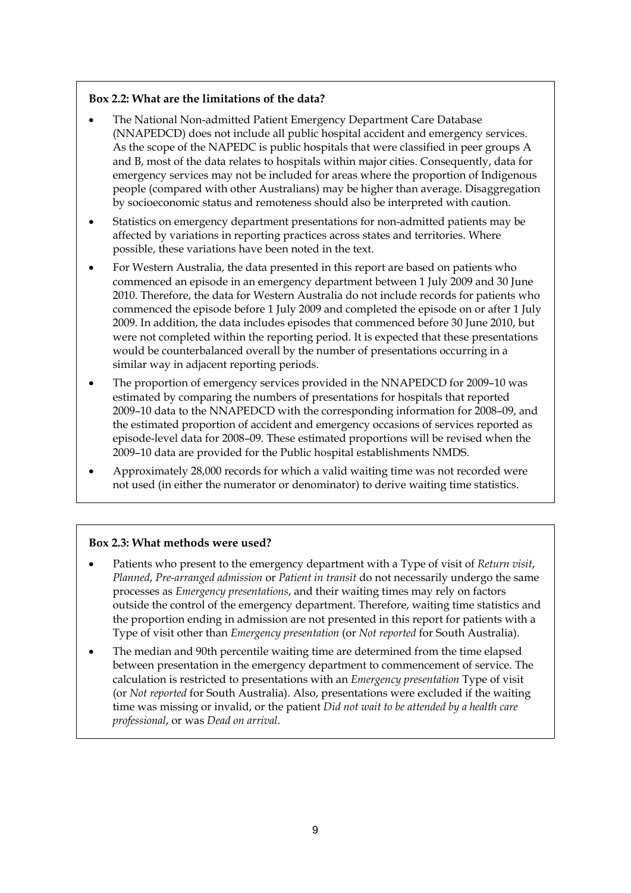**Box 2.2: What are the limitations of the data?**

- The National Non-admitted Patient Emergency Department Care Database (NNAPEDCD) does not include all public hospital accident and emergency services. As the scope of the NAPEDC is public hospitals that were classified in peer groups A and B, most of the data relates to hospitals within major cities. Consequently, data for emergency services may not be included for areas where the proportion of Indigenous people (compared with other Australians) may be higher than average. Disaggregation by socioeconomic status and remoteness should also be interpreted with caution.
- Statistics on emergency department presentations for non-admitted patients may be affected by variations in reporting practices across states and territories. Where possible, these variations have been noted in the text.
- For Western Australia, the data presented in this report are based on patients who commenced an episode in an emergency department between 1 July 2009 and 30 June 2010. Therefore, the data for Western Australia do not include records for patients who commenced the episode before 1 July 2009 and completed the episode on or after 1 July 2009. In addition, the data includes episodes that commenced before 30 June 2010, but were not completed within the reporting period. It is expected that these presentations would be counterbalanced overall by the number of presentations occurring in a similar way in adjacent reporting periods.
- The proportion of emergency services provided in the NNAPEDCD for 2009–10 was estimated by comparing the numbers of presentations for hospitals that reported 2009–10 data to the NNAPEDCD with the corresponding information for 2008–09, and the estimated proportion of accident and emergency occasions of services reported as episode-level data for 2008–09. These estimated proportions will be revised when the 2009–10 data are provided for the Public hospital establishments NMDS.
- Approximately 28,000 records for which a valid waiting time was not recorded were not used (in either the numerator or denominator) to derive waiting time statistics.

**Box 2.3: What methods were used?**

- Patients who present to the emergency department with a Type of visit of *Return visit*, *Planned*, *Pre-arranged admission* or *Patient in transit* do not necessarily undergo the same processes as *Emergency presentations*, and their waiting times may rely on factors outside the control of the emergency department. Therefore, waiting time statistics and the proportion ending in admission are not presented in this report for patients with a Type of visit other than *Emergency presentation* (or *Not reported* for South Australia).
- The median and 90th percentile waiting time are determined from the time elapsed between presentation in the emergency department to commencement of service. The calculation is restricted to presentations with an *Emergency presentation* Type of visit (or *Not reported* for South Australia). Also, presentations were excluded if the waiting time was missing or invalid, or the patient *Did not wait to be attended by a health care professional*, or was *Dead on arrival*.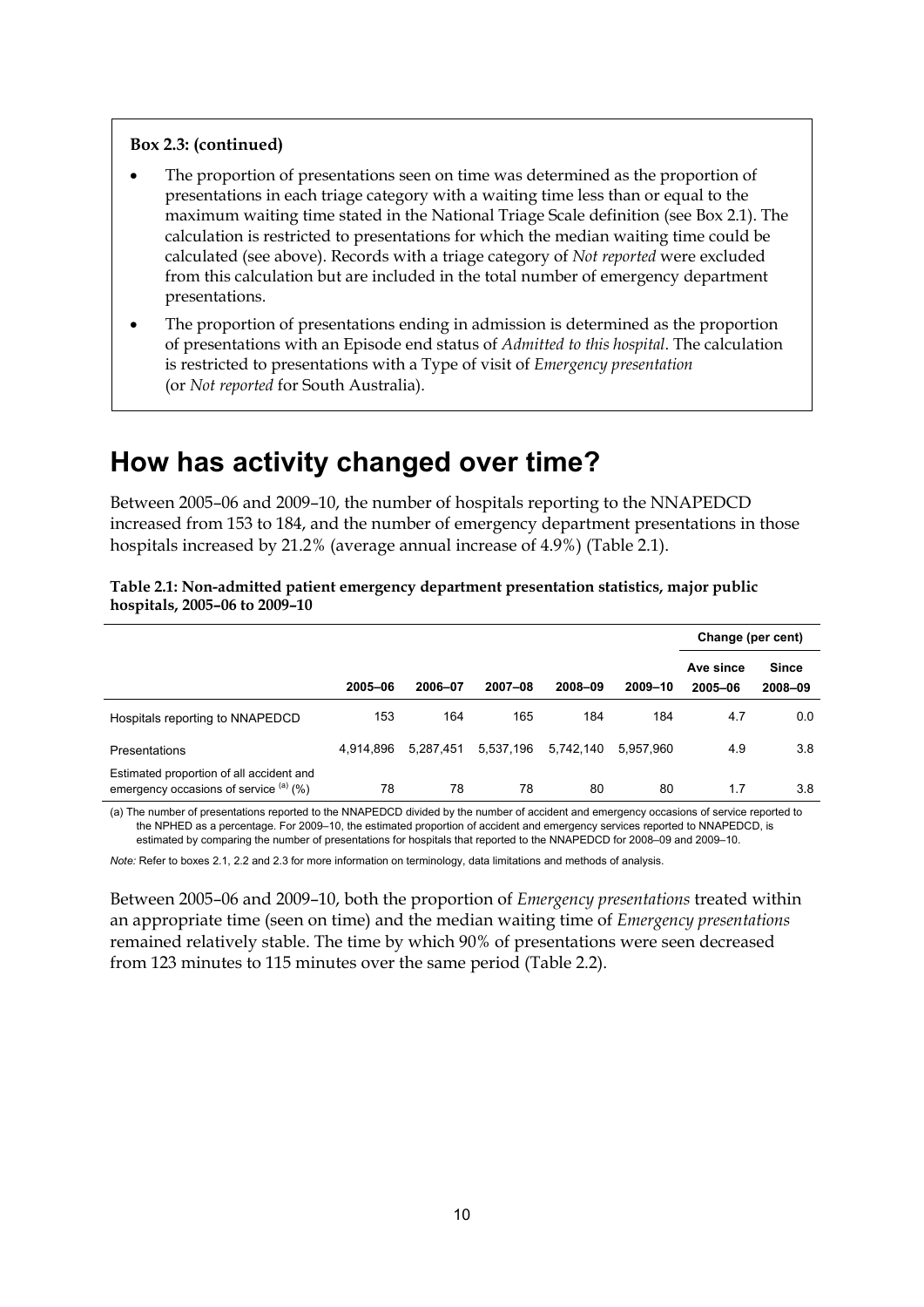**Box 2.3: (continued)**

- The proportion of presentations seen on time was determined as the proportion of presentations in each triage category with a waiting time less than or equal to the maximum waiting time stated in the National Triage Scale definition (see Box 2.1). The calculation is restricted to presentations for which the median waiting time could be calculated (see above). Records with a triage category of *Not reported* were excluded from this calculation but are included in the total number of emergency department presentations.
- The proportion of presentations ending in admission is determined as the proportion of presentations with an Episode end status of *Admitted to this hospital*. The calculation is restricted to presentations with a Type of visit of *Emergency presentation* (or *Not reported* for South Australia).

# How has activity changed over time?

Between 2005–06 and 2009–10, the number of hospitals reporting to the NNAPEDCD increased from 153 to 184, and the number of emergency department presentations in those hospitals increased by 21.2% (average annual increase of 4.9%) (Table 2.1).

**Table 2.1: Non-admitted patient emergency department presentation statistics, major public hospitals, 2005–06 to 2009–10**

| | | | | | | Change (per cent) | |
|---|---|---|---|---|---|---|---|
| | 2005–06 | 2006–07 | 2007–08 | 2008–09 | 2009–10 | Ave since 2005–06 | Since 2008–09 |
| Hospitals reporting to NNAPEDCD | 153 | 164 | 165 | 184 | 184 | 4.7 | 0.0 |
| Presentations | 4,914,896 | 5,287,451 | 5,537,196 | 5,742,140 | 5,957,960 | 4.9 | 3.8 |
| Estimated proportion of all accident and emergency occasions of service (a) (%) | 78 | 78 | 78 | 80 | 80 | 1.7 | 3.8 |

(a) The number of presentations reported to the NNAPEDCD divided by the number of accident and emergency occasions of service reported to the NPHED as a percentage. For 2009–10, the estimated proportion of accident and emergency services reported to NNAPEDCD, is estimated by comparing the number of presentations for hospitals that reported to the NNAPEDCD for 2008–09 and 2009–10.

*Note:* Refer to boxes 2.1, 2.2 and 2.3 for more information on terminology, data limitations and methods of analysis.

Between 2005–06 and 2009–10, both the proportion of *Emergency presentations* treated within an appropriate time (seen on time) and the median waiting time of *Emergency presentations* remained relatively stable. The time by which 90% of presentations were seen decreased from 123 minutes to 115 minutes over the same period (Table 2.2).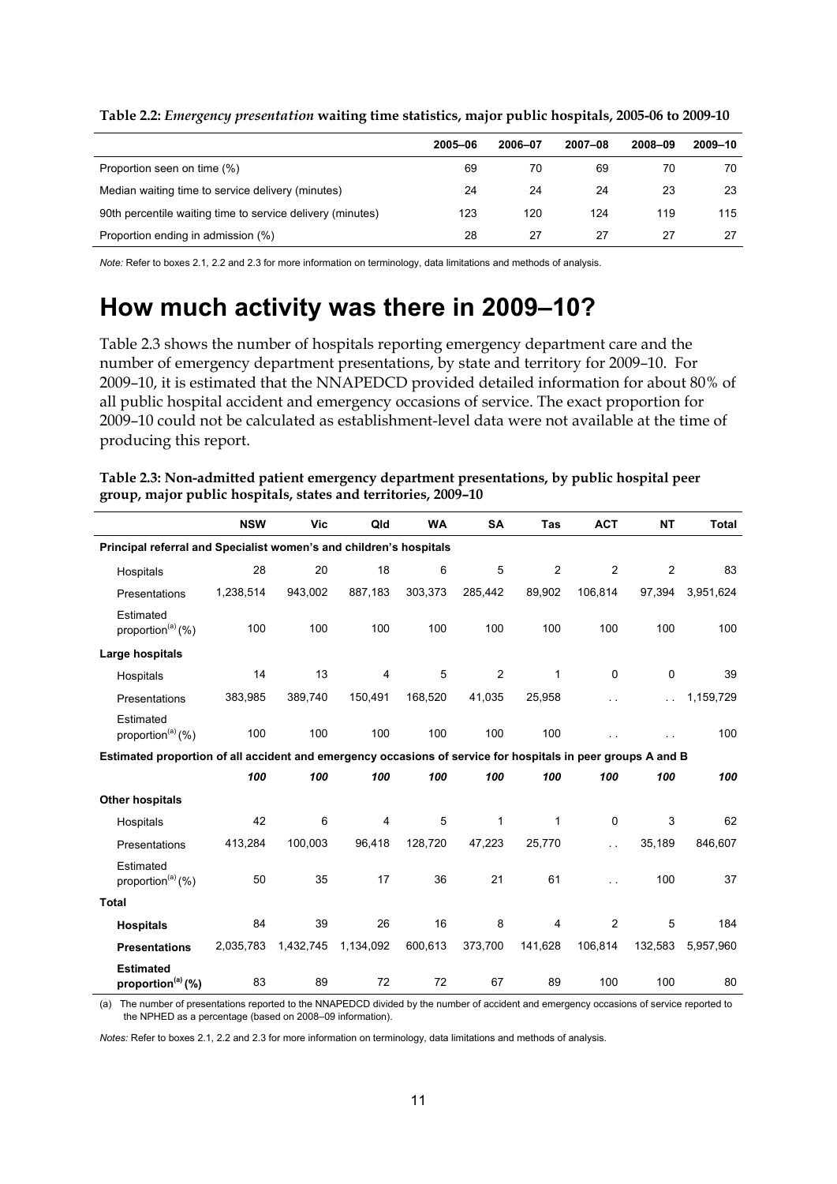**Table 2.2:** ***Emergency presentation*** **waiting time statistics, major public hospitals, 2005-06 to 2009-10**

| | 2005–06 | 2006–07 | 2007–08 | 2008–09 | 2009–10 |
|---|---|---|---|---|---|
| Proportion seen on time (%) | 69 | 70 | 69 | 70 | 70 |
| Median waiting time to service delivery (minutes) | 24 | 24 | 24 | 23 | 23 |
| 90th percentile waiting time to service delivery (minutes) | 123 | 120 | 124 | 119 | 115 |
| Proportion ending in admission (%) | 28 | 27 | 27 | 27 | 27 |

*Note:* Refer to boxes 2.1, 2.2 and 2.3 for more information on terminology, data limitations and methods of analysis.

# How much activity was there in 2009–10?

Table 2.3 shows the number of hospitals reporting emergency department care and the number of emergency department presentations, by state and territory for 2009–10. For 2009–10, it is estimated that the NNAPEDCD provided detailed information for about 80% of all public hospital accident and emergency occasions of service. The exact proportion for 2009–10 could not be calculated as establishment-level data were not available at the time of producing this report.

**Table 2.3: Non-admitted patient emergency department presentations, by public hospital peer group, major public hospitals, states and territories, 2009–10**

| | NSW | Vic | Qld | WA | SA | Tas | ACT | NT | Total |
|---|---|---|---|---|---|---|---|---|---|
| **Principal referral and Specialist women's and children's hospitals** | | | | | | | | | |
| Hospitals | 28 | 20 | 18 | 6 | 5 | 2 | 2 | 2 | 83 |
| Presentations | 1,238,514 | 943,002 | 887,183 | 303,373 | 285,442 | 89,902 | 106,814 | 97,394 | 3,951,624 |
| Estimated proportion[(a)] (%) | 100 | 100 | 100 | 100 | 100 | 100 | 100 | 100 | 100 |
| **Large hospitals** | | | | | | | | | |
| Hospitals | 14 | 13 | 4 | 5 | 2 | 1 | 0 | 0 | 39 |
| Presentations | 383,985 | 389,740 | 150,491 | 168,520 | 41,035 | 25,958 | . . | . . | 1,159,729 |
| Estimated proportion[(a)] (%) | 100 | 100 | 100 | 100 | 100 | 100 | . . | . . | 100 |
| **Estimated proportion of all accident and emergency occasions of service for hospitals in peer groups A and B** | | | | | | | | | |
| | ***100*** | ***100*** | ***100*** | ***100*** | ***100*** | ***100*** | ***100*** | ***100*** | ***100*** |
| **Other hospitals** | | | | | | | | | |
| Hospitals | 42 | 6 | 4 | 5 | 1 | 1 | 0 | 3 | 62 |
| Presentations | 413,284 | 100,003 | 96,418 | 128,720 | 47,223 | 25,770 | . . | 35,189 | 846,607 |
| Estimated proportion[(a)] (%) | 50 | 35 | 17 | 36 | 21 | 61 | . . | 100 | 37 |
| **Total** | | | | | | | | | |
| **Hospitals** | 84 | 39 | 26 | 16 | 8 | 4 | 2 | 5 | 184 |
| **Presentations** | 2,035,783 | 1,432,745 | 1,134,092 | 600,613 | 373,700 | 141,628 | 106,814 | 132,583 | 5,957,960 |
| **Estimated proportion[(a)] (%)** | 83 | 89 | 72 | 72 | 67 | 89 | 100 | 100 | 80 |

(a) The number of presentations reported to the NNAPEDCD divided by the number of accident and emergency occasions of service reported to the NPHED as a percentage (based on 2008–09 information).

*Notes:* Refer to boxes 2.1, 2.2 and 2.3 for more information on terminology, data limitations and methods of analysis.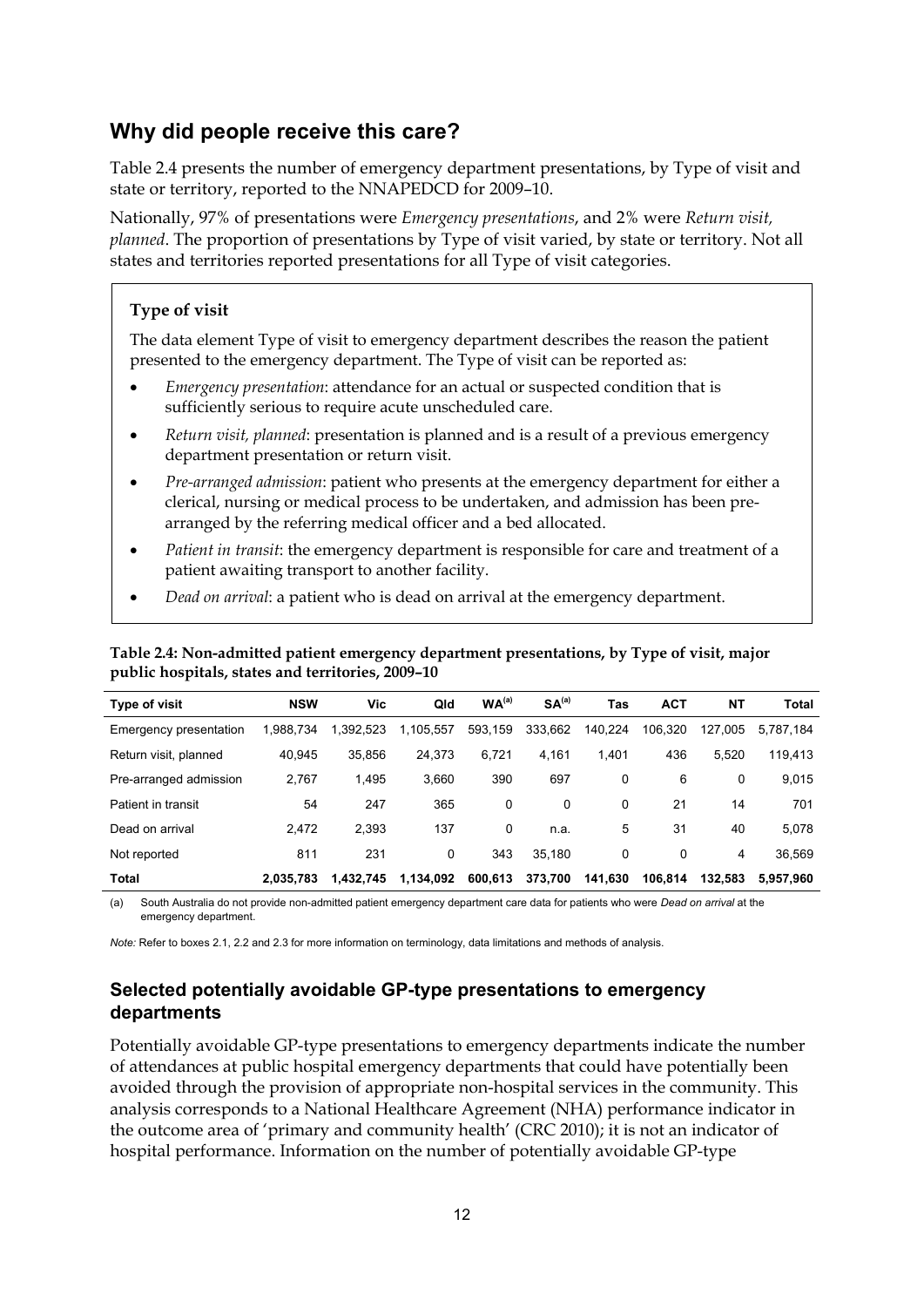## Why did people receive this care?

Table 2.4 presents the number of emergency department presentations, by Type of visit and state or territory, reported to the NNAPEDCD for 2009–10.

Nationally, 97% of presentations were *Emergency presentations*, and 2% were *Return visit, planned*. The proportion of presentations by Type of visit varied, by state or territory. Not all states and territories reported presentations for all Type of visit categories.

> **Type of visit**
>
> The data element Type of visit to emergency department describes the reason the patient presented to the emergency department. The Type of visit can be reported as:
>
> - *Emergency presentation*: attendance for an actual or suspected condition that is sufficiently serious to require acute unscheduled care.
> - *Return visit, planned*: presentation is planned and is a result of a previous emergency department presentation or return visit.
> - *Pre-arranged admission*: patient who presents at the emergency department for either a clerical, nursing or medical process to be undertaken, and admission has been pre-arranged by the referring medical officer and a bed allocated.
> - *Patient in transit*: the emergency department is responsible for care and treatment of a patient awaiting transport to another facility.
> - *Dead on arrival*: a patient who is dead on arrival at the emergency department.

**Table 2.4: Non-admitted patient emergency department presentations, by Type of visit, major public hospitals, states and territories, 2009–10**

| Type of visit | NSW | Vic | Qld | WA[(a)] | SA[(a)] | Tas | ACT | NT | Total |
|---|---|---|---|---|---|---|---|---|---|
| Emergency presentation | 1,988,734 | 1,392,523 | 1,105,557 | 593,159 | 333,662 | 140,224 | 106,320 | 127,005 | 5,787,184 |
| Return visit, planned | 40,945 | 35,856 | 24,373 | 6,721 | 4,161 | 1,401 | 436 | 5,520 | 119,413 |
| Pre-arranged admission | 2,767 | 1,495 | 3,660 | 390 | 697 | 0 | 6 | 0 | 9,015 |
| Patient in transit | 54 | 247 | 365 | 0 | 0 | 0 | 21 | 14 | 701 |
| Dead on arrival | 2,472 | 2,393 | 137 | 0 | n.a. | 5 | 31 | 40 | 5,078 |
| Not reported | 811 | 231 | 0 | 343 | 35,180 | 0 | 0 | 4 | 36,569 |
| **Total** | **2,035,783** | **1,432,745** | **1,134,092** | **600,613** | **373,700** | **141,630** | **106,814** | **132,583** | **5,957,960** |

(a) South Australia do not provide non-admitted patient emergency department care data for patients who were *Dead on arrival* at the emergency department.

*Note:* Refer to boxes 2.1, 2.2 and 2.3 for more information on terminology, data limitations and methods of analysis.

### Selected potentially avoidable GP-type presentations to emergency departments

Potentially avoidable GP-type presentations to emergency departments indicate the number of attendances at public hospital emergency departments that could have potentially been avoided through the provision of appropriate non-hospital services in the community. This analysis corresponds to a National Healthcare Agreement (NHA) performance indicator in the outcome area of 'primary and community health' (CRC 2010); it is not an indicator of hospital performance. Information on the number of potentially avoidable GP-type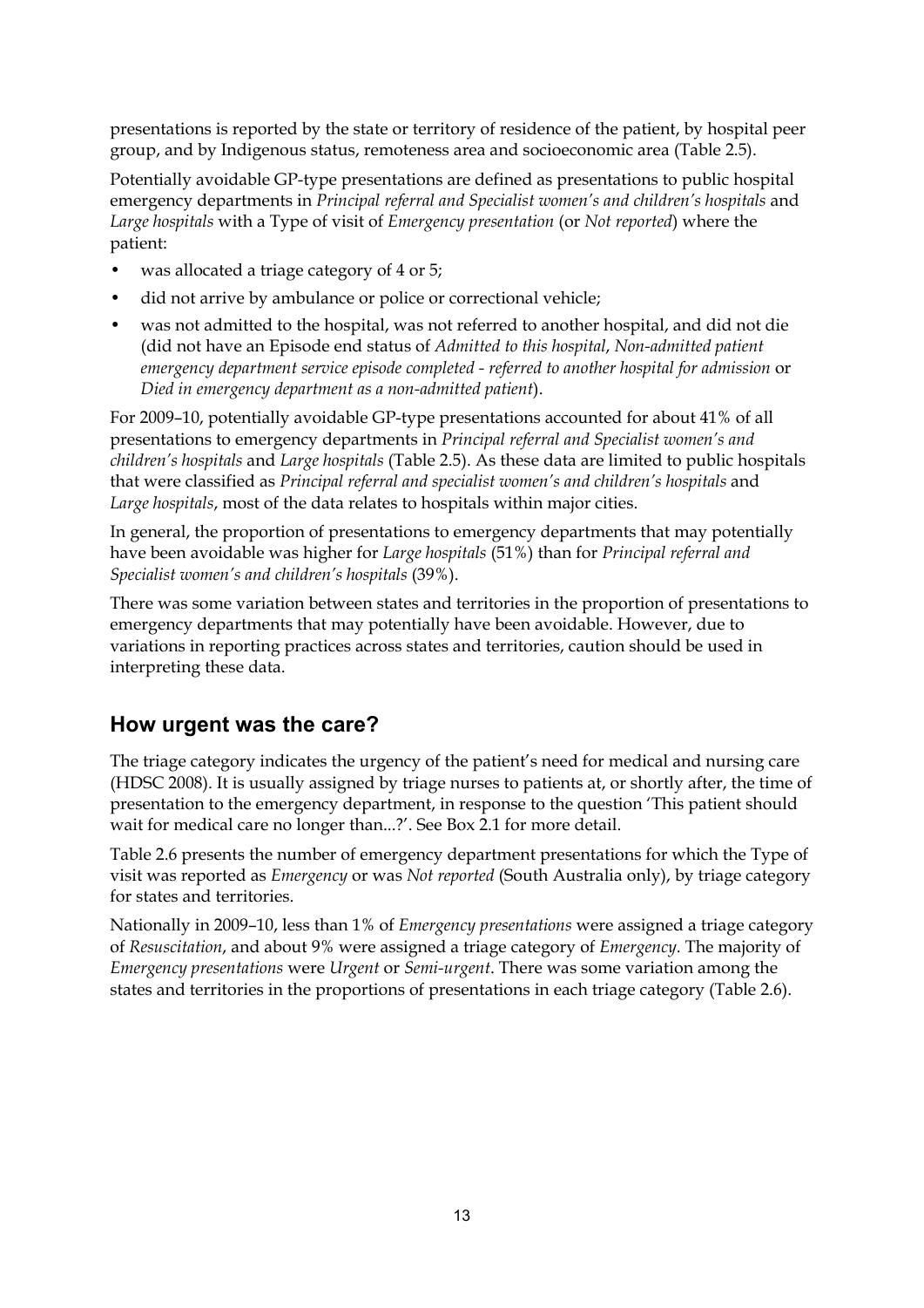presentations is reported by the state or territory of residence of the patient, by hospital peer group, and by Indigenous status, remoteness area and socioeconomic area (Table 2.5).

Potentially avoidable GP-type presentations are defined as presentations to public hospital emergency departments in *Principal referral and Specialist women's and children's hospitals* and *Large hospitals* with a Type of visit of *Emergency presentation* (or *Not reported*) where the patient:

- was allocated a triage category of 4 or 5;
- did not arrive by ambulance or police or correctional vehicle;
- was not admitted to the hospital, was not referred to another hospital, and did not die (did not have an Episode end status of *Admitted to this hospital*, *Non-admitted patient emergency department service episode completed - referred to another hospital for admission* or *Died in emergency department as a non-admitted patient*).

For 2009–10, potentially avoidable GP-type presentations accounted for about 41% of all presentations to emergency departments in *Principal referral and Specialist women's and children's hospitals* and *Large hospitals* (Table 2.5). As these data are limited to public hospitals that were classified as *Principal referral and specialist women's and children's hospitals* and *Large hospitals*, most of the data relates to hospitals within major cities.

In general, the proportion of presentations to emergency departments that may potentially have been avoidable was higher for *Large hospitals* (51%) than for *Principal referral and Specialist women's and children's hospitals* (39%).

There was some variation between states and territories in the proportion of presentations to emergency departments that may potentially have been avoidable. However, due to variations in reporting practices across states and territories, caution should be used in interpreting these data.

## How urgent was the care?

The triage category indicates the urgency of the patient's need for medical and nursing care (HDSC 2008). It is usually assigned by triage nurses to patients at, or shortly after, the time of presentation to the emergency department, in response to the question 'This patient should wait for medical care no longer than...?'. See Box 2.1 for more detail.

Table 2.6 presents the number of emergency department presentations for which the Type of visit was reported as *Emergency* or was *Not reported* (South Australia only), by triage category for states and territories.

Nationally in 2009–10, less than 1% of *Emergency presentations* were assigned a triage category of *Resuscitation*, and about 9% were assigned a triage category of *Emergency*. The majority of *Emergency presentations* were *Urgent* or *Semi-urgent*. There was some variation among the states and territories in the proportions of presentations in each triage category (Table 2.6).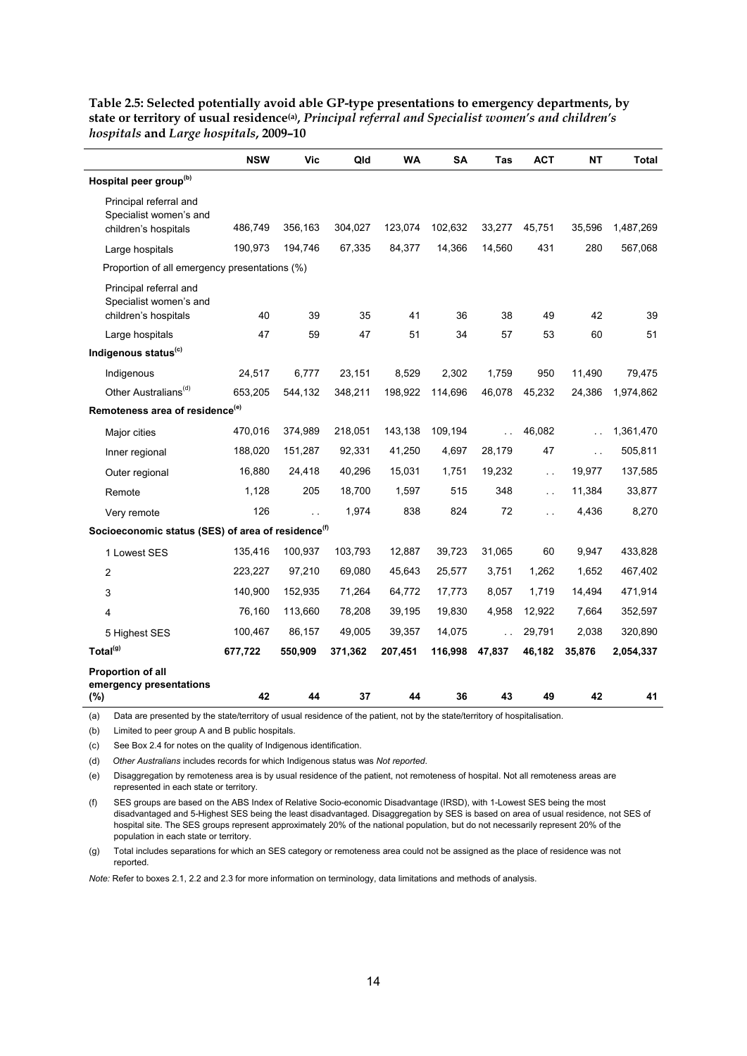**Table 2.5: Selected potentially avoid able GP-type presentations to emergency departments, by state or territory of usual residence[(a)], *Principal referral and Specialist women's and children's hospitals* and *Large hospitals*, 2009–10**

| | NSW | Vic | Qld | WA | SA | Tas | ACT | NT | Total |
|---|---|---|---|---|---|---|---|---|---|
| **Hospital peer group[(b)]** | | | | | | | | | |
| Principal referral and Specialist women's and children's hospitals | 486,749 | 356,163 | 304,027 | 123,074 | 102,632 | 33,277 | 45,751 | 35,596 | 1,487,269 |
| Large hospitals | 190,973 | 194,746 | 67,335 | 84,377 | 14,366 | 14,560 | 431 | 280 | 567,068 |
| Proportion of all emergency presentations (%) | | | | | | | | | |
| Principal referral and Specialist women's and children's hospitals | 40 | 39 | 35 | 41 | 36 | 38 | 49 | 42 | 39 |
| Large hospitals | 47 | 59 | 47 | 51 | 34 | 57 | 53 | 60 | 51 |
| **Indigenous status[(c)]** | | | | | | | | | |
| Indigenous | 24,517 | 6,777 | 23,151 | 8,529 | 2,302 | 1,759 | 950 | 11,490 | 79,475 |
| Other Australians[(d)] | 653,205 | 544,132 | 348,211 | 198,922 | 114,696 | 46,078 | 45,232 | 24,386 | 1,974,862 |
| **Remoteness area of residence[(e)]** | | | | | | | | | |
| Major cities | 470,016 | 374,989 | 218,051 | 143,138 | 109,194 | . . | 46,082 | . . | 1,361,470 |
| Inner regional | 188,020 | 151,287 | 92,331 | 41,250 | 4,697 | 28,179 | 47 | . . | 505,811 |
| Outer regional | 16,880 | 24,418 | 40,296 | 15,031 | 1,751 | 19,232 | . . | 19,977 | 137,585 |
| Remote | 1,128 | 205 | 18,700 | 1,597 | 515 | 348 | . . | 11,384 | 33,877 |
| Very remote | 126 | . . | 1,974 | 838 | 824 | 72 | . . | 4,436 | 8,270 |
| **Socioeconomic status (SES) of area of residence[(f)]** | | | | | | | | | |
| 1 Lowest SES | 135,416 | 100,937 | 103,793 | 12,887 | 39,723 | 31,065 | 60 | 9,947 | 433,828 |
| 2 | 223,227 | 97,210 | 69,080 | 45,643 | 25,577 | 3,751 | 1,262 | 1,652 | 467,402 |
| 3 | 140,900 | 152,935 | 71,264 | 64,772 | 17,773 | 8,057 | 1,719 | 14,494 | 471,914 |
| 4 | 76,160 | 113,660 | 78,208 | 39,195 | 19,830 | 4,958 | 12,922 | 7,664 | 352,597 |
| 5 Highest SES | 100,467 | 86,157 | 49,005 | 39,357 | 14,075 | . . | 29,791 | 2,038 | 320,890 |
| **Total[(g)]** | **677,722** | **550,909** | **371,362** | **207,451** | **116,998** | **47,837** | **46,182** | **35,876** | **2,054,337** |
| **Proportion of all emergency presentations (%)** | **42** | **44** | **37** | **44** | **36** | **43** | **49** | **42** | **41** |

(a) Data are presented by the state/territory of usual residence of the patient, not by the state/territory of hospitalisation.

(b) Limited to peer group A and B public hospitals.

(c) See Box 2.4 for notes on the quality of Indigenous identification.

(d) *Other Australians* includes records for which Indigenous status was *Not reported*.

(e) Disaggregation by remoteness area is by usual residence of the patient, not remoteness of hospital. Not all remoteness areas are represented in each state or territory.

(f) SES groups are based on the ABS Index of Relative Socio-economic Disadvantage (IRSD), with 1-Lowest SES being the most disadvantaged and 5-Highest SES being the least disadvantaged. Disaggregation by SES is based on area of usual residence, not SES of hospital site. The SES groups represent approximately 20% of the national population, but do not necessarily represent 20% of the population in each state or territory.

(g) Total includes separations for which an SES category or remoteness area could not be assigned as the place of residence was not reported.

*Note:* Refer to boxes 2.1, 2.2 and 2.3 for more information on terminology, data limitations and methods of analysis.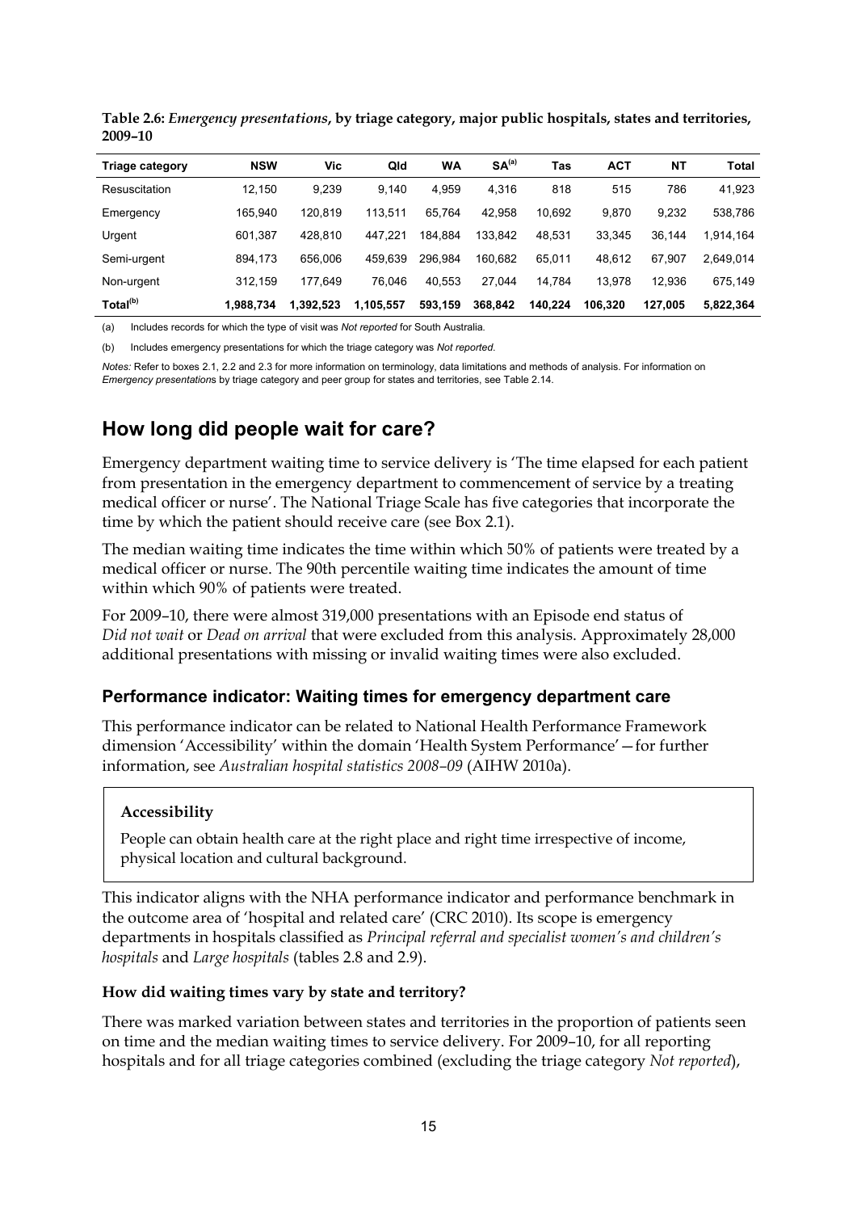**Table 2.6:** ***Emergency presentations*****, by triage category, major public hospitals, states and territories, 2009–10**

| Triage category | NSW | Vic | Qld | WA | SA[(a)] | Tas | ACT | NT | Total |
|---|---|---|---|---|---|---|---|---|---|
| Resuscitation | 12,150 | 9,239 | 9,140 | 4,959 | 4,316 | 818 | 515 | 786 | 41,923 |
| Emergency | 165,940 | 120,819 | 113,511 | 65,764 | 42,958 | 10,692 | 9,870 | 9,232 | 538,786 |
| Urgent | 601,387 | 428,810 | 447,221 | 184,884 | 133,842 | 48,531 | 33,345 | 36,144 | 1,914,164 |
| Semi-urgent | 894,173 | 656,006 | 459,639 | 296,984 | 160,682 | 65,011 | 48,612 | 67,907 | 2,649,014 |
| Non-urgent | 312,159 | 177,649 | 76,046 | 40,553 | 27,044 | 14,784 | 13,978 | 12,936 | 675,149 |
| **Total[(b)]** | **1,988,734** | **1,392,523** | **1,105,557** | **593,159** | **368,842** | **140,224** | **106,320** | **127,005** | **5,822,364** |

(a) Includes records for which the type of visit was *Not reported* for South Australia.

(b) Includes emergency presentations for which the triage category was *Not reported*.

*Notes:* Refer to boxes 2.1, 2.2 and 2.3 for more information on terminology, data limitations and methods of analysis. For information on *Emergency presentations* by triage category and peer group for states and territories, see Table 2.14.

## How long did people wait for care?

Emergency department waiting time to service delivery is 'The time elapsed for each patient from presentation in the emergency department to commencement of service by a treating medical officer or nurse'. The National Triage Scale has five categories that incorporate the time by which the patient should receive care (see Box 2.1).

The median waiting time indicates the time within which 50% of patients were treated by a medical officer or nurse. The 90th percentile waiting time indicates the amount of time within which 90% of patients were treated.

For 2009–10, there were almost 319,000 presentations with an Episode end status of *Did not wait* or *Dead on arrival* that were excluded from this analysis. Approximately 28,000 additional presentations with missing or invalid waiting times were also excluded.

### Performance indicator: Waiting times for emergency department care

This performance indicator can be related to National Health Performance Framework dimension 'Accessibility' within the domain 'Health System Performance'—for further information, see *Australian hospital statistics 2008–09* (AIHW 2010a).

**Accessibility**

People can obtain health care at the right place and right time irrespective of income, physical location and cultural background.

This indicator aligns with the NHA performance indicator and performance benchmark in the outcome area of 'hospital and related care' (CRC 2010). Its scope is emergency departments in hospitals classified as *Principal referral and specialist women's and children's hospitals* and *Large hospitals* (tables 2.8 and 2.9).

#### How did waiting times vary by state and territory?

There was marked variation between states and territories in the proportion of patients seen on time and the median waiting times to service delivery. For 2009–10, for all reporting hospitals and for all triage categories combined (excluding the triage category *Not reported*),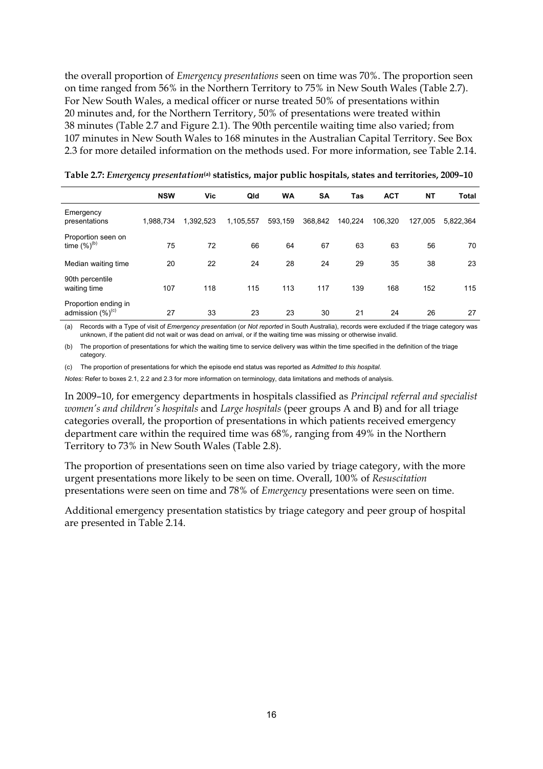the overall proportion of *Emergency presentations* seen on time was 70%. The proportion seen on time ranged from 56% in the Northern Territory to 75% in New South Wales (Table 2.7). For New South Wales, a medical officer or nurse treated 50% of presentations within 20 minutes and, for the Northern Territory, 50% of presentations were treated within 38 minutes (Table 2.7 and Figure 2.1). The 90th percentile waiting time also varied; from 107 minutes in New South Wales to 168 minutes in the Australian Capital Territory. See Box 2.3 for more detailed information on the methods used. For more information, see Table 2.14.

**Table 2.7: *Emergency presentation*[(a)] statistics, major public hospitals, states and territories, 2009–10**

| | NSW | Vic | Qld | WA | SA | Tas | ACT | NT | Total |
|---|---|---|---|---|---|---|---|---|---|
| Emergency presentations | 1,988,734 | 1,392,523 | 1,105,557 | 593,159 | 368,842 | 140,224 | 106,320 | 127,005 | 5,822,364 |
| Proportion seen on time (%)[(b)] | 75 | 72 | 66 | 64 | 67 | 63 | 63 | 56 | 70 |
| Median waiting time | 20 | 22 | 24 | 28 | 24 | 29 | 35 | 38 | 23 |
| 90th percentile waiting time | 107 | 118 | 115 | 113 | 117 | 139 | 168 | 152 | 115 |
| Proportion ending in admission (%)[(c)] | 27 | 33 | 23 | 23 | 30 | 21 | 24 | 26 | 27 |

(a) Records with a Type of visit of *Emergency presentation* (or *Not reported* in South Australia), records were excluded if the triage category was unknown, if the patient did not wait or was dead on arrival, or if the waiting time was missing or otherwise invalid.

(b) The proportion of presentations for which the waiting time to service delivery was within the time specified in the definition of the triage category.

(c) The proportion of presentations for which the episode end status was reported as *Admitted to this hospital*.

*Notes:* Refer to boxes 2.1, 2.2 and 2.3 for more information on terminology, data limitations and methods of analysis.

In 2009–10, for emergency departments in hospitals classified as *Principal referral and specialist women's and children's hospitals* and *Large hospitals* (peer groups A and B) and for all triage categories overall, the proportion of presentations in which patients received emergency department care within the required time was 68%, ranging from 49% in the Northern Territory to 73% in New South Wales (Table 2.8).

The proportion of presentations seen on time also varied by triage category, with the more urgent presentations more likely to be seen on time. Overall, 100% of *Resuscitation* presentations were seen on time and 78% of *Emergency* presentations were seen on time.

Additional emergency presentation statistics by triage category and peer group of hospital are presented in Table 2.14.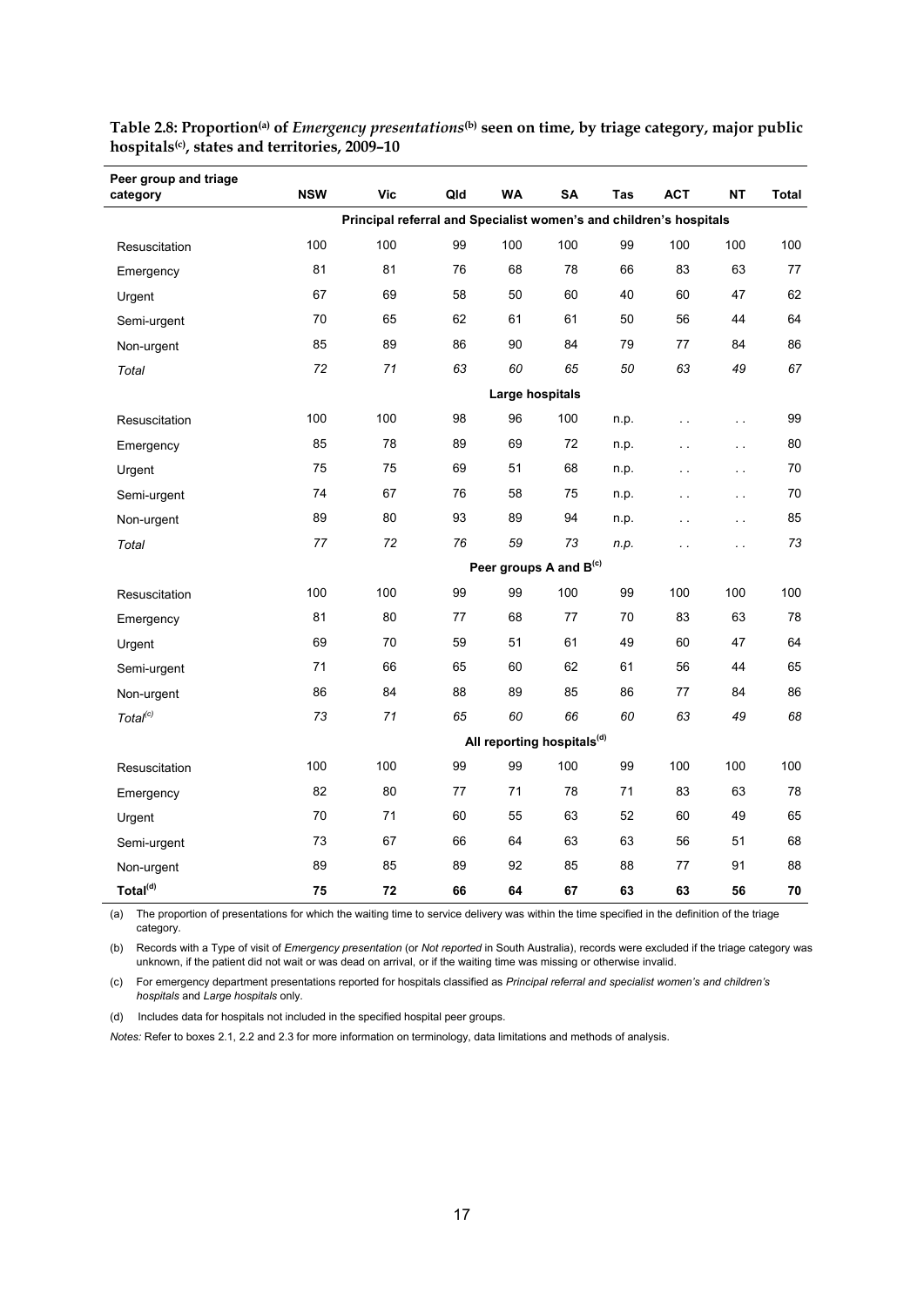**Table 2.8: Proportion[(a)] of *Emergency presentations*[(b)] seen on time, by triage category, major public hospitals[(c)], states and territories, 2009–10**

| Peer group and triage category | NSW | Vic | Qld | WA | SA | Tas | ACT | NT | Total |
|---|---|---|---|---|---|---|---|---|---|
| | **Principal referral and Specialist women's and children's hospitals** | | | | | | | | |
| Resuscitation | 100 | 100 | 99 | 100 | 100 | 99 | 100 | 100 | 100 |
| Emergency | 81 | 81 | 76 | 68 | 78 | 66 | 83 | 63 | 77 |
| Urgent | 67 | 69 | 58 | 50 | 60 | 40 | 60 | 47 | 62 |
| Semi-urgent | 70 | 65 | 62 | 61 | 61 | 50 | 56 | 44 | 64 |
| Non-urgent | 85 | 89 | 86 | 90 | 84 | 79 | 77 | 84 | 86 |
| *Total* | *72* | *71* | *63* | *60* | *65* | *50* | *63* | *49* | *67* |
| | **Large hospitals** | | | | | | | | |
| Resuscitation | 100 | 100 | 98 | 96 | 100 | n.p. | . . | . . | 99 |
| Emergency | 85 | 78 | 89 | 69 | 72 | n.p. | . . | . . | 80 |
| Urgent | 75 | 75 | 69 | 51 | 68 | n.p. | . . | . . | 70 |
| Semi-urgent | 74 | 67 | 76 | 58 | 75 | n.p. | . . | . . | 70 |
| Non-urgent | 89 | 80 | 93 | 89 | 94 | n.p. | . . | . . | 85 |
| *Total* | *77* | *72* | *76* | *59* | *73* | *n.p.* | . . | . . | *73* |
| | **Peer groups A and B[(c)]** | | | | | | | | |
| Resuscitation | 100 | 100 | 99 | 99 | 100 | 99 | 100 | 100 | 100 |
| Emergency | 81 | 80 | 77 | 68 | 77 | 70 | 83 | 63 | 78 |
| Urgent | 69 | 70 | 59 | 51 | 61 | 49 | 60 | 47 | 64 |
| Semi-urgent | 71 | 66 | 65 | 60 | 62 | 61 | 56 | 44 | 65 |
| Non-urgent | 86 | 84 | 88 | 89 | 85 | 86 | 77 | 84 | 86 |
| *Total[(c)]* | *73* | *71* | *65* | *60* | *66* | *60* | *63* | *49* | *68* |
| | **All reporting hospitals[(d)]** | | | | | | | | |
| Resuscitation | 100 | 100 | 99 | 99 | 100 | 99 | 100 | 100 | 100 |
| Emergency | 82 | 80 | 77 | 71 | 78 | 71 | 83 | 63 | 78 |
| Urgent | 70 | 71 | 60 | 55 | 63 | 52 | 60 | 49 | 65 |
| Semi-urgent | 73 | 67 | 66 | 64 | 63 | 63 | 56 | 51 | 68 |
| Non-urgent | 89 | 85 | 89 | 92 | 85 | 88 | 77 | 91 | 88 |
| **Total[(d)]** | **75** | **72** | **66** | **64** | **67** | **63** | **63** | **56** | **70** |

(a) The proportion of presentations for which the waiting time to service delivery was within the time specified in the definition of the triage category.

(b) Records with a Type of visit of *Emergency presentation* (or *Not reported* in South Australia), records were excluded if the triage category was unknown, if the patient did not wait or was dead on arrival, or if the waiting time was missing or otherwise invalid.

(c) For emergency department presentations reported for hospitals classified as *Principal referral and specialist women's and children's hospitals* and *Large hospitals* only.

(d) Includes data for hospitals not included in the specified hospital peer groups.

*Notes:* Refer to boxes 2.1, 2.2 and 2.3 for more information on terminology, data limitations and methods of analysis.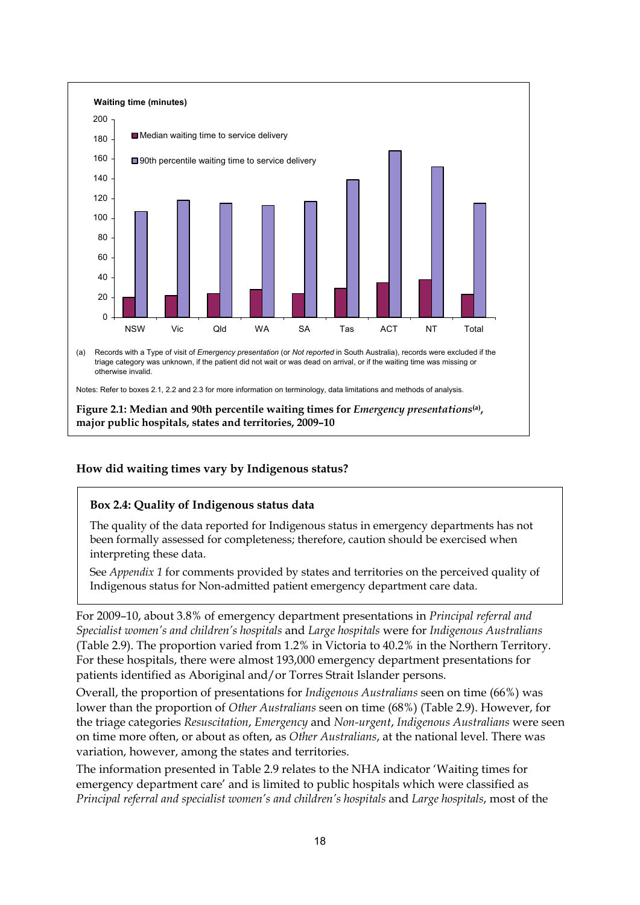Waiting time (minutes)

■ Median waiting time to service delivery

■ 90th percentile waiting time to service delivery

(a) Records with a Type of visit of *Emergency presentation* (or *Not reported* in South Australia), records were excluded if the triage category was unknown, if the patient did not wait or was dead on arrival, or if the waiting time was missing or otherwise invalid.

Notes: Refer to boxes 2.1, 2.2 and 2.3 for more information on terminology, data limitations and methods of analysis.

**Figure 2.1: Median and 90th percentile waiting times for *Emergency presentations*[(a)], major public hospitals, states and territories, 2009–10**

### How did waiting times vary by Indigenous status?

> **Box 2.4: Quality of Indigenous status data**
>
> The quality of the data reported for Indigenous status in emergency departments has not been formally assessed for completeness; therefore, caution should be exercised when interpreting these data.
>
> See *Appendix 1* for comments provided by states and territories on the perceived quality of Indigenous status for Non-admitted patient emergency department care data.

For 2009–10, about 3.8% of emergency department presentations in *Principal referral and Specialist women's and children's hospitals* and *Large hospitals* were for *Indigenous Australians* (Table 2.9). The proportion varied from 1.2% in Victoria to 40.2% in the Northern Territory. For these hospitals, there were almost 193,000 emergency department presentations for patients identified as Aboriginal and/or Torres Strait Islander persons.

Overall, the proportion of presentations for *Indigenous Australians* seen on time (66%) was lower than the proportion of *Other Australians* seen on time (68%) (Table 2.9). However, for the triage categories *Resuscitation*, *Emergency* and *Non-urgent*, *Indigenous Australians* were seen on time more often, or about as often, as *Other Australians*, at the national level. There was variation, however, among the states and territories.

The information presented in Table 2.9 relates to the NHA indicator 'Waiting times for emergency department care' and is limited to public hospitals which were classified as *Principal referral and specialist women's and children's hospitals* and *Large hospitals*, most of the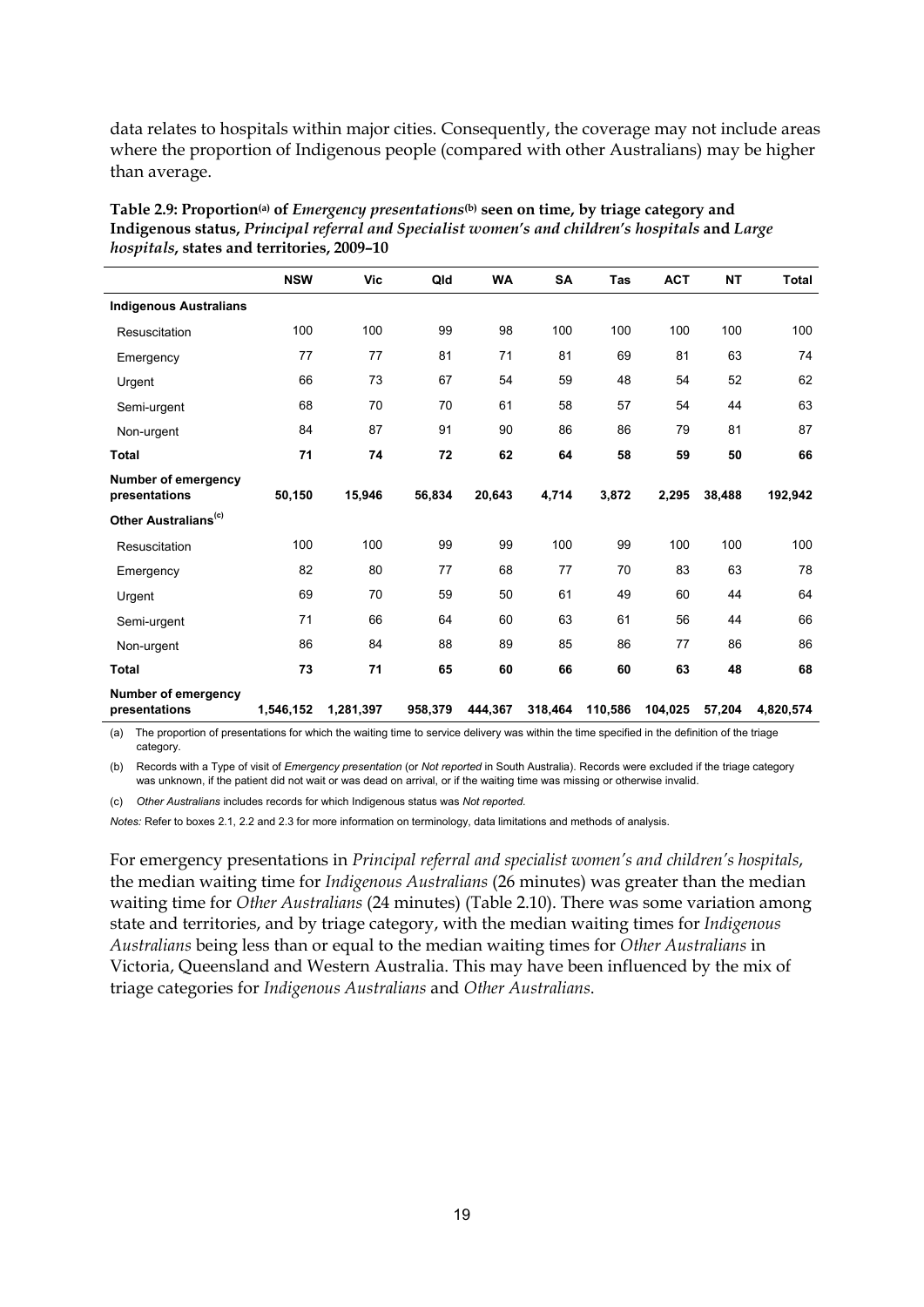data relates to hospitals within major cities. Consequently, the coverage may not include areas where the proportion of Indigenous people (compared with other Australians) may be higher than average.

**Table 2.9: Proportion[(a)] of *Emergency presentations*[(b)] seen on time, by triage category and Indigenous status, *Principal referral and Specialist women's and children's hospitals* and *Large hospitals*, states and territories, 2009–10**

| | NSW | Vic | Qld | WA | SA | Tas | ACT | NT | Total |
|---|---|---|---|---|---|---|---|---|---|
| **Indigenous Australians** | | | | | | | | | |
| Resuscitation | 100 | 100 | 99 | 98 | 100 | 100 | 100 | 100 | 100 |
| Emergency | 77 | 77 | 81 | 71 | 81 | 69 | 81 | 63 | 74 |
| Urgent | 66 | 73 | 67 | 54 | 59 | 48 | 54 | 52 | 62 |
| Semi-urgent | 68 | 70 | 70 | 61 | 58 | 57 | 54 | 44 | 63 |
| Non-urgent | 84 | 87 | 91 | 90 | 86 | 86 | 79 | 81 | 87 |
| **Total** | **71** | **74** | **72** | **62** | **64** | **58** | **59** | **50** | **66** |
| **Number of emergency presentations** | **50,150** | **15,946** | **56,834** | **20,643** | **4,714** | **3,872** | **2,295** | **38,488** | **192,942** |
| **Other Australians[(c)]** | | | | | | | | | |
| Resuscitation | 100 | 100 | 99 | 99 | 100 | 99 | 100 | 100 | 100 |
| Emergency | 82 | 80 | 77 | 68 | 77 | 70 | 83 | 63 | 78 |
| Urgent | 69 | 70 | 59 | 50 | 61 | 49 | 60 | 44 | 64 |
| Semi-urgent | 71 | 66 | 64 | 60 | 63 | 61 | 56 | 44 | 66 |
| Non-urgent | 86 | 84 | 88 | 89 | 85 | 86 | 77 | 86 | 86 |
| **Total** | **73** | **71** | **65** | **60** | **66** | **60** | **63** | **48** | **68** |
| **Number of emergency presentations** | **1,546,152** | **1,281,397** | **958,379** | **444,367** | **318,464** | **110,586** | **104,025** | **57,204** | **4,820,574** |

(a) The proportion of presentations for which the waiting time to service delivery was within the time specified in the definition of the triage category.

(b) Records with a Type of visit of *Emergency presentation* (or *Not reported* in South Australia). Records were excluded if the triage category was unknown, if the patient did not wait or was dead on arrival, or if the waiting time was missing or otherwise invalid.

(c) *Other Australians* includes records for which Indigenous status was *Not reported*.

*Notes:* Refer to boxes 2.1, 2.2 and 2.3 for more information on terminology, data limitations and methods of analysis.

For emergency presentations in *Principal referral and specialist women's and children's hospitals*, the median waiting time for *Indigenous Australians* (26 minutes) was greater than the median waiting time for *Other Australians* (24 minutes) (Table 2.10). There was some variation among state and territories, and by triage category, with the median waiting times for *Indigenous Australians* being less than or equal to the median waiting times for *Other Australians* in Victoria, Queensland and Western Australia. This may have been influenced by the mix of triage categories for *Indigenous Australians* and *Other Australians*.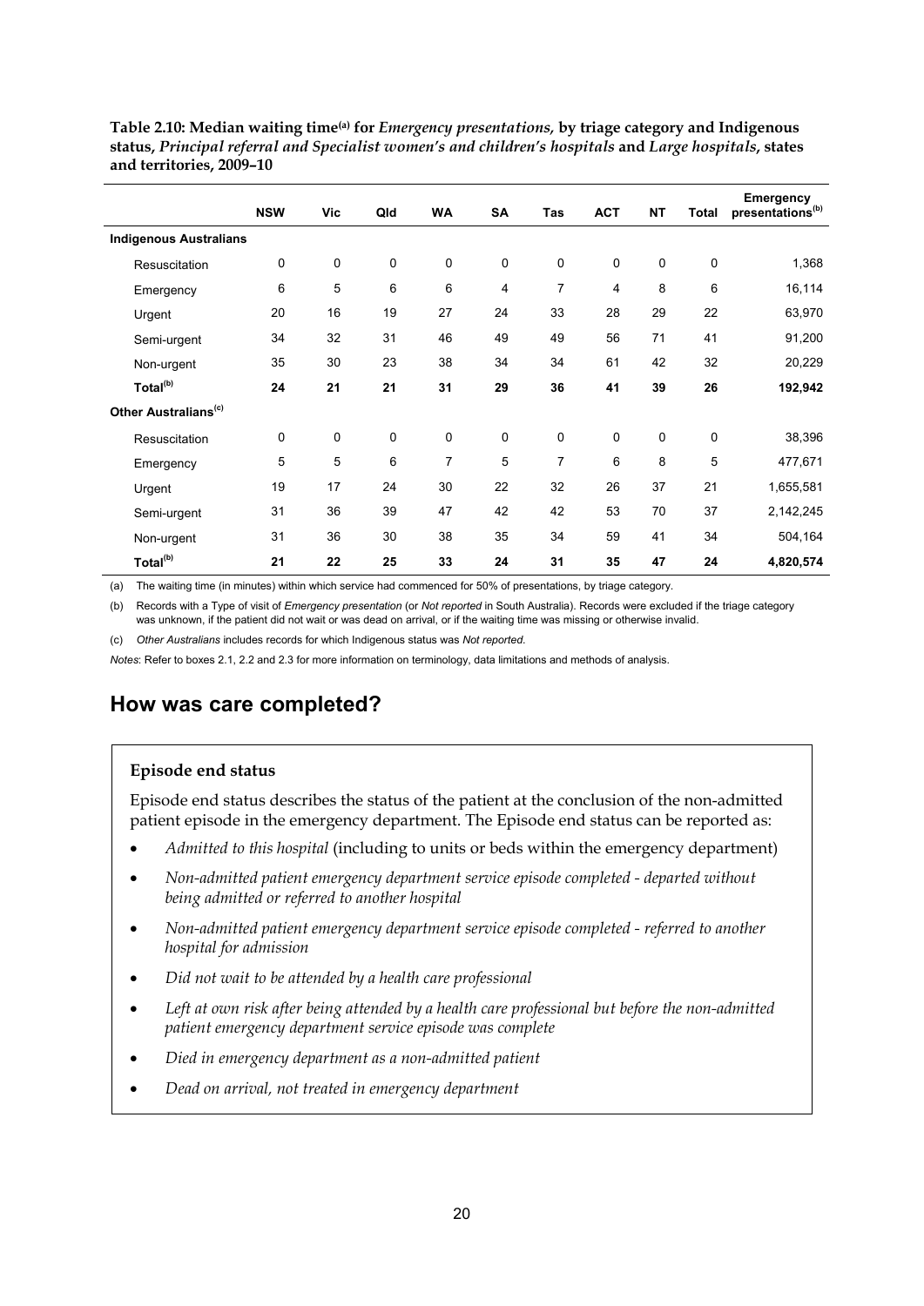**Table 2.10: Median waiting time[(a)] for *Emergency presentations,* by triage category and Indigenous status, *Principal referral and Specialist women's and children's hospitals* and *Large hospitals*, states and territories, 2009–10**

| | NSW | Vic | Qld | WA | SA | Tas | ACT | NT | Total | Emergency presentations[(b)] |
|---|---|---|---|---|---|---|---|---|---|---|
| **Indigenous Australians** | | | | | | | | | | |
| Resuscitation | 0 | 0 | 0 | 0 | 0 | 0 | 0 | 0 | 0 | 1,368 |
| Emergency | 6 | 5 | 6 | 6 | 4 | 7 | 4 | 8 | 6 | 16,114 |
| Urgent | 20 | 16 | 19 | 27 | 24 | 33 | 28 | 29 | 22 | 63,970 |
| Semi-urgent | 34 | 32 | 31 | 46 | 49 | 49 | 56 | 71 | 41 | 91,200 |
| Non-urgent | 35 | 30 | 23 | 38 | 34 | 34 | 61 | 42 | 32 | 20,229 |
| **Total[(b)]** | **24** | **21** | **21** | **31** | **29** | **36** | **41** | **39** | **26** | **192,942** |
| **Other Australians[(c)]** | | | | | | | | | | |
| Resuscitation | 0 | 0 | 0 | 0 | 0 | 0 | 0 | 0 | 0 | 38,396 |
| Emergency | 5 | 5 | 6 | 7 | 5 | 7 | 6 | 8 | 5 | 477,671 |
| Urgent | 19 | 17 | 24 | 30 | 22 | 32 | 26 | 37 | 21 | 1,655,581 |
| Semi-urgent | 31 | 36 | 39 | 47 | 42 | 42 | 53 | 70 | 37 | 2,142,245 |
| Non-urgent | 31 | 36 | 30 | 38 | 35 | 34 | 59 | 41 | 34 | 504,164 |
| **Total[(b)]** | **21** | **22** | **25** | **33** | **24** | **31** | **35** | **47** | **24** | **4,820,574** |

(a) The waiting time (in minutes) within which service had commenced for 50% of presentations, by triage category.

(b) Records with a Type of visit of *Emergency presentation* (or *Not reported* in South Australia). Records were excluded if the triage category was unknown, if the patient did not wait or was dead on arrival, or if the waiting time was missing or otherwise invalid.

(c) *Other Australians* includes records for which Indigenous status was *Not reported*.

*Notes*: Refer to boxes 2.1, 2.2 and 2.3 for more information on terminology, data limitations and methods of analysis.

## How was care completed?

**Episode end status**

Episode end status describes the status of the patient at the conclusion of the non-admitted patient episode in the emergency department. The Episode end status can be reported as:

- *Admitted to this hospital* (including to units or beds within the emergency department)
- *Non-admitted patient emergency department service episode completed - departed without being admitted or referred to another hospital*
- *Non-admitted patient emergency department service episode completed - referred to another hospital for admission*
- *Did not wait to be attended by a health care professional*
- *Left at own risk after being attended by a health care professional but before the non-admitted patient emergency department service episode was complete*
- *Died in emergency department as a non-admitted patient*
- *Dead on arrival, not treated in emergency department*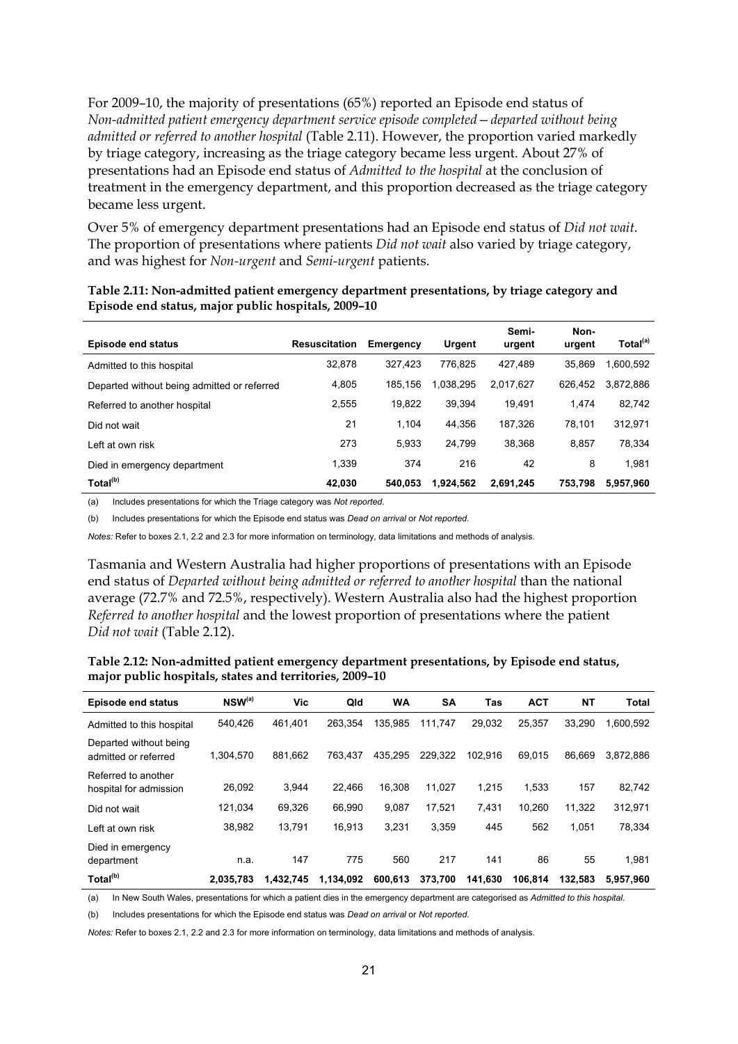For 2009–10, the majority of presentations (65%) reported an Episode end status of *Non-admitted patient emergency department service episode completed—departed without being admitted or referred to another hospital* (Table 2.11). However, the proportion varied markedly by triage category, increasing as the triage category became less urgent. About 27% of presentations had an Episode end status of *Admitted to the hospital* at the conclusion of treatment in the emergency department, and this proportion decreased as the triage category became less urgent.

Over 5% of emergency department presentations had an Episode end status of *Did not wait*. The proportion of presentations where patients *Did not wait* also varied by triage category, and was highest for *Non-urgent* and *Semi-urgent* patients.

**Table 2.11: Non-admitted patient emergency department presentations, by triage category and Episode end status, major public hospitals, 2009–10**

| Episode end status | Resuscitation | Emergency | Urgent | Semi-urgent | Non-urgent | Total[(a)] |
|---|---|---|---|---|---|---|
| Admitted to this hospital | 32,878 | 327,423 | 776,825 | 427,489 | 35,869 | 1,600,592 |
| Departed without being admitted or referred | 4,805 | 185,156 | 1,038,295 | 2,017,627 | 626,452 | 3,872,886 |
| Referred to another hospital | 2,555 | 19,822 | 39,394 | 19,491 | 1,474 | 82,742 |
| Did not wait | 21 | 1,104 | 44,356 | 187,326 | 78,101 | 312,971 |
| Left at own risk | 273 | 5,933 | 24,799 | 38,368 | 8,857 | 78,334 |
| Died in emergency department | 1,339 | 374 | 216 | 42 | 8 | 1,981 |
| **Total[(b)]** | **42,030** | **540,053** | **1,924,562** | **2,691,245** | **753,798** | **5,957,960** |

(a) Includes presentations for which the Triage category was *Not reported*.

(b) Includes presentations for which the Episode end status was *Dead on arrival* or *Not reported*.

*Notes:* Refer to boxes 2.1, 2.2 and 2.3 for more information on terminology, data limitations and methods of analysis.

Tasmania and Western Australia had higher proportions of presentations with an Episode end status of *Departed without being admitted or referred to another hospital* than the national average (72.7% and 72.5%, respectively). Western Australia also had the highest proportion *Referred to another hospital* and the lowest proportion of presentations where the patient *Did not wait* (Table 2.12).

**Table 2.12: Non-admitted patient emergency department presentations, by Episode end status, major public hospitals, states and territories, 2009–10**

| Episode end status | NSW[(a)] | Vic | Qld | WA | SA | Tas | ACT | NT | Total |
|---|---|---|---|---|---|---|---|---|---|
| Admitted to this hospital | 540,426 | 461,401 | 263,354 | 135,985 | 111,747 | 29,032 | 25,357 | 33,290 | 1,600,592 |
| Departed without being admitted or referred | 1,304,570 | 881,662 | 763,437 | 435,295 | 229,322 | 102,916 | 69,015 | 86,669 | 3,872,886 |
| Referred to another hospital for admission | 26,092 | 3,944 | 22,466 | 16,308 | 11,027 | 1,215 | 1,533 | 157 | 82,742 |
| Did not wait | 121,034 | 69,326 | 66,990 | 9,087 | 17,521 | 7,431 | 10,260 | 11,322 | 312,971 |
| Left at own risk | 38,982 | 13,791 | 16,913 | 3,231 | 3,359 | 445 | 562 | 1,051 | 78,334 |
| Died in emergency department | n.a. | 147 | 775 | 560 | 217 | 141 | 86 | 55 | 1,981 |
| **Total[(b)]** | **2,035,783** | **1,432,745** | **1,134,092** | **600,613** | **373,700** | **141,630** | **106,814** | **132,583** | **5,957,960** |

(a) In New South Wales, presentations for which a patient dies in the emergency department are categorised as *Admitted to this hospital*.

(b) Includes presentations for which the Episode end status was *Dead on arrival* or *Not reported*.

*Notes:* Refer to boxes 2.1, 2.2 and 2.3 for more information on terminology, data limitations and methods of analysis.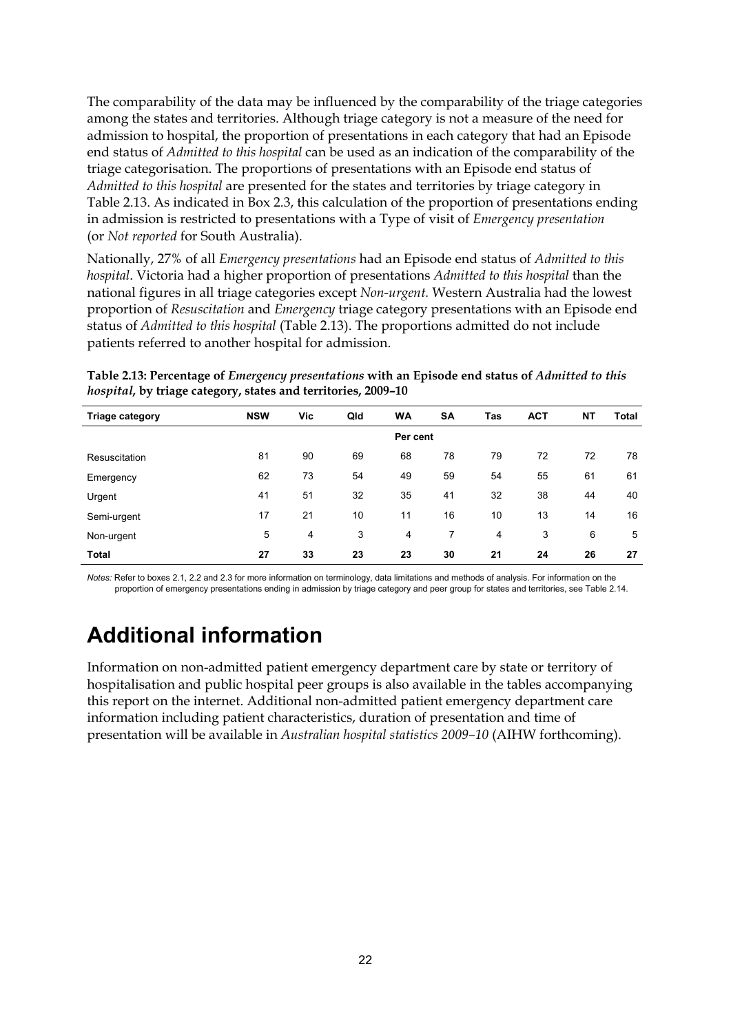The comparability of the data may be influenced by the comparability of the triage categories among the states and territories. Although triage category is not a measure of the need for admission to hospital, the proportion of presentations in each category that had an Episode end status of *Admitted to this hospital* can be used as an indication of the comparability of the triage categorisation. The proportions of presentations with an Episode end status of *Admitted to this hospital* are presented for the states and territories by triage category in Table 2.13. As indicated in Box 2.3, this calculation of the proportion of presentations ending in admission is restricted to presentations with a Type of visit of *Emergency presentation* (or *Not reported* for South Australia).

Nationally, 27% of all *Emergency presentations* had an Episode end status of *Admitted to this hospital*. Victoria had a higher proportion of presentations *Admitted to this hospital* than the national figures in all triage categories except *Non-urgent*. Western Australia had the lowest proportion of *Resuscitation* and *Emergency* triage category presentations with an Episode end status of *Admitted to this hospital* (Table 2.13). The proportions admitted do not include patients referred to another hospital for admission.

**Table 2.13: Percentage of *Emergency presentations* with an Episode end status of *Admitted to this hospital*, by triage category, states and territories, 2009–10**

| Triage category | NSW | Vic | Qld | WA | SA | Tas | ACT | NT | Total |
|---|---|---|---|---|---|---|---|---|---|
| | | | | Per cent | | | | | |
| Resuscitation | 81 | 90 | 69 | 68 | 78 | 79 | 72 | 72 | 78 |
| Emergency | 62 | 73 | 54 | 49 | 59 | 54 | 55 | 61 | 61 |
| Urgent | 41 | 51 | 32 | 35 | 41 | 32 | 38 | 44 | 40 |
| Semi-urgent | 17 | 21 | 10 | 11 | 16 | 10 | 13 | 14 | 16 |
| Non-urgent | 5 | 4 | 3 | 4 | 7 | 4 | 3 | 6 | 5 |
| **Total** | **27** | **33** | **23** | **23** | **30** | **21** | **24** | **26** | **27** |

*Notes:* Refer to boxes 2.1, 2.2 and 2.3 for more information on terminology, data limitations and methods of analysis. For information on the proportion of emergency presentations ending in admission by triage category and peer group for states and territories, see Table 2.14.

# Additional information

Information on non-admitted patient emergency department care by state or territory of hospitalisation and public hospital peer groups is also available in the tables accompanying this report on the internet. Additional non-admitted patient emergency department care information including patient characteristics, duration of presentation and time of presentation will be available in *Australian hospital statistics 2009–10* (AIHW forthcoming).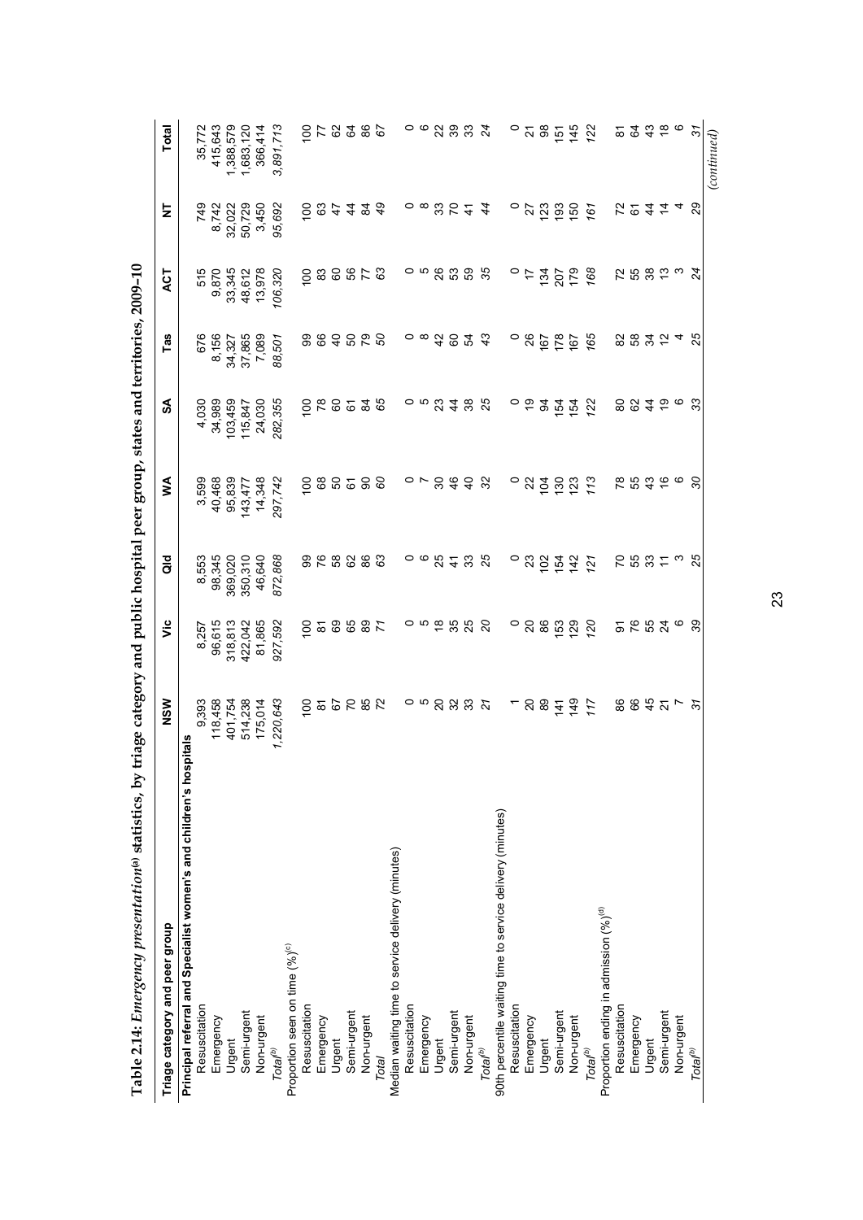**Table 2.14: *Emergency presentation*[(a)] statistics, by triage category and public hospital peer group, states and territories, 2009–10**

| Triage category and peer group | NSW | Vic | Qld | WA | SA | Tas | ACT | NT | Total |
|---|---|---|---|---|---|---|---|---|---|
| **Principal referral and Specialist women's and children's hospitals** | | | | | | | | | |
| Resuscitation | 9,393 | 8,257 | 8,553 | 3,599 | 4,030 | 676 | 515 | 749 | 35,772 |
| Emergency | 118,458 | 96,615 | 98,345 | 40,468 | 34,989 | 8,156 | 9,870 | 8,742 | 415,643 |
| Urgent | 401,754 | 318,813 | 369,020 | 95,839 | 103,459 | 34,327 | 33,345 | 32,022 | 1,388,579 |
| Semi-urgent | 514,238 | 422,042 | 350,310 | 143,477 | 115,847 | 37,865 | 48,612 | 50,729 | 1,683,120 |
| Non-urgent | 175,014 | 81,865 | 46,640 | 14,348 | 24,030 | 7,089 | 13,978 | 3,450 | 366,414 |
| *Total*[(b)] | *1,220,643* | *927,592* | *872,868* | *297,742* | *282,355* | *88,501* | *106,320* | *95,692* | *3,891,713* |
| Proportion seen on time (%)[(c)] | | | | | | | | | |
| Resuscitation | 100 | 100 | 99 | 100 | 100 | 99 | 100 | 100 | 100 |
| Emergency | 81 | 81 | 76 | 68 | 78 | 66 | 83 | 63 | 77 |
| Urgent | 67 | 69 | 58 | 50 | 60 | 40 | 60 | 47 | 62 |
| Semi-urgent | 70 | 65 | 62 | 61 | 61 | 50 | 56 | 44 | 64 |
| Non-urgent | 85 | 89 | 86 | 90 | 84 | 79 | 77 | 84 | 86 |
| *Total* | *72* | *71* | *63* | *60* | *65* | *50* | *63* | *49* | *67* |
| Median waiting time to service delivery (minutes) | | | | | | | | | |
| Resuscitation | 0 | 0 | 0 | 0 | 0 | 0 | 0 | 0 | 0 |
| Emergency | 5 | 5 | 6 | 7 | 5 | 8 | 5 | 8 | 6 |
| Urgent | 20 | 18 | 25 | 30 | 23 | 42 | 26 | 33 | 22 |
| Semi-urgent | 32 | 35 | 41 | 46 | 44 | 60 | 53 | 70 | 39 |
| Non-urgent | 33 | 25 | 33 | 40 | 38 | 54 | 59 | 41 | 33 |
| *Total*[(b)] | *21* | *20* | *25* | *32* | *25* | *43* | *35* | *44* | *24* |
| 90th percentile waiting time to service delivery (minutes) | | | | | | | | | |
| Resuscitation | 1 | 0 | 0 | 0 | 0 | 0 | 0 | 0 | 0 |
| Emergency | 20 | 20 | 23 | 22 | 19 | 26 | 17 | 27 | 21 |
| Urgent | 89 | 86 | 102 | 104 | 94 | 167 | 134 | 123 | 98 |
| Semi-urgent | 141 | 153 | 154 | 130 | 154 | 178 | 207 | 193 | 151 |
| Non-urgent | 149 | 129 | 142 | 123 | 154 | 167 | 179 | 150 | 145 |
| *Total*[(b)] | *117* | *120* | *121* | *113* | *122* | *165* | *168* | *161* | *122* |
| Proportion ending in admission (%)[(d)] | | | | | | | | | |
| Resuscitation | 86 | 91 | 70 | 78 | 80 | 82 | 72 | 72 | 81 |
| Emergency | 66 | 76 | 55 | 55 | 62 | 58 | 55 | 61 | 64 |
| Urgent | 45 | 55 | 33 | 43 | 44 | 34 | 38 | 44 | 43 |
| Semi-urgent | 21 | 24 | 11 | 16 | 19 | 12 | 13 | 14 | 18 |
| Non-urgent | 7 | 6 | 3 | 6 | 6 | 4 | 3 | 4 | 6 |
| *Total*[(b)] | *31* | *39* | *25* | *30* | *33* | *25* | *24* | *29* | *31* |

*(continued)*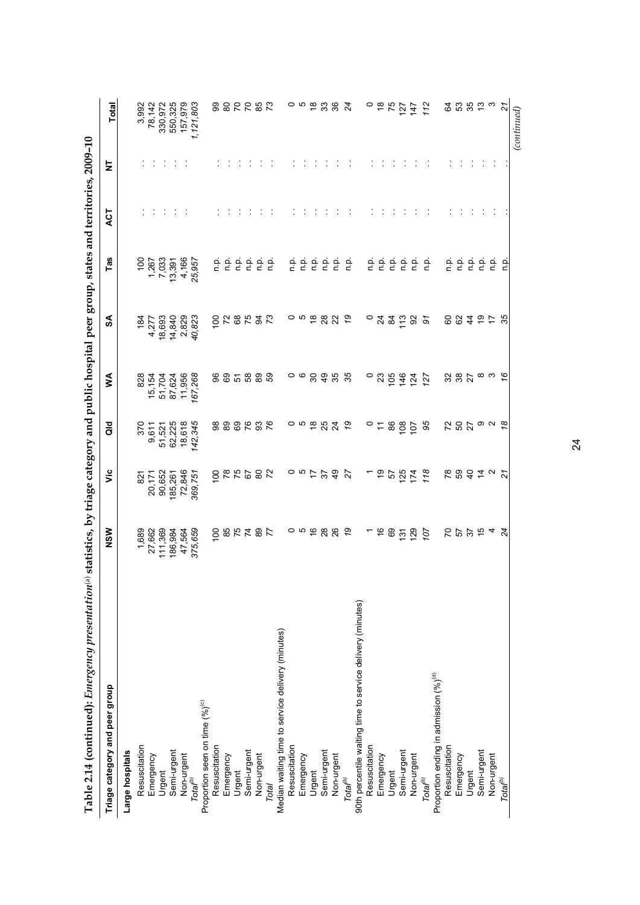**Table 2.14 (continued): *Emergency presentation*[(a)] statistics, by triage category and public hospital peer group, states and territories, 2009–10**

| Triage category and peer group | NSW | Vic | Qld | WA | SA | Tas | ACT | NT | Total |
|---|---|---|---|---|---|---|---|---|---|
| **Large hospitals** | | | | | | | | | |
| Resuscitation | 1,689 | 821 | 370 | 828 | 184 | 100 | . . | . . | 3,992 |
| Emergency | 27,662 | 20,171 | 9,611 | 15,154 | 4,277 | 1,267 | . . | . . | 78,142 |
| Urgent | 111,369 | 90,652 | 51,521 | 51,704 | 18,693 | 7,033 | . . | . . | 330,972 |
| Semi-urgent | 186,984 | 185,261 | 62,225 | 87,624 | 14,840 | 13,391 | . . | . . | 550,325 |
| Non-urgent | 47,564 | 72,846 | 18,618 | 11,956 | 2,829 | 4,166 | . . | . . | 157,979 |
| *Total*[(b)] | *375,659* | *369,751* | *142,345* | *167,268* | *40,823* | *25,957* | . . | . . | *1,121,803* |
| Proportion seen on time (%)[(c)] | | | | | | | | | |
| Resuscitation | 100 | 100 | 98 | 96 | 100 | n.p. | . . | . . | 99 |
| Emergency | 85 | 78 | 89 | 69 | 72 | n.p. | . . | . . | 80 |
| Urgent | 75 | 75 | 69 | 51 | 68 | n.p. | . . | . . | 70 |
| Semi-urgent | 74 | 67 | 76 | 58 | 75 | n.p. | . . | . . | 70 |
| Non-urgent | 89 | 80 | 93 | 89 | 94 | n.p. | . . | . . | 85 |
| *Total* | *77* | *72* | *76* | *59* | *73* | n.p. | . . | . . | *73* |
| Median waiting time to service delivery (minutes) | | | | | | | | | |
| Resuscitation | 0 | 0 | 0 | 0 | 0 | n.p. | . . | . . | 0 |
| Emergency | 5 | 5 | 5 | 6 | 5 | n.p. | . . | . . | 5 |
| Urgent | 16 | 17 | 18 | 30 | 18 | n.p. | . . | . . | 18 |
| Semi-urgent | 28 | 37 | 25 | 49 | 28 | n.p. | . . | . . | 33 |
| Non-urgent | 26 | 49 | 24 | 35 | 22 | n.p. | . . | . . | 36 |
| *Total*[(b)] | *19* | *27* | *19* | *35* | *19* | n.p. | . . | . . | *24* |
| 90th percentile waiting time to service delivery (minutes) | | | | | | | | | |
| Resuscitation | 1 | 1 | 0 | 0 | 0 | n.p. | . . | . . | 0 |
| Emergency | 16 | 19 | 11 | 23 | 24 | n.p. | . . | . . | 18 |
| Urgent | 69 | 57 | 86 | 105 | 84 | n.p. | . . | . . | 75 |
| Semi-urgent | 131 | 125 | 108 | 146 | 113 | n.p. | . . | . . | 127 |
| Non-urgent | 129 | 174 | 107 | 124 | 92 | n.p. | . . | . . | 147 |
| *Total*[(b)] | *107* | *118* | *95* | *127* | *91* | n.p. | . . | . . | *112* |
| Proportion ending in admission (%)[(d)] | | | | | | | | | |
| Resuscitation | 70 | 78 | 72 | 32 | 60 | n.p. | . . | . . | 64 |
| Emergency | 57 | 59 | 50 | 38 | 62 | n.p. | . . | . . | 53 |
| Urgent | 37 | 40 | 27 | 27 | 44 | n.p. | . . | . . | 35 |
| Semi-urgent | 15 | 14 | 9 | 8 | 19 | n.p. | . . | . . | 13 |
| Non-urgent | 4 | 2 | 2 | 3 | 17 | n.p. | . . | . . | 3 |
| *Total*[(b)] | *24* | *21* | *18* | *16* | *35* | n.p. | . . | . . | *21* |

*(continued)*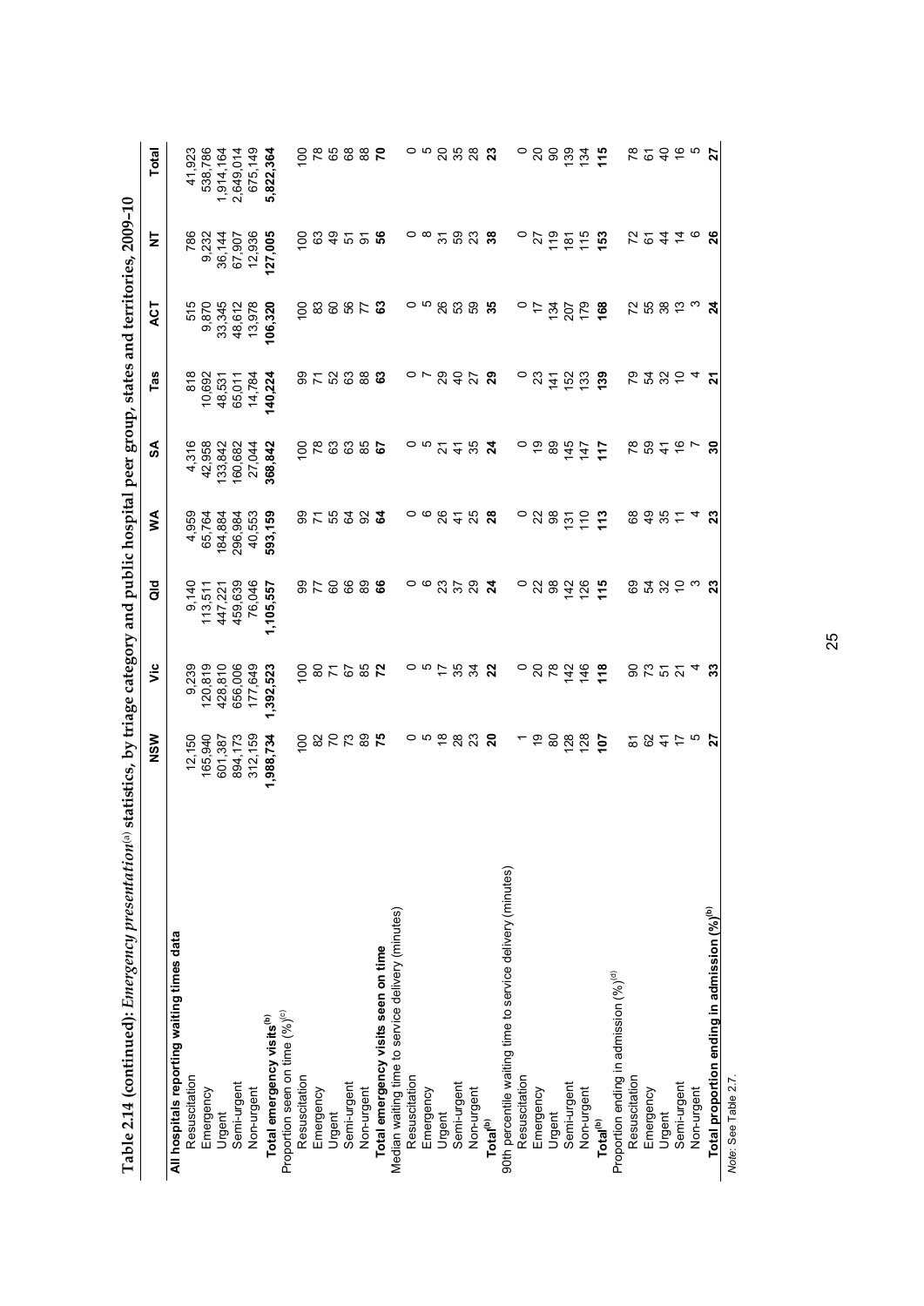**Table 2.14 (continued):** ***Emergency presentation***[(a)] **statistics, by triage category and public hospital peer group, states and territories, 2009–10**

| | NSW | Vic | Qld | WA | SA | Tas | ACT | NT | Total |
|---|---|---|---|---|---|---|---|---|---|
| **All hospitals reporting waiting times data** | | | | | | | | | |
| Resuscitation | 12,150 | 9,239 | 9,140 | 4,959 | 4,316 | 818 | 515 | 786 | 41,923 |
| Emergency | 165,940 | 120,819 | 113,511 | 65,764 | 42,958 | 10,692 | 9,870 | 9,232 | 538,786 |
| Urgent | 601,387 | 428,810 | 447,221 | 184,884 | 133,842 | 48,531 | 33,345 | 36,144 | 1,914,164 |
| Semi-urgent | 894,173 | 656,006 | 459,639 | 296,984 | 160,682 | 65,011 | 48,612 | 67,907 | 2,649,014 |
| Non-urgent | 312,159 | 177,649 | 76,046 | 40,553 | 27,044 | 14,784 | 13,978 | 12,936 | 675,149 |
| **Total emergency visits**[(b)] | **1,988,734** | **1,392,523** | **1,105,557** | **593,159** | **368,842** | **140,224** | **106,320** | **127,005** | **5,822,364** |
| Proportion seen on time (%)[(c)] | | | | | | | | | |
| Resuscitation | 100 | 100 | 99 | 99 | 100 | 99 | 100 | 100 | 100 |
| Emergency | 82 | 80 | 77 | 71 | 78 | 71 | 83 | 63 | 78 |
| Urgent | 70 | 71 | 60 | 55 | 63 | 52 | 60 | 49 | 65 |
| Semi-urgent | 73 | 67 | 66 | 64 | 63 | 63 | 56 | 51 | 68 |
| Non-urgent | 89 | 85 | 89 | 92 | 85 | 88 | 77 | 91 | 88 |
| **Total emergency visits seen on time** | **75** | **72** | **66** | **64** | **67** | **63** | **63** | **56** | **70** |
| Median waiting time to service delivery (minutes) | | | | | | | | | |
| Resuscitation | 0 | 0 | 0 | 0 | 0 | 0 | 0 | 0 | 0 |
| Emergency | 5 | 5 | 6 | 6 | 5 | 7 | 5 | 8 | 5 |
| Urgent | 18 | 17 | 23 | 26 | 21 | 29 | 26 | 31 | 20 |
| Semi-urgent | 28 | 35 | 37 | 41 | 41 | 40 | 53 | 59 | 35 |
| Non-urgent | 23 | 34 | 29 | 25 | 35 | 27 | 59 | 23 | 28 |
| **Total**[(b)] | **20** | **22** | **24** | **28** | **24** | **29** | **35** | **38** | **23** |
| 90th percentile waiting time to service delivery (minutes) | | | | | | | | | |
| Resuscitation | 1 | 0 | 0 | 0 | 0 | 0 | 0 | 0 | 0 |
| Emergency | 19 | 20 | 22 | 22 | 19 | 23 | 17 | 27 | 20 |
| Urgent | 80 | 78 | 98 | 98 | 89 | 141 | 134 | 119 | 90 |
| Semi-urgent | 128 | 142 | 142 | 131 | 145 | 152 | 207 | 181 | 139 |
| Non-urgent | 128 | 146 | 126 | 110 | 147 | 133 | 179 | 115 | 134 |
| **Total**[(b)] | **107** | **118** | **115** | **113** | **117** | **139** | **168** | **153** | **115** |
| Proportion ending in admission (%)[(d)] | | | | | | | | | |
| Resuscitation | 81 | 90 | 69 | 68 | 78 | 79 | 72 | 72 | 78 |
| Emergency | 62 | 73 | 54 | 49 | 59 | 54 | 55 | 61 | 61 |
| Urgent | 41 | 51 | 32 | 35 | 41 | 32 | 38 | 44 | 40 |
| Semi-urgent | 17 | 21 | 10 | 11 | 16 | 10 | 13 | 14 | 16 |
| Non-urgent | 5 | 4 | 3 | 4 | 7 | 4 | 3 | 6 | 5 |
| **Total proportion ending in admission (%)**[(b)] | **27** | **33** | **23** | **23** | **30** | **21** | **24** | **26** | **27** |

*Note:* See Table 2.7.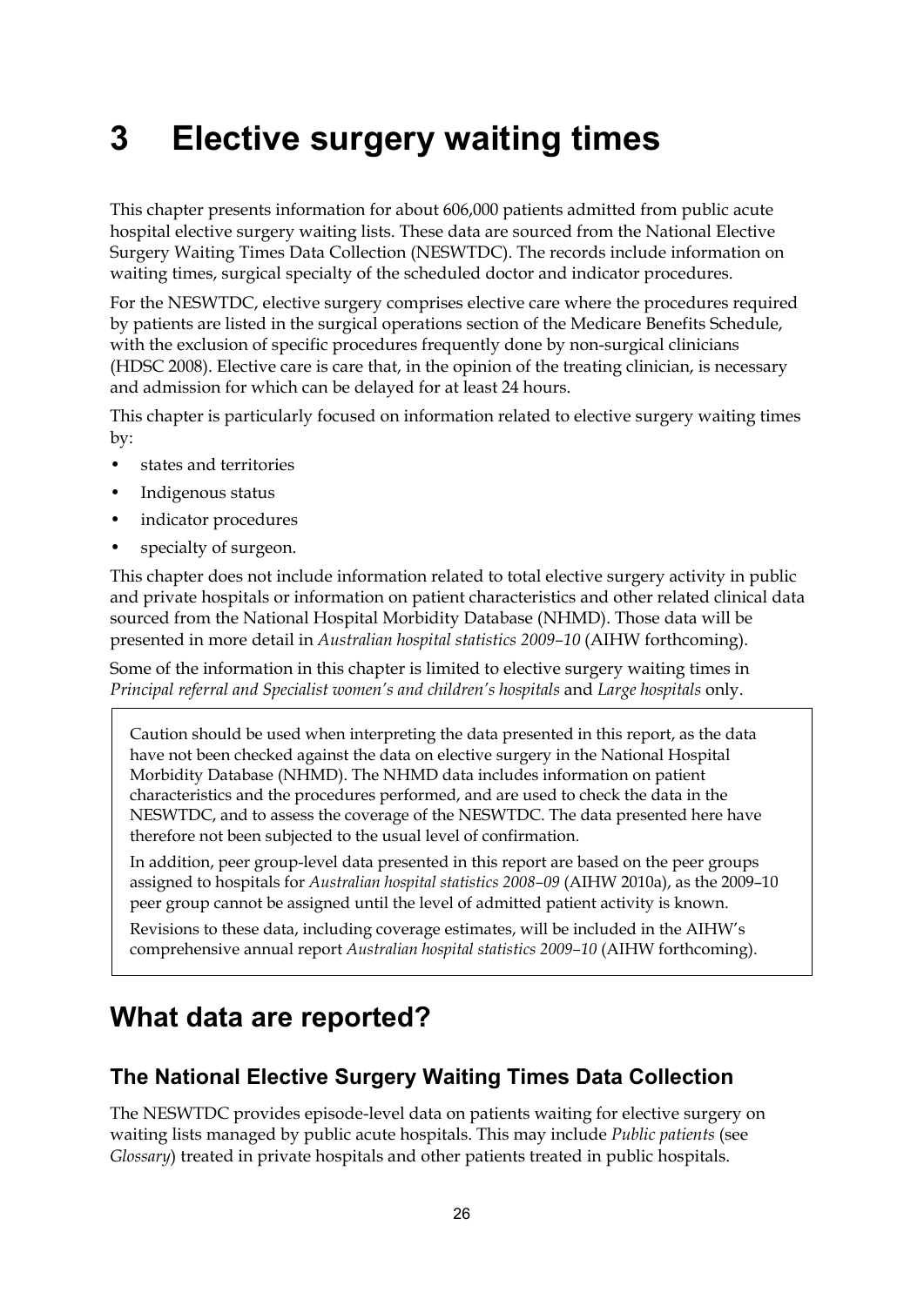# 3 Elective surgery waiting times

This chapter presents information for about 606,000 patients admitted from public acute hospital elective surgery waiting lists. These data are sourced from the National Elective Surgery Waiting Times Data Collection (NESWTDC). The records include information on waiting times, surgical specialty of the scheduled doctor and indicator procedures.

For the NESWTDC, elective surgery comprises elective care where the procedures required by patients are listed in the surgical operations section of the Medicare Benefits Schedule, with the exclusion of specific procedures frequently done by non-surgical clinicians (HDSC 2008). Elective care is care that, in the opinion of the treating clinician, is necessary and admission for which can be delayed for at least 24 hours.

This chapter is particularly focused on information related to elective surgery waiting times by:

- states and territories
- Indigenous status
- indicator procedures
- specialty of surgeon.

This chapter does not include information related to total elective surgery activity in public and private hospitals or information on patient characteristics and other related clinical data sourced from the National Hospital Morbidity Database (NHMD). Those data will be presented in more detail in *Australian hospital statistics 2009–10* (AIHW forthcoming).

Some of the information in this chapter is limited to elective surgery waiting times in *Principal referral and Specialist women's and children's hospitals* and *Large hospitals* only.

> Caution should be used when interpreting the data presented in this report, as the data have not been checked against the data on elective surgery in the National Hospital Morbidity Database (NHMD). The NHMD data includes information on patient characteristics and the procedures performed, and are used to check the data in the NESWTDC, and to assess the coverage of the NESWTDC. The data presented here have therefore not been subjected to the usual level of confirmation.
>
> In addition, peer group-level data presented in this report are based on the peer groups assigned to hospitals for *Australian hospital statistics 2008–09* (AIHW 2010a), as the 2009–10 peer group cannot be assigned until the level of admitted patient activity is known.
>
> Revisions to these data, including coverage estimates, will be included in the AIHW's comprehensive annual report *Australian hospital statistics 2009–10* (AIHW forthcoming).

## What data are reported?

### The National Elective Surgery Waiting Times Data Collection

The NESWTDC provides episode-level data on patients waiting for elective surgery on waiting lists managed by public acute hospitals. This may include *Public patients* (see *Glossary*) treated in private hospitals and other patients treated in public hospitals.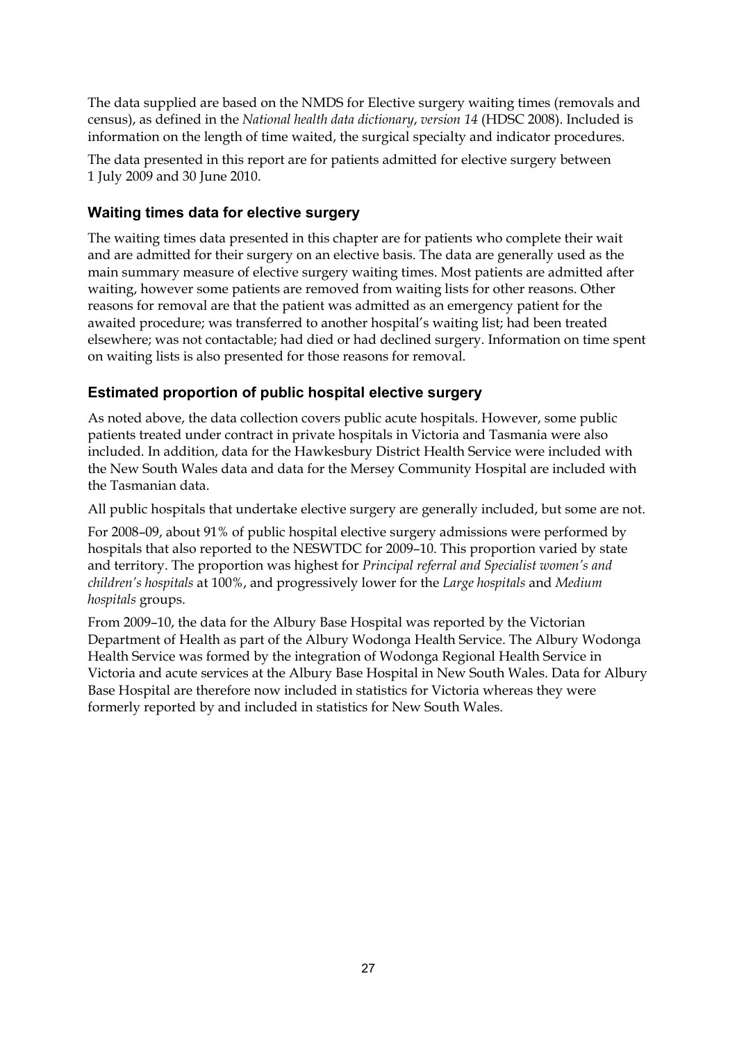The data supplied are based on the NMDS for Elective surgery waiting times (removals and census), as defined in the *National health data dictionary, version 14* (HDSC 2008). Included is information on the length of time waited, the surgical specialty and indicator procedures.

The data presented in this report are for patients admitted for elective surgery between 1 July 2009 and 30 June 2010.

### Waiting times data for elective surgery

The waiting times data presented in this chapter are for patients who complete their wait and are admitted for their surgery on an elective basis. The data are generally used as the main summary measure of elective surgery waiting times. Most patients are admitted after waiting, however some patients are removed from waiting lists for other reasons. Other reasons for removal are that the patient was admitted as an emergency patient for the awaited procedure; was transferred to another hospital's waiting list; had been treated elsewhere; was not contactable; had died or had declined surgery. Information on time spent on waiting lists is also presented for those reasons for removal.

### Estimated proportion of public hospital elective surgery

As noted above, the data collection covers public acute hospitals. However, some public patients treated under contract in private hospitals in Victoria and Tasmania were also included. In addition, data for the Hawkesbury District Health Service were included with the New South Wales data and data for the Mersey Community Hospital are included with the Tasmanian data.

All public hospitals that undertake elective surgery are generally included, but some are not.

For 2008–09, about 91% of public hospital elective surgery admissions were performed by hospitals that also reported to the NESWTDC for 2009–10. This proportion varied by state and territory. The proportion was highest for *Principal referral and Specialist women's and children's hospitals* at 100%, and progressively lower for the *Large hospitals* and *Medium hospitals* groups.

From 2009–10, the data for the Albury Base Hospital was reported by the Victorian Department of Health as part of the Albury Wodonga Health Service. The Albury Wodonga Health Service was formed by the integration of Wodonga Regional Health Service in Victoria and acute services at the Albury Base Hospital in New South Wales. Data for Albury Base Hospital are therefore now included in statistics for Victoria whereas they were formerly reported by and included in statistics for New South Wales.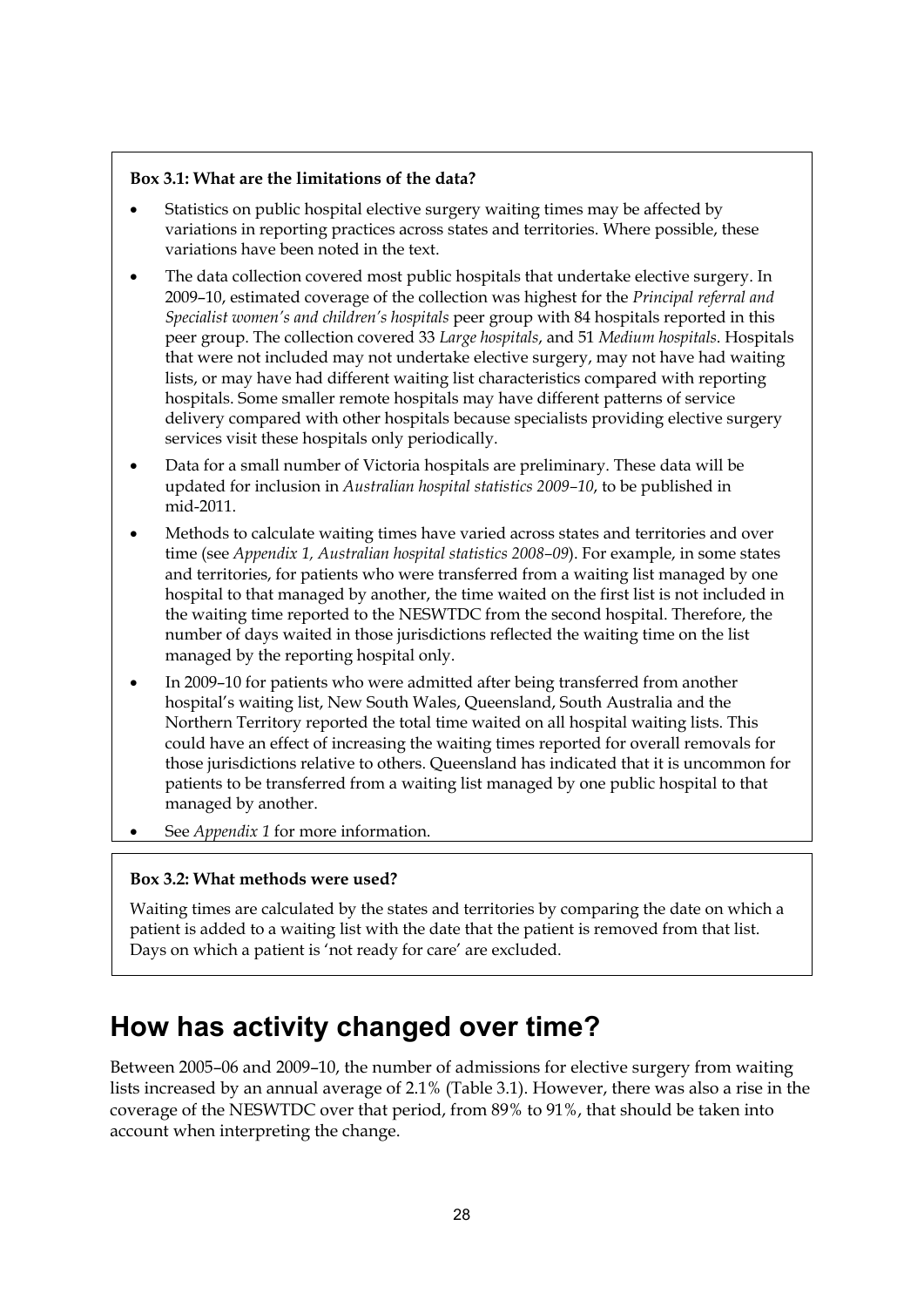**Box 3.1: What are the limitations of the data?**

- Statistics on public hospital elective surgery waiting times may be affected by variations in reporting practices across states and territories. Where possible, these variations have been noted in the text.
- The data collection covered most public hospitals that undertake elective surgery. In 2009–10, estimated coverage of the collection was highest for the *Principal referral and Specialist women's and children's hospitals* peer group with 84 hospitals reported in this peer group. The collection covered 33 *Large hospitals*, and 51 *Medium hospitals*. Hospitals that were not included may not undertake elective surgery, may not have had waiting lists, or may have had different waiting list characteristics compared with reporting hospitals. Some smaller remote hospitals may have different patterns of service delivery compared with other hospitals because specialists providing elective surgery services visit these hospitals only periodically.
- Data for a small number of Victoria hospitals are preliminary. These data will be updated for inclusion in *Australian hospital statistics 2009–10*, to be published in mid-2011.
- Methods to calculate waiting times have varied across states and territories and over time (see *Appendix 1, Australian hospital statistics 2008–09*). For example, in some states and territories, for patients who were transferred from a waiting list managed by one hospital to that managed by another, the time waited on the first list is not included in the waiting time reported to the NESWTDC from the second hospital. Therefore, the number of days waited in those jurisdictions reflected the waiting time on the list managed by the reporting hospital only.
- In 2009–10 for patients who were admitted after being transferred from another hospital's waiting list, New South Wales, Queensland, South Australia and the Northern Territory reported the total time waited on all hospital waiting lists. This could have an effect of increasing the waiting times reported for overall removals for those jurisdictions relative to others. Queensland has indicated that it is uncommon for patients to be transferred from a waiting list managed by one public hospital to that managed by another.
- See *Appendix 1* for more information.

**Box 3.2: What methods were used?**

Waiting times are calculated by the states and territories by comparing the date on which a patient is added to a waiting list with the date that the patient is removed from that list. Days on which a patient is 'not ready for care' are excluded.

## How has activity changed over time?

Between 2005–06 and 2009–10, the number of admissions for elective surgery from waiting lists increased by an annual average of 2.1% (Table 3.1). However, there was also a rise in the coverage of the NESWTDC over that period, from 89% to 91%, that should be taken into account when interpreting the change.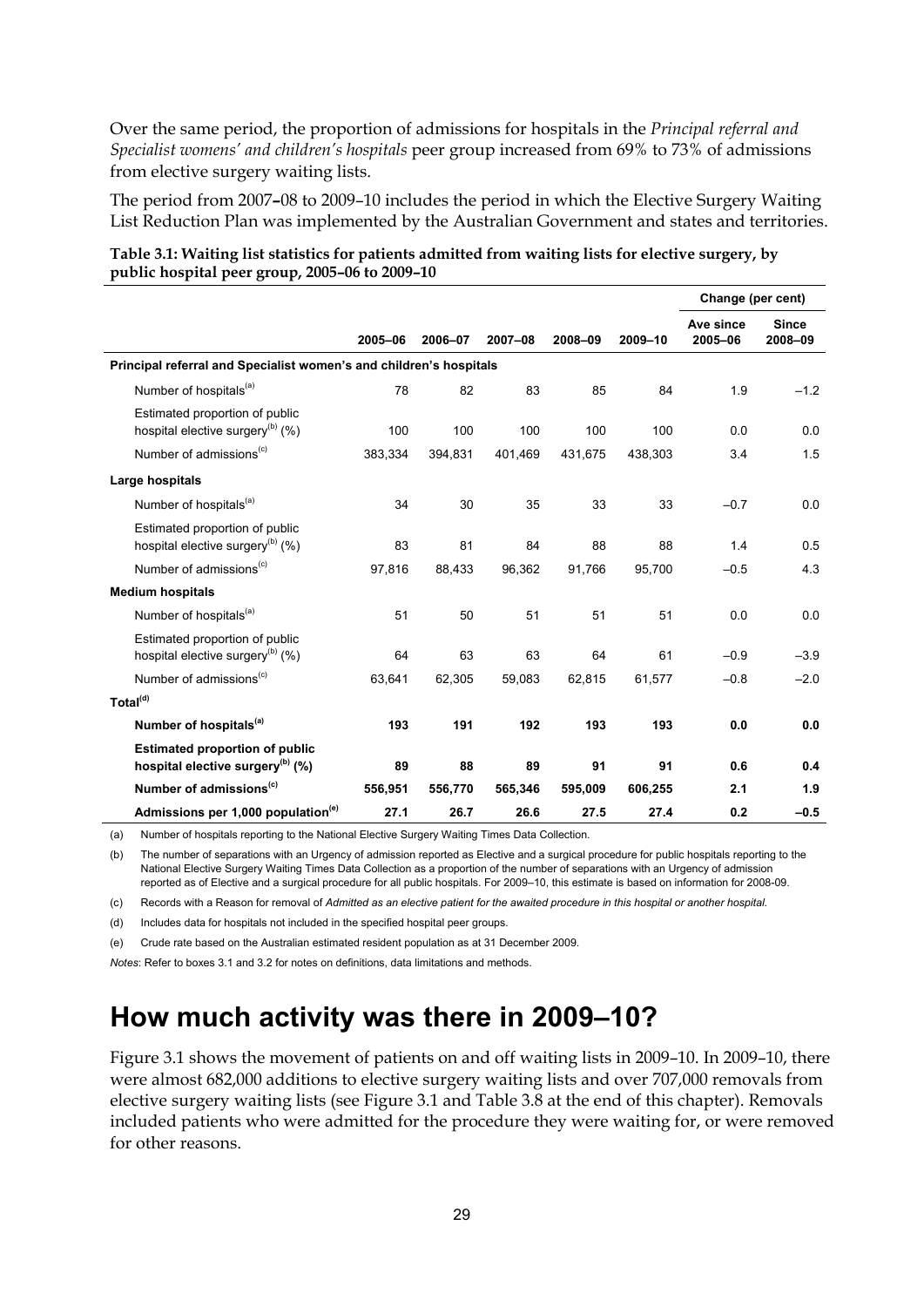Over the same period, the proportion of admissions for hospitals in the *Principal referral and Specialist womens' and children's hospitals* peer group increased from 69% to 73% of admissions from elective surgery waiting lists.

The period from 2007–08 to 2009–10 includes the period in which the Elective Surgery Waiting List Reduction Plan was implemented by the Australian Government and states and territories.

**Table 3.1: Waiting list statistics for patients admitted from waiting lists for elective surgery, by public hospital peer group, 2005–06 to 2009–10**

| | | | | | | Change (per cent) | |
|---|---|---|---|---|---|---|---|
| | 2005–06 | 2006–07 | 2007–08 | 2008–09 | 2009–10 | Ave since 2005–06 | Since 2008–09 |
| **Principal referral and Specialist women's and children's hospitals** | | | | | | | |
| Number of hospitals[(a)] | 78 | 82 | 83 | 85 | 84 | 1.9 | –1.2 |
| Estimated proportion of public hospital elective surgery[(b)] (%) | 100 | 100 | 100 | 100 | 100 | 0.0 | 0.0 |
| Number of admissions[(c)] | 383,334 | 394,831 | 401,469 | 431,675 | 438,303 | 3.4 | 1.5 |
| **Large hospitals** | | | | | | | |
| Number of hospitals[(a)] | 34 | 30 | 35 | 33 | 33 | –0.7 | 0.0 |
| Estimated proportion of public hospital elective surgery[(b)] (%) | 83 | 81 | 84 | 88 | 88 | 1.4 | 0.5 |
| Number of admissions[(c)] | 97,816 | 88,433 | 96,362 | 91,766 | 95,700 | –0.5 | 4.3 |
| **Medium hospitals** | | | | | | | |
| Number of hospitals[(a)] | 51 | 50 | 51 | 51 | 51 | 0.0 | 0.0 |
| Estimated proportion of public hospital elective surgery[(b)] (%) | 64 | 63 | 63 | 64 | 61 | –0.9 | –3.9 |
| Number of admissions[(c)] | 63,641 | 62,305 | 59,083 | 62,815 | 61,577 | –0.8 | –2.0 |
| **Total[(d)]** | | | | | | | |
| **Number of hospitals[(a)]** | **193** | **191** | **192** | **193** | **193** | **0.0** | **0.0** |
| **Estimated proportion of public hospital elective surgery[(b)] (%)** | **89** | **88** | **89** | **91** | **91** | **0.6** | **0.4** |
| **Number of admissions[(c)]** | **556,951** | **556,770** | **565,346** | **595,009** | **606,255** | **2.1** | **1.9** |
| **Admissions per 1,000 population[(e)]** | **27.1** | **26.7** | **26.6** | **27.5** | **27.4** | **0.2** | **–0.5** |

(a) Number of hospitals reporting to the National Elective Surgery Waiting Times Data Collection.

(b) The number of separations with an Urgency of admission reported as Elective and a surgical procedure for public hospitals reporting to the National Elective Surgery Waiting Times Data Collection as a proportion of the number of separations with an Urgency of admission reported as of Elective and a surgical procedure for all public hospitals. For 2009–10, this estimate is based on information for 2008-09.

(c) Records with a Reason for removal of *Admitted as an elective patient for the awaited procedure in this hospital or another hospital.*

(d) Includes data for hospitals not included in the specified hospital peer groups.

(e) Crude rate based on the Australian estimated resident population as at 31 December 2009.

*Notes*: Refer to boxes 3.1 and 3.2 for notes on definitions, data limitations and methods.

# How much activity was there in 2009–10?

Figure 3.1 shows the movement of patients on and off waiting lists in 2009–10. In 2009–10, there were almost 682,000 additions to elective surgery waiting lists and over 707,000 removals from elective surgery waiting lists (see Figure 3.1 and Table 3.8 at the end of this chapter). Removals included patients who were admitted for the procedure they were waiting for, or were removed for other reasons.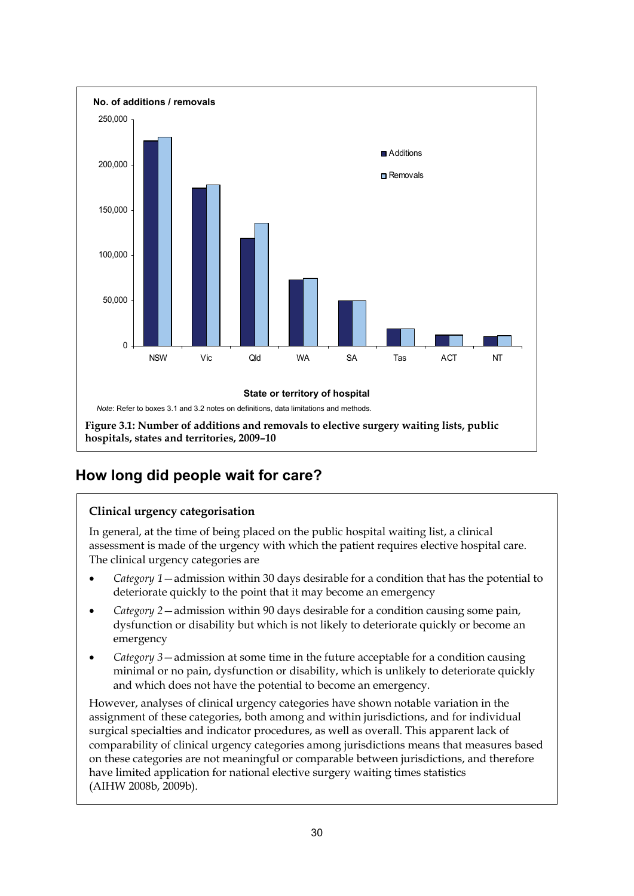No. of additions / removals

State or territory of hospital

*Note*: Refer to boxes 3.1 and 3.2 notes on definitions, data limitations and methods.

**Figure 3.1: Number of additions and removals to elective surgery waiting lists, public hospitals, states and territories, 2009–10**

## How long did people wait for care?

### Clinical urgency categorisation

In general, at the time of being placed on the public hospital waiting list, a clinical assessment is made of the urgency with which the patient requires elective hospital care. The clinical urgency categories are

- *Category 1*—admission within 30 days desirable for a condition that has the potential to deteriorate quickly to the point that it may become an emergency
- *Category 2*—admission within 90 days desirable for a condition causing some pain, dysfunction or disability but which is not likely to deteriorate quickly or become an emergency
- *Category 3*—admission at some time in the future acceptable for a condition causing minimal or no pain, dysfunction or disability, which is unlikely to deteriorate quickly and which does not have the potential to become an emergency.

However, analyses of clinical urgency categories have shown notable variation in the assignment of these categories, both among and within jurisdictions, and for individual surgical specialties and indicator procedures, as well as overall. This apparent lack of comparability of clinical urgency categories among jurisdictions means that measures based on these categories are not meaningful or comparable between jurisdictions, and therefore have limited application for national elective surgery waiting times statistics (AIHW 2008b, 2009b).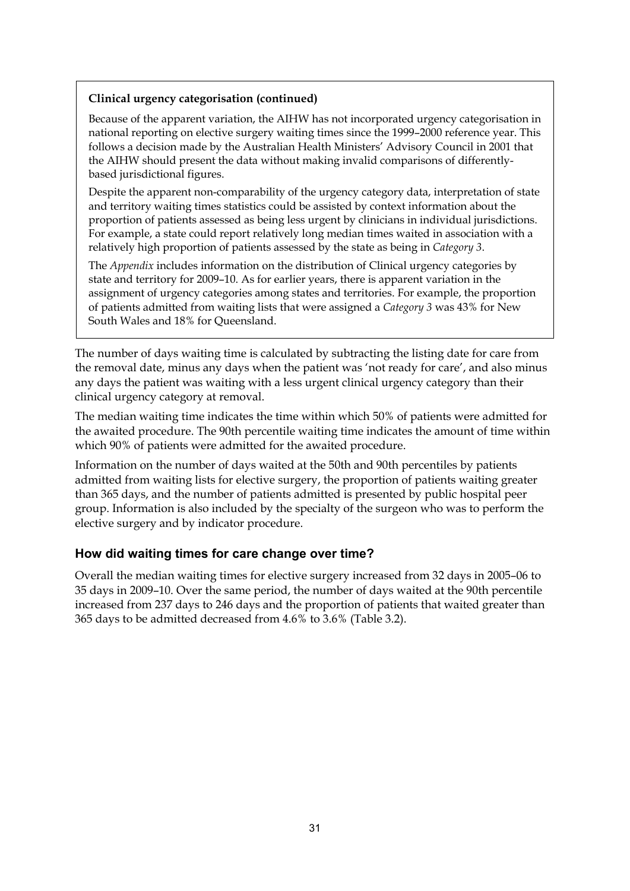> **Clinical urgency categorisation (continued)**
>
> Because of the apparent variation, the AIHW has not incorporated urgency categorisation in national reporting on elective surgery waiting times since the 1999–2000 reference year. This follows a decision made by the Australian Health Ministers' Advisory Council in 2001 that the AIHW should present the data without making invalid comparisons of differently-based jurisdictional figures.
>
> Despite the apparent non-comparability of the urgency category data, interpretation of state and territory waiting times statistics could be assisted by context information about the proportion of patients assessed as being less urgent by clinicians in individual jurisdictions. For example, a state could report relatively long median times waited in association with a relatively high proportion of patients assessed by the state as being in *Category 3*.
>
> The *Appendix* includes information on the distribution of Clinical urgency categories by state and territory for 2009–10. As for earlier years, there is apparent variation in the assignment of urgency categories among states and territories. For example, the proportion of patients admitted from waiting lists that were assigned a *Category 3* was 43% for New South Wales and 18% for Queensland.

The number of days waiting time is calculated by subtracting the listing date for care from the removal date, minus any days when the patient was 'not ready for care', and also minus any days the patient was waiting with a less urgent clinical urgency category than their clinical urgency category at removal.

The median waiting time indicates the time within which 50% of patients were admitted for the awaited procedure. The 90th percentile waiting time indicates the amount of time within which 90% of patients were admitted for the awaited procedure.

Information on the number of days waited at the 50th and 90th percentiles by patients admitted from waiting lists for elective surgery, the proportion of patients waiting greater than 365 days, and the number of patients admitted is presented by public hospital peer group. Information is also included by the specialty of the surgeon who was to perform the elective surgery and by indicator procedure.

## How did waiting times for care change over time?

Overall the median waiting times for elective surgery increased from 32 days in 2005–06 to 35 days in 2009–10. Over the same period, the number of days waited at the 90th percentile increased from 237 days to 246 days and the proportion of patients that waited greater than 365 days to be admitted decreased from 4.6% to 3.6% (Table 3.2).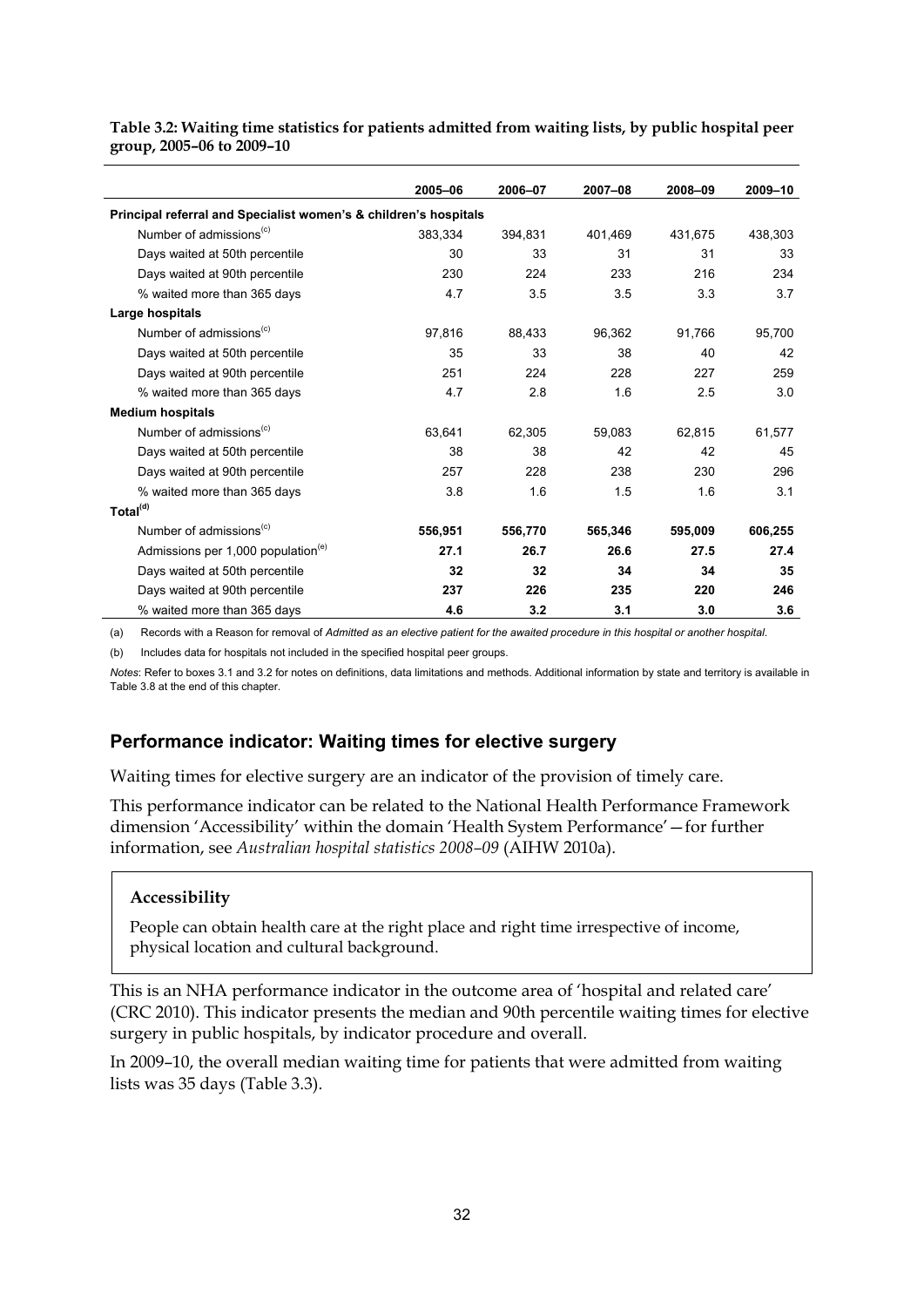**Table 3.2: Waiting time statistics for patients admitted from waiting lists, by public hospital peer group, 2005–06 to 2009–10**

| | 2005–06 | 2006–07 | 2007–08 | 2008–09 | 2009–10 |
|---|---|---|---|---|---|
| **Principal referral and Specialist women's & children's hospitals** | | | | | |
| Number of admissions[(c)] | 383,334 | 394,831 | 401,469 | 431,675 | 438,303 |
| Days waited at 50th percentile | 30 | 33 | 31 | 31 | 33 |
| Days waited at 90th percentile | 230 | 224 | 233 | 216 | 234 |
| % waited more than 365 days | 4.7 | 3.5 | 3.5 | 3.3 | 3.7 |
| **Large hospitals** | | | | | |
| Number of admissions[(c)] | 97,816 | 88,433 | 96,362 | 91,766 | 95,700 |
| Days waited at 50th percentile | 35 | 33 | 38 | 40 | 42 |
| Days waited at 90th percentile | 251 | 224 | 228 | 227 | 259 |
| % waited more than 365 days | 4.7 | 2.8 | 1.6 | 2.5 | 3.0 |
| **Medium hospitals** | | | | | |
| Number of admissions[(c)] | 63,641 | 62,305 | 59,083 | 62,815 | 61,577 |
| Days waited at 50th percentile | 38 | 38 | 42 | 42 | 45 |
| Days waited at 90th percentile | 257 | 228 | 238 | 230 | 296 |
| % waited more than 365 days | 3.8 | 1.6 | 1.5 | 1.6 | 3.1 |
| **Total[(d)]** | | | | | |
| Number of admissions[(c)] | **556,951** | **556,770** | **565,346** | **595,009** | **606,255** |
| Admissions per 1,000 population[(e)] | **27.1** | **26.7** | **26.6** | **27.5** | **27.4** |
| Days waited at 50th percentile | **32** | **32** | **34** | **34** | **35** |
| Days waited at 90th percentile | **237** | **226** | **235** | **220** | **246** |
| % waited more than 365 days | **4.6** | **3.2** | **3.1** | **3.0** | **3.6** |

(a) Records with a Reason for removal of *Admitted as an elective patient for the awaited procedure in this hospital or another hospital*.

(b) Includes data for hospitals not included in the specified hospital peer groups.

*Notes*: Refer to boxes 3.1 and 3.2 for notes on definitions, data limitations and methods. Additional information by state and territory is available in Table 3.8 at the end of this chapter.

## Performance indicator: Waiting times for elective surgery

Waiting times for elective surgery are an indicator of the provision of timely care.

This performance indicator can be related to the National Health Performance Framework dimension 'Accessibility' within the domain 'Health System Performance'—for further information, see *Australian hospital statistics 2008–09* (AIHW 2010a).

**Accessibility**

People can obtain health care at the right place and right time irrespective of income, physical location and cultural background.

This is an NHA performance indicator in the outcome area of 'hospital and related care' (CRC 2010). This indicator presents the median and 90th percentile waiting times for elective surgery in public hospitals, by indicator procedure and overall.

In 2009–10, the overall median waiting time for patients that were admitted from waiting lists was 35 days (Table 3.3).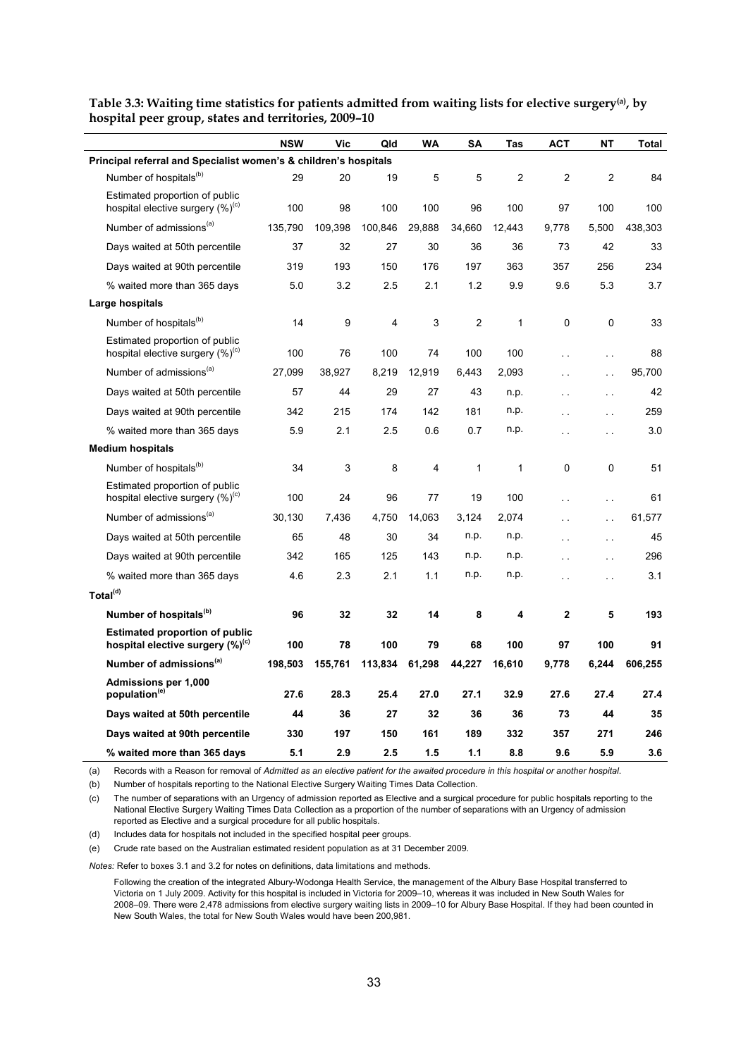**Table 3.3: Waiting time statistics for patients admitted from waiting lists for elective surgery[(a)], by hospital peer group, states and territories, 2009–10**

| | NSW | Vic | Qld | WA | SA | Tas | ACT | NT | Total |
|---|---|---|---|---|---|---|---|---|---|
| **Principal referral and Specialist women's & children's hospitals** | | | | | | | | | |
| Number of hospitals[(b)] | 29 | 20 | 19 | 5 | 5 | 2 | 2 | 2 | 84 |
| Estimated proportion of public hospital elective surgery (%)[(c)] | 100 | 98 | 100 | 100 | 96 | 100 | 97 | 100 | 100 |
| Number of admissions[(a)] | 135,790 | 109,398 | 100,846 | 29,888 | 34,660 | 12,443 | 9,778 | 5,500 | 438,303 |
| Days waited at 50th percentile | 37 | 32 | 27 | 30 | 36 | 36 | 73 | 42 | 33 |
| Days waited at 90th percentile | 319 | 193 | 150 | 176 | 197 | 363 | 357 | 256 | 234 |
| % waited more than 365 days | 5.0 | 3.2 | 2.5 | 2.1 | 1.2 | 9.9 | 9.6 | 5.3 | 3.7 |
| **Large hospitals** | | | | | | | | | |
| Number of hospitals[(b)] | 14 | 9 | 4 | 3 | 2 | 1 | 0 | 0 | 33 |
| Estimated proportion of public hospital elective surgery (%)[(c)] | 100 | 76 | 100 | 74 | 100 | 100 | . . | . . | 88 |
| Number of admissions[(a)] | 27,099 | 38,927 | 8,219 | 12,919 | 6,443 | 2,093 | . . | . . | 95,700 |
| Days waited at 50th percentile | 57 | 44 | 29 | 27 | 43 | n.p. | . . | . . | 42 |
| Days waited at 90th percentile | 342 | 215 | 174 | 142 | 181 | n.p. | . . | . . | 259 |
| % waited more than 365 days | 5.9 | 2.1 | 2.5 | 0.6 | 0.7 | n.p. | . . | . . | 3.0 |
| **Medium hospitals** | | | | | | | | | |
| Number of hospitals[(b)] | 34 | 3 | 8 | 4 | 1 | 1 | 0 | 0 | 51 |
| Estimated proportion of public hospital elective surgery (%)[(c)] | 100 | 24 | 96 | 77 | 19 | 100 | . . | . . | 61 |
| Number of admissions[(a)] | 30,130 | 7,436 | 4,750 | 14,063 | 3,124 | 2,074 | . . | . . | 61,577 |
| Days waited at 50th percentile | 65 | 48 | 30 | 34 | n.p. | n.p. | . . | . . | 45 |
| Days waited at 90th percentile | 342 | 165 | 125 | 143 | n.p. | n.p. | . . | . . | 296 |
| % waited more than 365 days | 4.6 | 2.3 | 2.1 | 1.1 | n.p. | n.p. | . . | . . | 3.1 |
| **Total[(d)]** | | | | | | | | | |
| **Number of hospitals[(b)]** | **96** | **32** | **32** | **14** | **8** | **4** | **2** | **5** | **193** |
| **Estimated proportion of public hospital elective surgery (%)[(c)]** | **100** | **78** | **100** | **79** | **68** | **100** | **97** | **100** | **91** |
| **Number of admissions[(a)]** | **198,503** | **155,761** | **113,834** | **61,298** | **44,227** | **16,610** | **9,778** | **6,244** | **606,255** |
| **Admissions per 1,000 population[(e)]** | **27.6** | **28.3** | **25.4** | **27.0** | **27.1** | **32.9** | **27.6** | **27.4** | **27.4** |
| **Days waited at 50th percentile** | **44** | **36** | **27** | **32** | **36** | **36** | **73** | **44** | **35** |
| **Days waited at 90th percentile** | **330** | **197** | **150** | **161** | **189** | **332** | **357** | **271** | **246** |
| **% waited more than 365 days** | **5.1** | **2.9** | **2.5** | **1.5** | **1.1** | **8.8** | **9.6** | **5.9** | **3.6** |

(a) Records with a Reason for removal of *Admitted as an elective patient for the awaited procedure in this hospital or another hospital*.

(b) Number of hospitals reporting to the National Elective Surgery Waiting Times Data Collection.

(c) The number of separations with an Urgency of admission reported as Elective and a surgical procedure for public hospitals reporting to the National Elective Surgery Waiting Times Data Collection as a proportion of the number of separations with an Urgency of admission reported as Elective and a surgical procedure for all public hospitals.

(d) Includes data for hospitals not included in the specified hospital peer groups.

(e) Crude rate based on the Australian estimated resident population as at 31 December 2009.

*Notes:* Refer to boxes 3.1 and 3.2 for notes on definitions, data limitations and methods.

Following the creation of the integrated Albury-Wodonga Health Service, the management of the Albury Base Hospital transferred to Victoria on 1 July 2009. Activity for this hospital is included in Victoria for 2009–10, whereas it was included in New South Wales for 2008–09. There were 2,478 admissions from elective surgery waiting lists in 2009–10 for Albury Base Hospital. If they had been counted in New South Wales, the total for New South Wales would have been 200,981.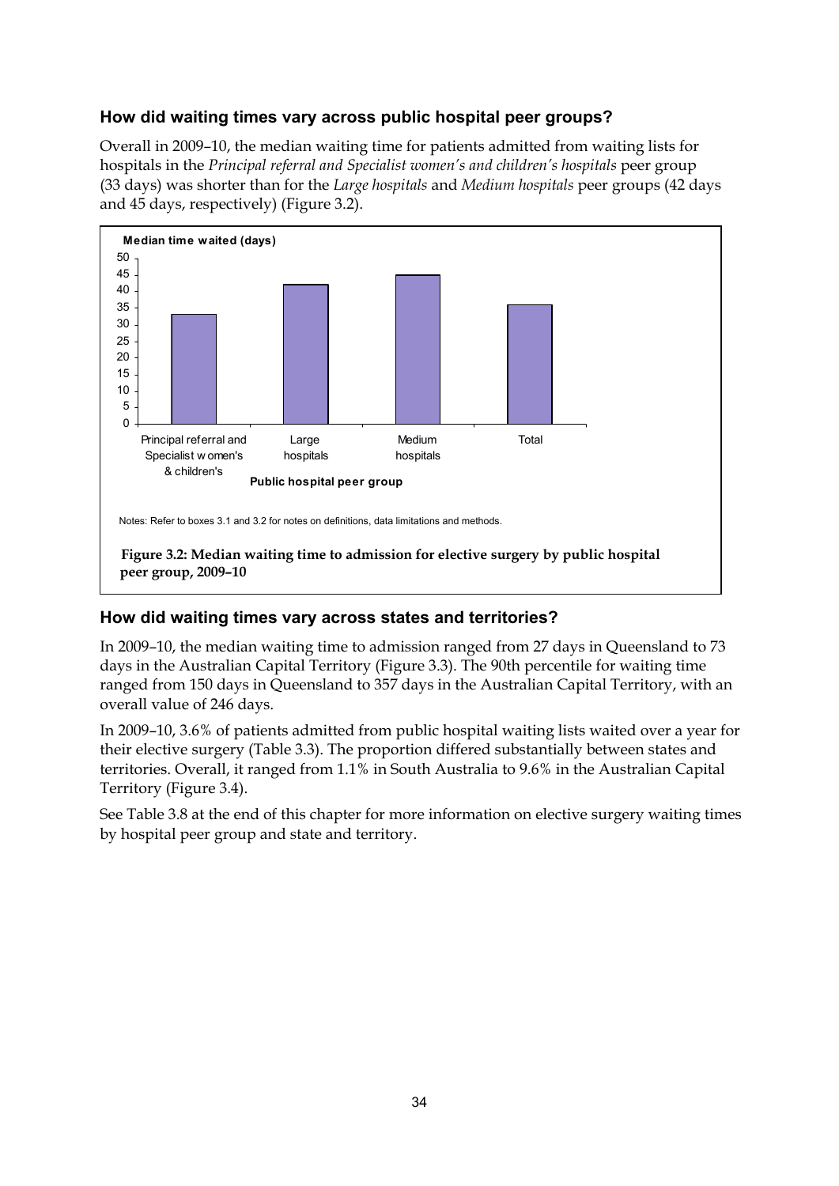### How did waiting times vary across public hospital peer groups?

Overall in 2009–10, the median waiting time for patients admitted from waiting lists for hospitals in the *Principal referral and Specialist women's and children's hospitals* peer group (33 days) was shorter than for the *Large hospitals* and *Medium hospitals* peer groups (42 days and 45 days, respectively) (Figure 3.2).

Notes: Refer to boxes 3.1 and 3.2 for notes on definitions, data limitations and methods.

**Figure 3.2: Median waiting time to admission for elective surgery by public hospital peer group, 2009–10**

### How did waiting times vary across states and territories?

In 2009–10, the median waiting time to admission ranged from 27 days in Queensland to 73 days in the Australian Capital Territory (Figure 3.3). The 90th percentile for waiting time ranged from 150 days in Queensland to 357 days in the Australian Capital Territory, with an overall value of 246 days.

In 2009–10, 3.6% of patients admitted from public hospital waiting lists waited over a year for their elective surgery (Table 3.3). The proportion differed substantially between states and territories. Overall, it ranged from 1.1% in South Australia to 9.6% in the Australian Capital Territory (Figure 3.4).

See Table 3.8 at the end of this chapter for more information on elective surgery waiting times by hospital peer group and state and territory.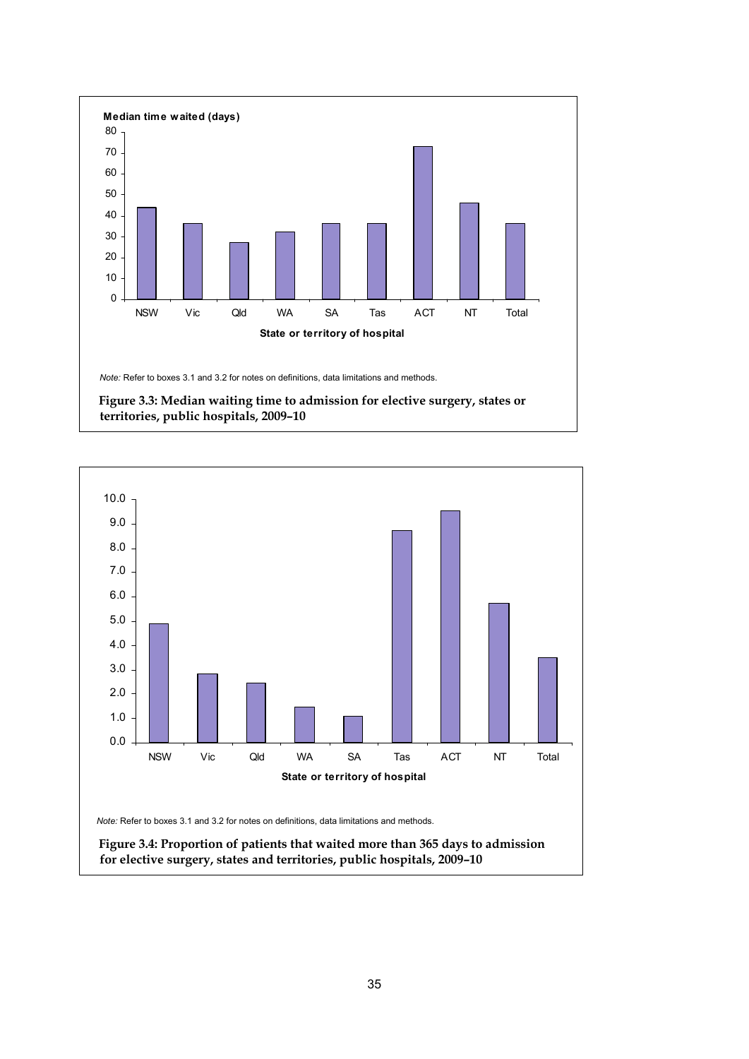Median time waited (days)

80
70
60
50
40
30
20
10
0

NSW Vic Qld WA SA Tas ACT NT Total

State or territory of hospital

*Note:* Refer to boxes 3.1 and 3.2 for notes on definitions, data limitations and methods.

**Figure 3.3: Median waiting time to admission for elective surgery, states or territories, public hospitals, 2009–10**

10.0
9.0
8.0
7.0
6.0
5.0
4.0
3.0
2.0
1.0
0.0

NSW Vic Qld WA SA Tas ACT NT Total

State or territory of hospital

*Note:* Refer to boxes 3.1 and 3.2 for notes on definitions, data limitations and methods.

**Figure 3.4: Proportion of patients that waited more than 365 days to admission for elective surgery, states and territories, public hospitals, 2009–10**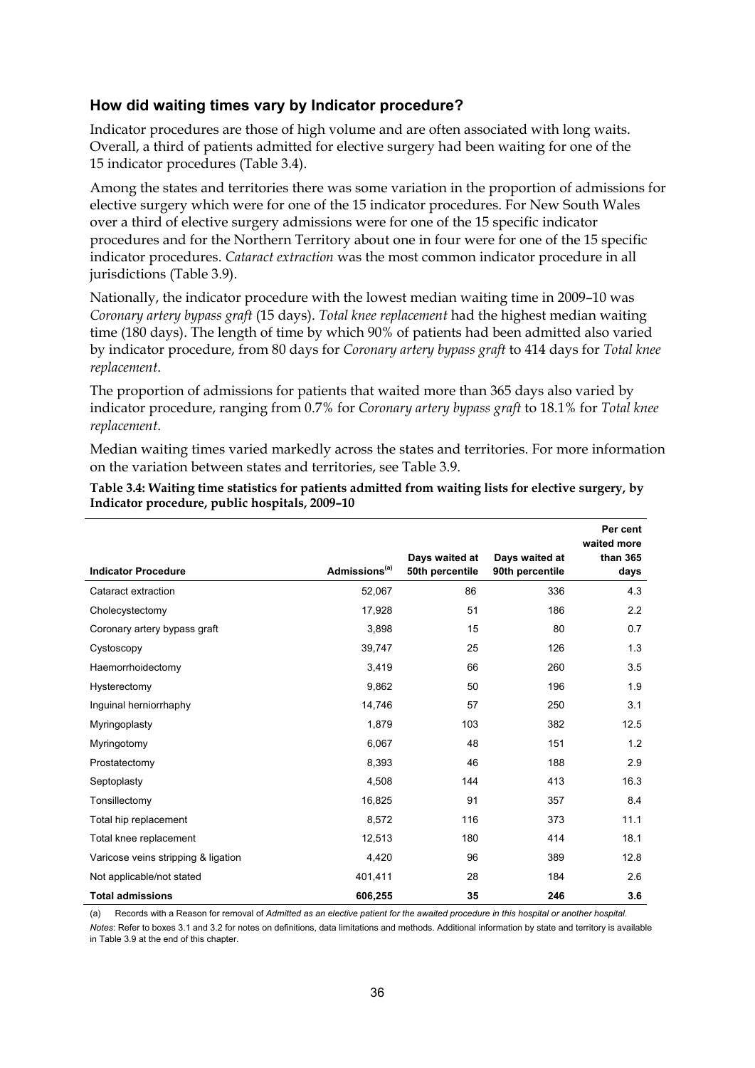### How did waiting times vary by Indicator procedure?

Indicator procedures are those of high volume and are often associated with long waits. Overall, a third of patients admitted for elective surgery had been waiting for one of the 15 indicator procedures (Table 3.4).

Among the states and territories there was some variation in the proportion of admissions for elective surgery which were for one of the 15 indicator procedures. For New South Wales over a third of elective surgery admissions were for one of the 15 specific indicator procedures and for the Northern Territory about one in four were for one of the 15 specific indicator procedures. *Cataract extraction* was the most common indicator procedure in all jurisdictions (Table 3.9).

Nationally, the indicator procedure with the lowest median waiting time in 2009–10 was *Coronary artery bypass graft* (15 days). *Total knee replacement* had the highest median waiting time (180 days). The length of time by which 90% of patients had been admitted also varied by indicator procedure, from 80 days for *Coronary artery bypass graft* to 414 days for *Total knee replacement*.

The proportion of admissions for patients that waited more than 365 days also varied by indicator procedure, ranging from 0.7% for *Coronary artery bypass graft* to 18.1% for *Total knee replacement*.

Median waiting times varied markedly across the states and territories. For more information on the variation between states and territories, see Table 3.9.

**Table 3.4: Waiting time statistics for patients admitted from waiting lists for elective surgery, by Indicator procedure, public hospitals, 2009–10**

| Indicator Procedure | Admissions[(a)] | Days waited at 50th percentile | Days waited at 90th percentile | Per cent waited more than 365 days |
|---|---|---|---|---|
| Cataract extraction | 52,067 | 86 | 336 | 4.3 |
| Cholecystectomy | 17,928 | 51 | 186 | 2.2 |
| Coronary artery bypass graft | 3,898 | 15 | 80 | 0.7 |
| Cystoscopy | 39,747 | 25 | 126 | 1.3 |
| Haemorrhoidectomy | 3,419 | 66 | 260 | 3.5 |
| Hysterectomy | 9,862 | 50 | 196 | 1.9 |
| Inguinal herniorrhaphy | 14,746 | 57 | 250 | 3.1 |
| Myringoplasty | 1,879 | 103 | 382 | 12.5 |
| Myringotomy | 6,067 | 48 | 151 | 1.2 |
| Prostatectomy | 8,393 | 46 | 188 | 2.9 |
| Septoplasty | 4,508 | 144 | 413 | 16.3 |
| Tonsillectomy | 16,825 | 91 | 357 | 8.4 |
| Total hip replacement | 8,572 | 116 | 373 | 11.1 |
| Total knee replacement | 12,513 | 180 | 414 | 18.1 |
| Varicose veins stripping & ligation | 4,420 | 96 | 389 | 12.8 |
| Not applicable/not stated | 401,411 | 28 | 184 | 2.6 |
| **Total admissions** | **606,255** | **35** | **246** | **3.6** |

(a) Records with a Reason for removal of *Admitted as an elective patient for the awaited procedure in this hospital or another hospital*.

*Notes*: Refer to boxes 3.1 and 3.2 for notes on definitions, data limitations and methods. Additional information by state and territory is available in Table 3.9 at the end of this chapter.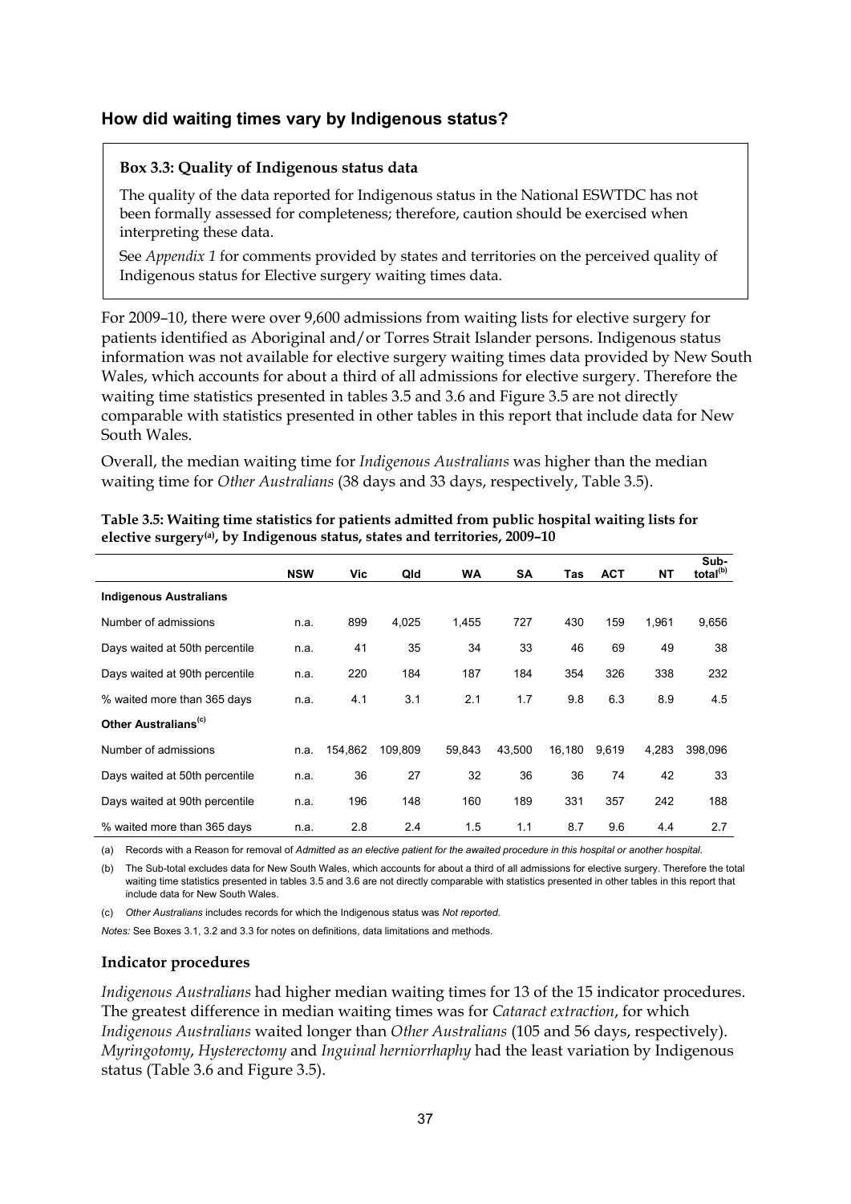## How did waiting times vary by Indigenous status?

> **Box 3.3: Quality of Indigenous status data**
>
> The quality of the data reported for Indigenous status in the National ESWTDC has not been formally assessed for completeness; therefore, caution should be exercised when interpreting these data.
>
> See *Appendix 1* for comments provided by states and territories on the perceived quality of Indigenous status for Elective surgery waiting times data.

For 2009–10, there were over 9,600 admissions from waiting lists for elective surgery for patients identified as Aboriginal and/or Torres Strait Islander persons. Indigenous status information was not available for elective surgery waiting times data provided by New South Wales, which accounts for about a third of all admissions for elective surgery. Therefore the waiting time statistics presented in tables 3.5 and 3.6 and Figure 3.5 are not directly comparable with statistics presented in other tables in this report that include data for New South Wales.

Overall, the median waiting time for *Indigenous Australians* was higher than the median waiting time for *Other Australians* (38 days and 33 days, respectively, Table 3.5).

**Table 3.5: Waiting time statistics for patients admitted from public hospital waiting lists for elective surgery[(a)], by Indigenous status, states and territories, 2009–10**

| | NSW | Vic | Qld | WA | SA | Tas | ACT | NT | Sub-total[(b)] |
|---|---|---|---|---|---|---|---|---|---|
| **Indigenous Australians** | | | | | | | | | |
| Number of admissions | n.a. | 899 | 4,025 | 1,455 | 727 | 430 | 159 | 1,961 | 9,656 |
| Days waited at 50th percentile | n.a. | 41 | 35 | 34 | 33 | 46 | 69 | 49 | 38 |
| Days waited at 90th percentile | n.a. | 220 | 184 | 187 | 184 | 354 | 326 | 338 | 232 |
| % waited more than 365 days | n.a. | 4.1 | 3.1 | 2.1 | 1.7 | 9.8 | 6.3 | 8.9 | 4.5 |
| **Other Australians[(c)]** | | | | | | | | | |
| Number of admissions | n.a. | 154,862 | 109,809 | 59,843 | 43,500 | 16,180 | 9,619 | 4,283 | 398,096 |
| Days waited at 50th percentile | n.a. | 36 | 27 | 32 | 36 | 36 | 74 | 42 | 33 |
| Days waited at 90th percentile | n.a. | 196 | 148 | 160 | 189 | 331 | 357 | 242 | 188 |
| % waited more than 365 days | n.a. | 2.8 | 2.4 | 1.5 | 1.1 | 8.7 | 9.6 | 4.4 | 2.7 |

(a) Records with a Reason for removal of *Admitted as an elective patient for the awaited procedure in this hospital or another hospital.*

(b) The Sub-total excludes data for New South Wales, which accounts for about a third of all admissions for elective surgery. Therefore the total waiting time statistics presented in tables 3.5 and 3.6 are not directly comparable with statistics presented in other tables in this report that include data for New South Wales.

(c) *Other Australians* includes records for which the Indigenous status was *Not reported.*

*Notes:* See Boxes 3.1, 3.2 and 3.3 for notes on definitions, data limitations and methods.

### Indicator procedures

*Indigenous Australians* had higher median waiting times for 13 of the 15 indicator procedures. The greatest difference in median waiting times was for *Cataract extraction*, for which *Indigenous Australians* waited longer than *Other Australians* (105 and 56 days, respectively). *Myringotomy*, *Hysterectomy* and *Inguinal herniorrhaphy* had the least variation by Indigenous status (Table 3.6 and Figure 3.5).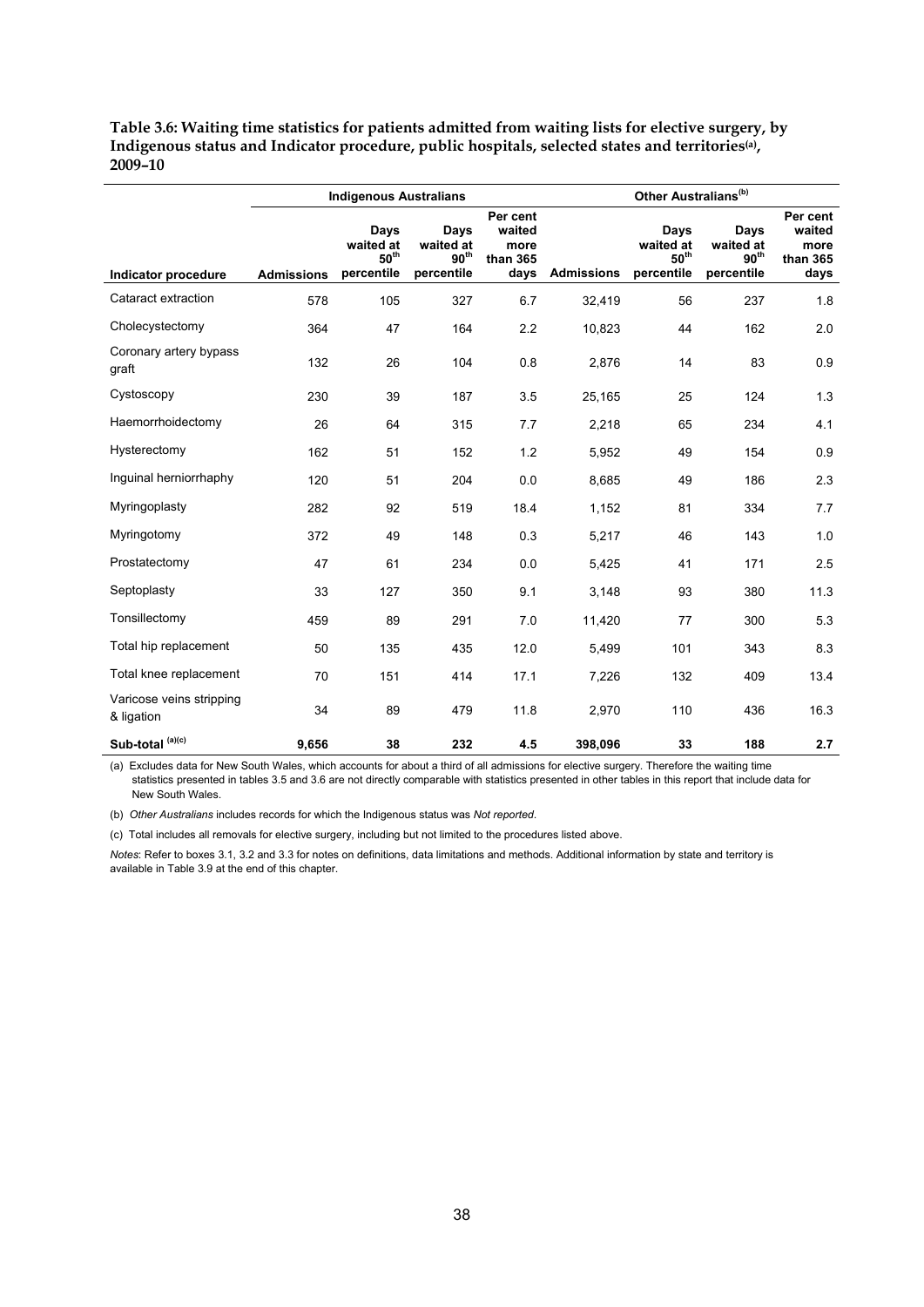**Table 3.6: Waiting time statistics for patients admitted from waiting lists for elective surgery, by Indigenous status and Indicator procedure, public hospitals, selected states and territories[(a)], 2009–10**

| | Indigenous Australians | | | | Other Australians[(b)] | | | |
|---|---|---|---|---|---|---|---|---|
| Indicator procedure | Admissions | Days waited at 50th percentile | Days waited at 90th percentile | Per cent waited more than 365 days | Admissions | Days waited at 50th percentile | Days waited at 90th percentile | Per cent waited more than 365 days |
| Cataract extraction | 578 | 105 | 327 | 6.7 | 32,419 | 56 | 237 | 1.8 |
| Cholecystectomy | 364 | 47 | 164 | 2.2 | 10,823 | 44 | 162 | 2.0 |
| Coronary artery bypass graft | 132 | 26 | 104 | 0.8 | 2,876 | 14 | 83 | 0.9 |
| Cystoscopy | 230 | 39 | 187 | 3.5 | 25,165 | 25 | 124 | 1.3 |
| Haemorrhoidectomy | 26 | 64 | 315 | 7.7 | 2,218 | 65 | 234 | 4.1 |
| Hysterectomy | 162 | 51 | 152 | 1.2 | 5,952 | 49 | 154 | 0.9 |
| Inguinal herniorrhaphy | 120 | 51 | 204 | 0.0 | 8,685 | 49 | 186 | 2.3 |
| Myringoplasty | 282 | 92 | 519 | 18.4 | 1,152 | 81 | 334 | 7.7 |
| Myringotomy | 372 | 49 | 148 | 0.3 | 5,217 | 46 | 143 | 1.0 |
| Prostatectomy | 47 | 61 | 234 | 0.0 | 5,425 | 41 | 171 | 2.5 |
| Septoplasty | 33 | 127 | 350 | 9.1 | 3,148 | 93 | 380 | 11.3 |
| Tonsillectomy | 459 | 89 | 291 | 7.0 | 11,420 | 77 | 300 | 5.3 |
| Total hip replacement | 50 | 135 | 435 | 12.0 | 5,499 | 101 | 343 | 8.3 |
| Total knee replacement | 70 | 151 | 414 | 17.1 | 7,226 | 132 | 409 | 13.4 |
| Varicose veins stripping & ligation | 34 | 89 | 479 | 11.8 | 2,970 | 110 | 436 | 16.3 |
| **Sub-total [(a)(c)]** | **9,656** | **38** | **232** | **4.5** | **398,096** | **33** | **188** | **2.7** |

(a) Excludes data for New South Wales, which accounts for about a third of all admissions for elective surgery. Therefore the waiting time statistics presented in tables 3.5 and 3.6 are not directly comparable with statistics presented in other tables in this report that include data for New South Wales.

(b) *Other Australians* includes records for which the Indigenous status was *Not reported*.

(c) Total includes all removals for elective surgery, including but not limited to the procedures listed above.

*Notes*: Refer to boxes 3.1, 3.2 and 3.3 for notes on definitions, data limitations and methods. Additional information by state and territory is available in Table 3.9 at the end of this chapter.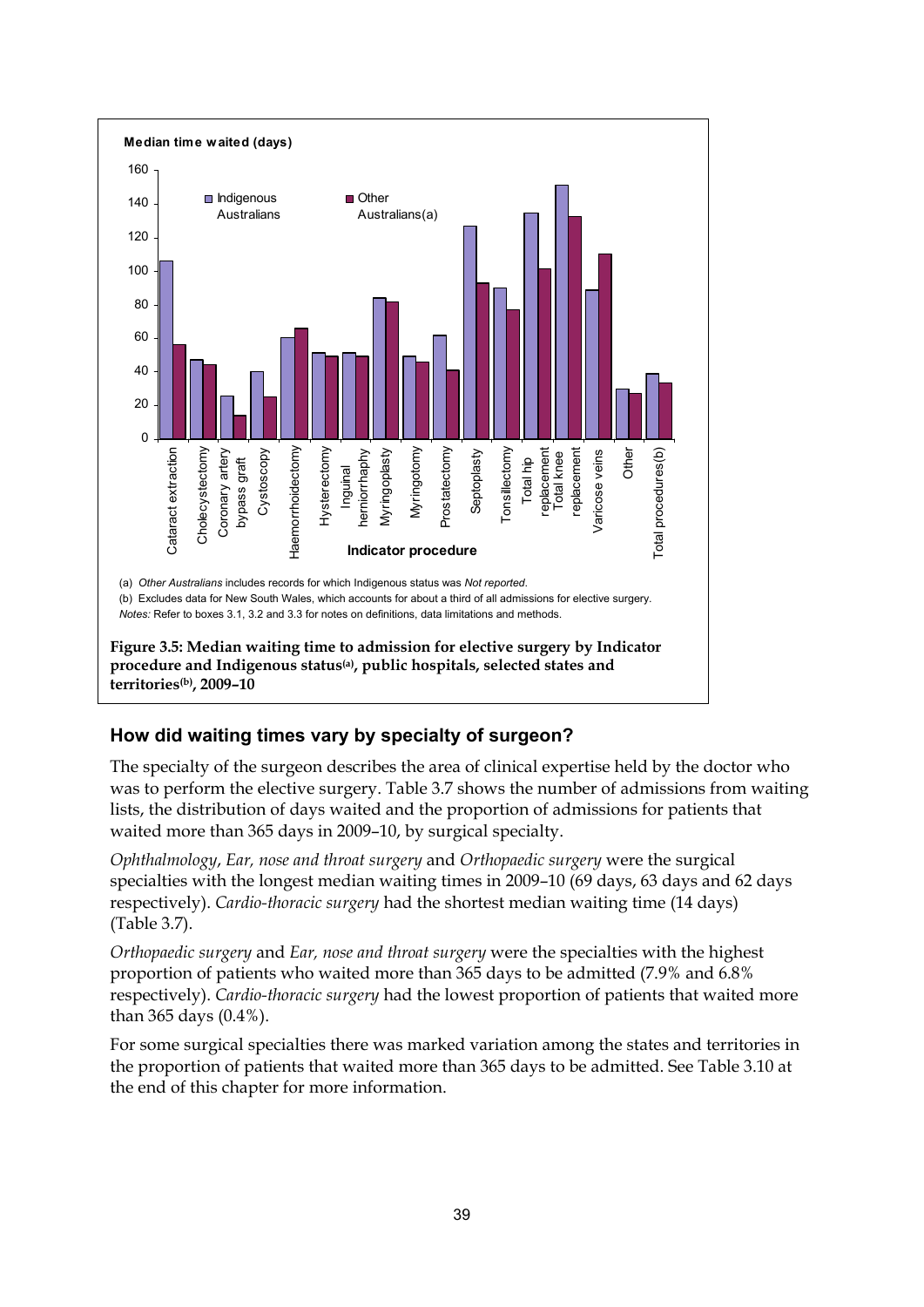Median time waited (days)

(a) *Other Australians* includes records for which Indigenous status was *Not reported*.

(b) Excludes data for New South Wales, which accounts for about a third of all admissions for elective surgery.

*Notes:* Refer to boxes 3.1, 3.2 and 3.3 for notes on definitions, data limitations and methods.

**Figure 3.5: Median waiting time to admission for elective surgery by Indicator procedure and Indigenous status[a], public hospitals, selected states and territories[b], 2009–10**

## How did waiting times vary by specialty of surgeon?

The specialty of the surgeon describes the area of clinical expertise held by the doctor who was to perform the elective surgery. Table 3.7 shows the number of admissions from waiting lists, the distribution of days waited and the proportion of admissions for patients that waited more than 365 days in 2009–10, by surgical specialty.

*Ophthalmology*, *Ear, nose and throat surgery* and *Orthopaedic surgery* were the surgical specialties with the longest median waiting times in 2009–10 (69 days, 63 days and 62 days respectively). *Cardio-thoracic surgery* had the shortest median waiting time (14 days) (Table 3.7).

*Orthopaedic surgery* and *Ear, nose and throat surgery* were the specialties with the highest proportion of patients who waited more than 365 days to be admitted (7.9% and 6.8% respectively). *Cardio-thoracic surgery* had the lowest proportion of patients that waited more than 365 days (0.4%).

For some surgical specialties there was marked variation among the states and territories in the proportion of patients that waited more than 365 days to be admitted. See Table 3.10 at the end of this chapter for more information.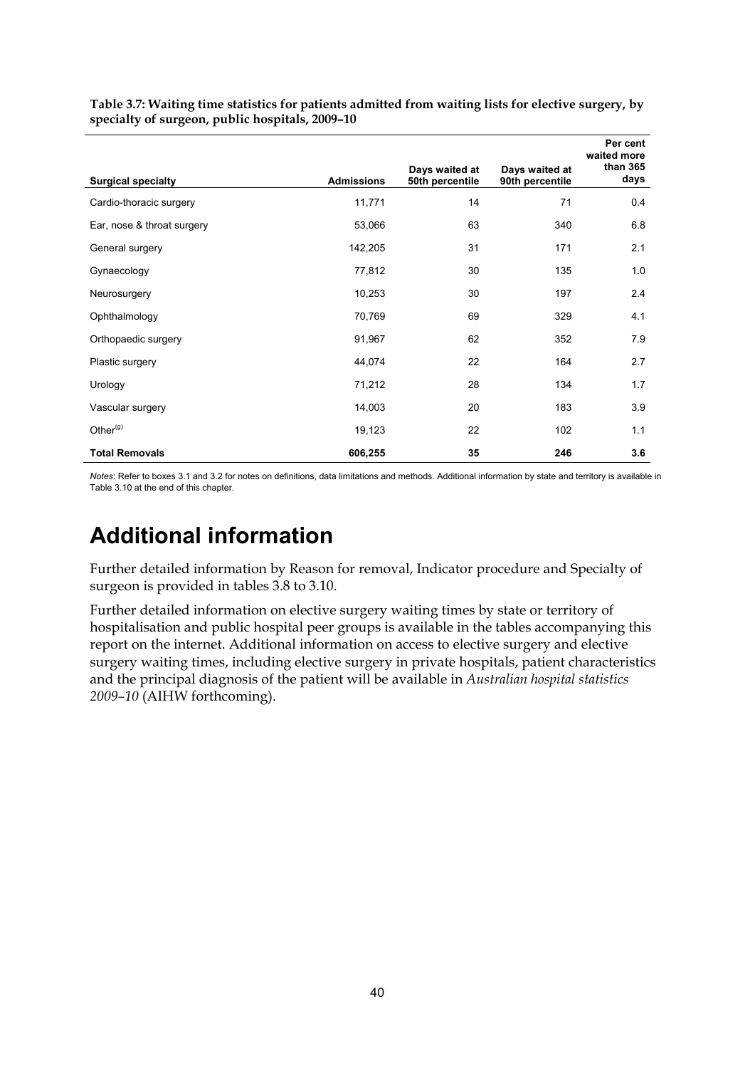**Table 3.7: Waiting time statistics for patients admitted from waiting lists for elective surgery, by specialty of surgeon, public hospitals, 2009–10**

| Surgical specialty | Admissions | Days waited at 50th percentile | Days waited at 90th percentile | Per cent waited more than 365 days |
|---|---|---|---|---|
| Cardio-thoracic surgery | 11,771 | 14 | 71 | 0.4 |
| Ear, nose & throat surgery | 53,066 | 63 | 340 | 6.8 |
| General surgery | 142,205 | 31 | 171 | 2.1 |
| Gynaecology | 77,812 | 30 | 135 | 1.0 |
| Neurosurgery | 10,253 | 30 | 197 | 2.4 |
| Ophthalmology | 70,769 | 69 | 329 | 4.1 |
| Orthopaedic surgery | 91,967 | 62 | 352 | 7.9 |
| Plastic surgery | 44,074 | 22 | 164 | 2.7 |
| Urology | 71,212 | 28 | 134 | 1.7 |
| Vascular surgery | 14,003 | 20 | 183 | 3.9 |
| Other[g] | 19,123 | 22 | 102 | 1.1 |
| **Total Removals** | **606,255** | **35** | **246** | **3.6** |

*Notes*: Refer to boxes 3.1 and 3.2 for notes on definitions, data limitations and methods. Additional information by state and territory is available in Table 3.10 at the end of this chapter.

# Additional information

Further detailed information by Reason for removal, Indicator procedure and Specialty of surgeon is provided in tables 3.8 to 3.10.

Further detailed information on elective surgery waiting times by state or territory of hospitalisation and public hospital peer groups is available in the tables accompanying this report on the internet. Additional information on access to elective surgery and elective surgery waiting times, including elective surgery in private hospitals, patient characteristics and the principal diagnosis of the patient will be available in *Australian hospital statistics 2009–10* (AIHW forthcoming).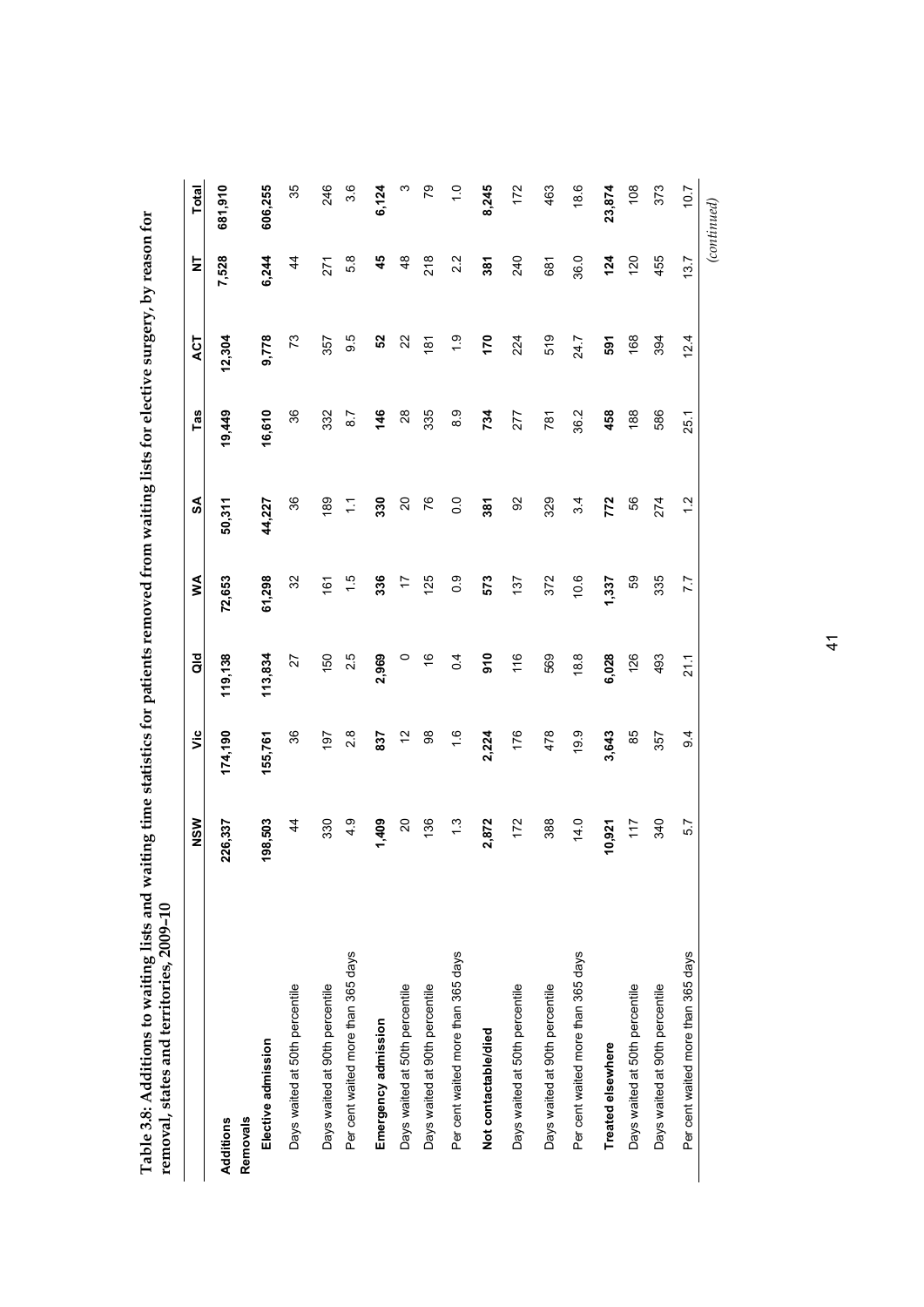**Table 3.8: Additions to waiting lists and waiting time statistics for patients removed from waiting lists for elective surgery, by reason for removal, states and territories, 2009–10**

| | NSW | Vic | Qld | WA | SA | Tas | ACT | NT | Total |
|---|---|---|---|---|---|---|---|---|---|
| **Additions** | **226,337** | **174,190** | **119,138** | **72,653** | **50,311** | **19,449** | **12,304** | **7,528** | **681,910** |
| **Removals** | | | | | | | | | |
| **Elective admission** | **198,503** | **155,761** | **113,834** | **61,298** | **44,227** | **16,610** | **9,778** | **6,244** | **606,255** |
| Days waited at 50th percentile | 44 | 36 | 27 | 32 | 36 | 36 | 73 | 44 | 35 |
| Days waited at 90th percentile | 330 | 197 | 150 | 161 | 189 | 332 | 357 | 271 | 246 |
| Per cent waited more than 365 days | 4.9 | 2.8 | 2.5 | 1.5 | 1.1 | 8.7 | 9.5 | 5.8 | 3.6 |
| **Emergency admission** | **1,409** | **837** | **2,969** | **336** | **330** | **146** | **52** | **45** | **6,124** |
| Days waited at 50th percentile | 20 | 12 | 0 | 17 | 20 | 28 | 22 | 48 | 3 |
| Days waited at 90th percentile | 136 | 98 | 16 | 125 | 76 | 335 | 181 | 218 | 79 |
| Per cent waited more than 365 days | 1.3 | 1.6 | 0.4 | 0.9 | 0.0 | 8.9 | 1.9 | 2.2 | 1.0 |
| **Not contactable/died** | **2,872** | **2,224** | **910** | **573** | **381** | **734** | **170** | **381** | **8,245** |
| Days waited at 50th percentile | 172 | 176 | 116 | 137 | 92 | 277 | 224 | 240 | 172 |
| Days waited at 90th percentile | 388 | 478 | 569 | 372 | 329 | 781 | 519 | 681 | 463 |
| Per cent waited more than 365 days | 14.0 | 19.9 | 18.8 | 10.6 | 3.4 | 36.2 | 24.7 | 36.0 | 18.6 |
| **Treated elsewhere** | **10,921** | **3,643** | **6,028** | **1,337** | **772** | **458** | **591** | **124** | **23,874** |
| Days waited at 50th percentile | 117 | 85 | 126 | 59 | 56 | 188 | 168 | 120 | 108 |
| Days waited at 90th percentile | 340 | 357 | 493 | 335 | 274 | 586 | 394 | 455 | 373 |
| Per cent waited more than 365 days | 5.7 | 9.4 | 21.1 | 7.7 | 1.2 | 25.1 | 12.4 | 13.7 | 10.7 |

*(continued)*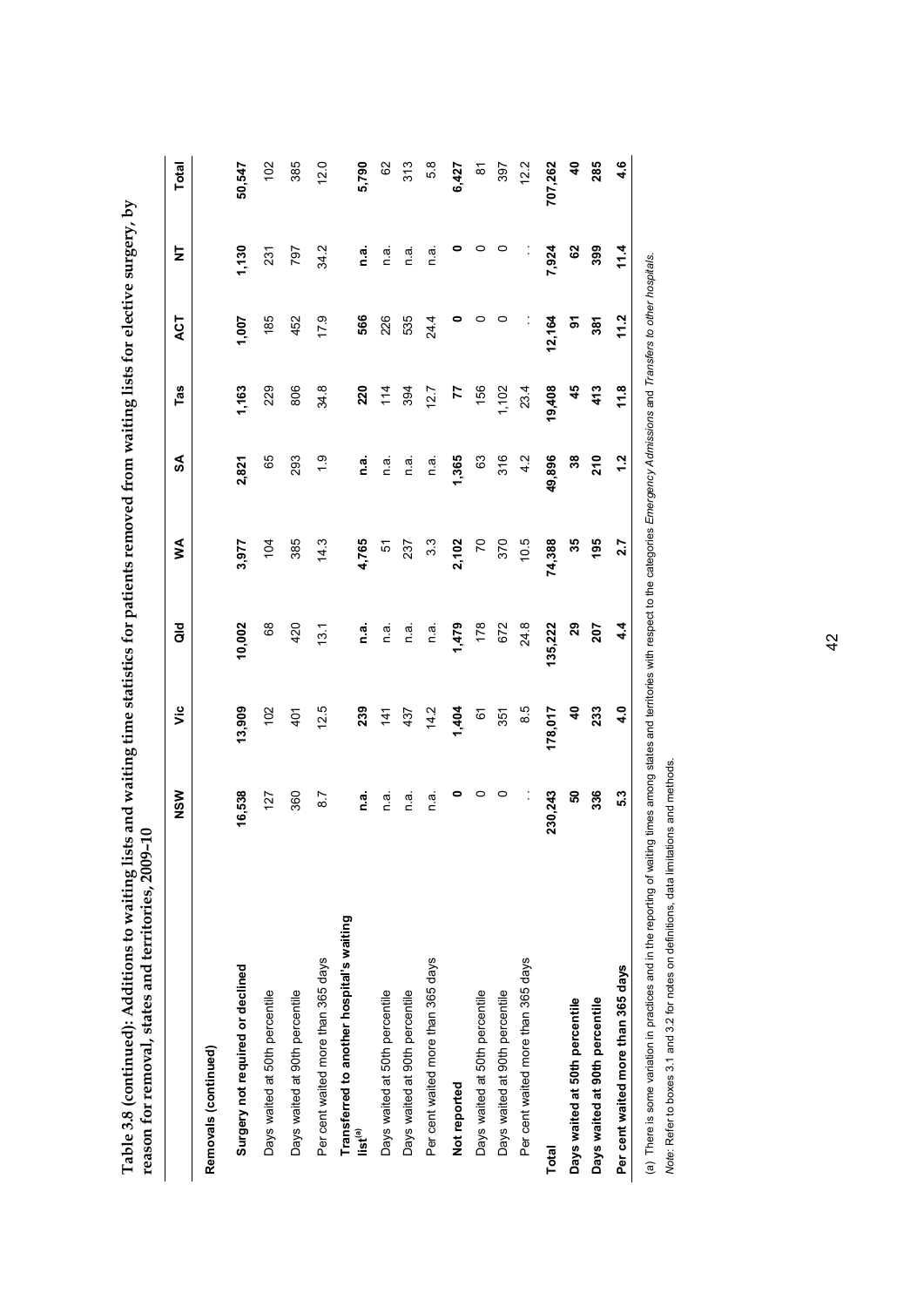**Table 3.8 (continued): Additions to waiting lists and waiting time statistics for patients removed from waiting lists for elective surgery, by reason for removal, states and territories, 2009–10**

| | NSW | Vic | Qld | WA | SA | Tas | ACT | NT | Total |
|---|---|---|---|---|---|---|---|---|---|
| **Removals (continued)** | | | | | | | | | |
| **Surgery not required or declined** | **16,538** | **13,909** | **10,002** | **3,977** | **2,821** | **1,163** | **1,007** | **1,130** | **50,547** |
| Days waited at 50th percentile | 127 | 102 | 68 | 104 | 65 | 229 | 185 | 231 | 102 |
| Days waited at 90th percentile | 360 | 401 | 420 | 385 | 293 | 806 | 452 | 797 | 385 |
| Per cent waited more than 365 days | 8.7 | 12.5 | 13.1 | 14.3 | 1.9 | 34.8 | 17.9 | 34.2 | 12.0 |
| **Transferred to another hospital's waiting list[(a)]** | **n.a.** | **239** | **n.a.** | **4,765** | **n.a.** | **220** | **566** | **n.a.** | **5,790** |
| Days waited at 50th percentile | n.a. | 141 | n.a. | 51 | n.a. | 114 | 226 | n.a. | 62 |
| Days waited at 90th percentile | n.a. | 437 | n.a. | 237 | n.a. | 394 | 535 | n.a. | 313 |
| Per cent waited more than 365 days | n.a. | 14.2 | n.a. | 3.3 | n.a. | 12.7 | 24.4 | n.a. | 5.8 |
| **Not reported** | **0** | **1,404** | **1,479** | **2,102** | **1,365** | **77** | **0** | **0** | **6,427** |
| Days waited at 50th percentile | 0 | 61 | 178 | 70 | 63 | 156 | 0 | 0 | 81 |
| Days waited at 90th percentile | 0 | 351 | 672 | 370 | 316 | 1,102 | 0 | 0 | 397 |
| Per cent waited more than 365 days | . . | 8.5 | 24.8 | 10.5 | 4.2 | 23.4 | . . | . . | 12.2 |
| **Total** | **230,243** | **178,017** | **135,222** | **74,388** | **49,896** | **19,408** | **12,164** | **7,924** | **707,262** |
| **Days waited at 50th percentile** | **50** | **40** | **29** | **35** | **38** | **45** | **91** | **62** | **40** |
| **Days waited at 90th percentile** | **336** | **233** | **207** | **195** | **210** | **413** | **381** | **399** | **285** |
| **Per cent waited more than 365 days** | **5.3** | **4.0** | **4.4** | **2.7** | **1.2** | **11.8** | **11.2** | **11.4** | **4.6** |

(a) There is some variation in practices and in the reporting of waiting times among states and territories with respect to the categories *Emergency Admissions* and *Transfers to other hospitals*.

*Note:* Refer to boxes 3.1 and 3.2 for notes on definitions, data limitations and methods.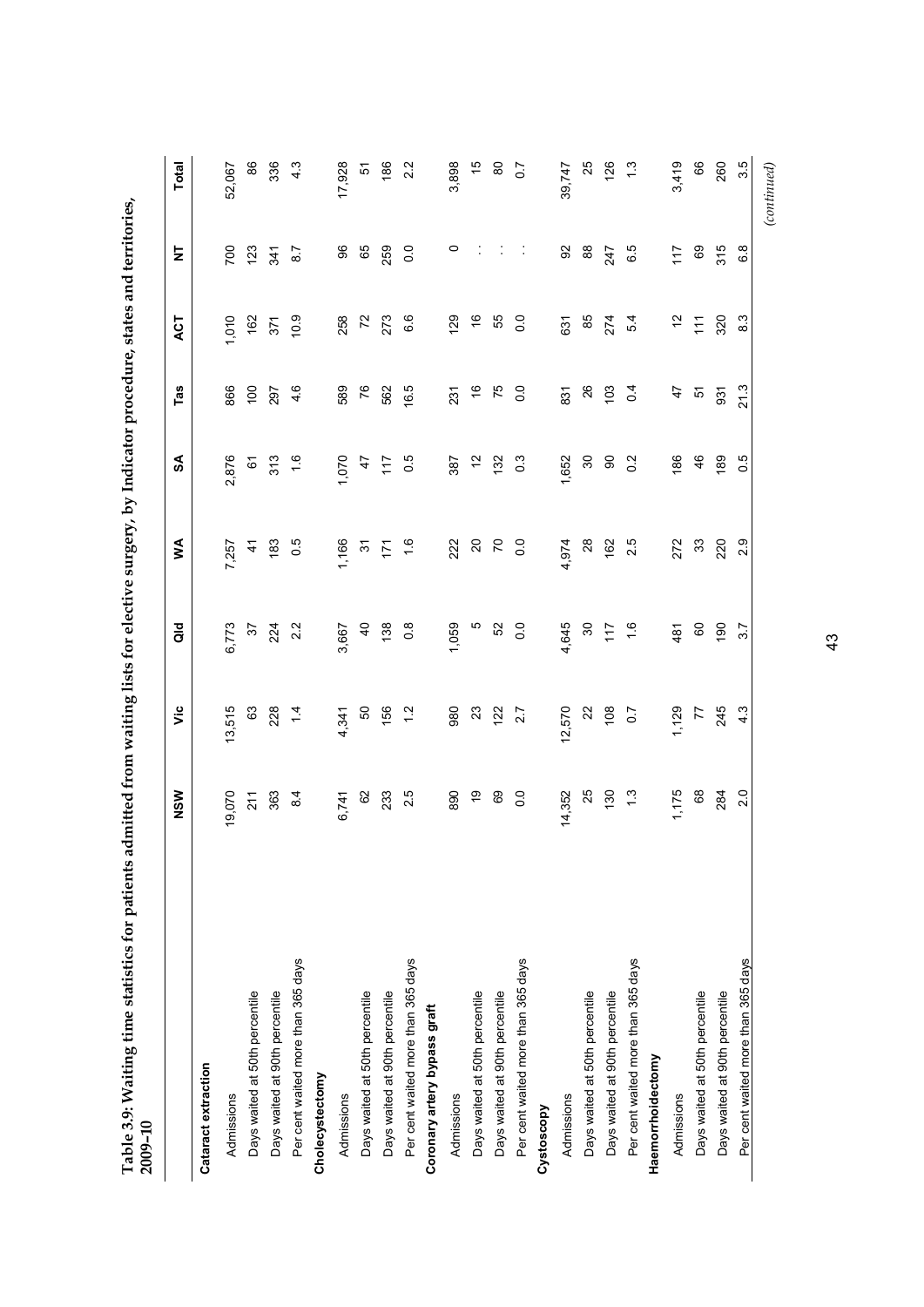**Table 3.9: Waiting time statistics for patients admitted from waiting lists for elective surgery, by Indicator procedure, states and territories, 2009–10**

| | NSW | Vic | Qld | WA | SA | Tas | ACT | NT | Total |
|---|---|---|---|---|---|---|---|---|---|
| **Cataract extraction** | | | | | | | | | |
| Admissions | 19,070 | 13,515 | 6,773 | 7,257 | 2,876 | 866 | 1,010 | 700 | 52,067 |
| Days waited at 50th percentile | 211 | 63 | 37 | 41 | 61 | 100 | 162 | 123 | 86 |
| Days waited at 90th percentile | 363 | 228 | 224 | 183 | 313 | 297 | 371 | 341 | 336 |
| Per cent waited more than 365 days | 8.4 | 1.4 | 2.2 | 0.5 | 1.6 | 4.6 | 10.9 | 8.7 | 4.3 |
| **Cholecystectomy** | | | | | | | | | |
| Admissions | 6,741 | 4,341 | 3,667 | 1,166 | 1,070 | 589 | 258 | 96 | 17,928 |
| Days waited at 50th percentile | 62 | 50 | 40 | 31 | 47 | 76 | 72 | 65 | 51 |
| Days waited at 90th percentile | 233 | 156 | 138 | 171 | 117 | 562 | 273 | 259 | 186 |
| Per cent waited more than 365 days | 2.5 | 1.2 | 0.8 | 1.6 | 0.5 | 16.5 | 6.6 | 0.0 | 2.2 |
| **Coronary artery bypass graft** | | | | | | | | | |
| Admissions | 890 | 980 | 1,059 | 222 | 387 | 231 | 129 | 0 | 3,898 |
| Days waited at 50th percentile | 19 | 23 | 5 | 20 | 12 | 16 | 16 | . . | 15 |
| Days waited at 90th percentile | 69 | 122 | 52 | 70 | 132 | 75 | 55 | . . | 80 |
| Per cent waited more than 365 days | 0.0 | 2.7 | 0.0 | 0.0 | 0.3 | 0.0 | 0.0 | . . | 0.7 |
| **Cystoscopy** | | | | | | | | | |
| Admissions | 14,352 | 12,570 | 4,645 | 4,974 | 1,652 | 831 | 631 | 92 | 39,747 |
| Days waited at 50th percentile | 25 | 22 | 30 | 28 | 30 | 26 | 85 | 88 | 25 |
| Days waited at 90th percentile | 130 | 108 | 117 | 162 | 90 | 103 | 274 | 247 | 126 |
| Per cent waited more than 365 days | 1.3 | 0.7 | 1.6 | 2.5 | 0.2 | 0.4 | 5.4 | 6.5 | 1.3 |
| **Haemorrhoidectomy** | | | | | | | | | |
| Admissions | 1,175 | 1,129 | 481 | 272 | 186 | 47 | 12 | 117 | 3,419 |
| Days waited at 50th percentile | 68 | 77 | 60 | 33 | 46 | 51 | 111 | 69 | 66 |
| Days waited at 90th percentile | 284 | 245 | 190 | 220 | 189 | 931 | 320 | 315 | 260 |
| Per cent waited more than 365 days | 2.0 | 4.3 | 3.7 | 2.9 | 0.5 | 21.3 | 8.3 | 6.8 | 3.5 |

*(continued)*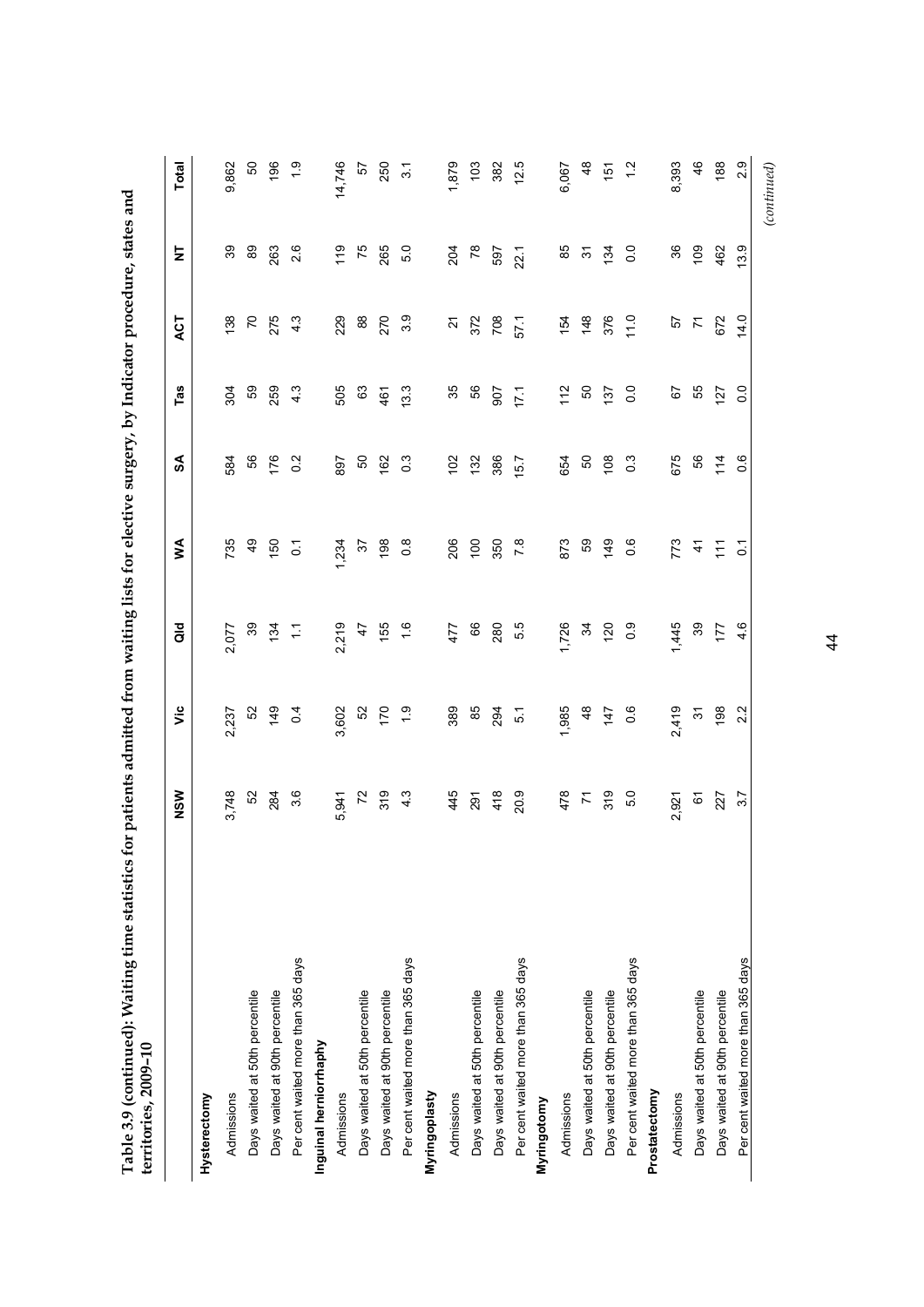**Table 3.9 (continued): Waiting time statistics for patients admitted from waiting lists for elective surgery, by Indicator procedure, states and territories, 2009–10**

| | NSW | Vic | Qld | WA | SA | Tas | ACT | NT | Total |
|---|---|---|---|---|---|---|---|---|---|
| **Hysterectomy** | | | | | | | | | |
| Admissions | 3,748 | 2,237 | 2,077 | 735 | 584 | 304 | 138 | 39 | 9,862 |
| Days waited at 50th percentile | 52 | 52 | 39 | 49 | 56 | 59 | 70 | 89 | 50 |
| Days waited at 90th percentile | 284 | 149 | 134 | 150 | 176 | 259 | 275 | 263 | 196 |
| Per cent waited more than 365 days | 3.6 | 0.4 | 1.1 | 0.1 | 0.2 | 4.3 | 4.3 | 2.6 | 1.9 |
| **Inguinal herniorrhaphy** | | | | | | | | | |
| Admissions | 5,941 | 3,602 | 2,219 | 1,234 | 897 | 505 | 229 | 119 | 14,746 |
| Days waited at 50th percentile | 72 | 52 | 47 | 37 | 50 | 63 | 88 | 75 | 57 |
| Days waited at 90th percentile | 319 | 170 | 155 | 198 | 162 | 461 | 270 | 265 | 250 |
| Per cent waited more than 365 days | 4.3 | 1.9 | 1.6 | 0.8 | 0.3 | 13.3 | 3.9 | 5.0 | 3.1 |
| **Myringoplasty** | | | | | | | | | |
| Admissions | 445 | 389 | 477 | 206 | 102 | 35 | 21 | 204 | 1,879 |
| Days waited at 50th percentile | 291 | 85 | 66 | 100 | 132 | 56 | 372 | 78 | 103 |
| Days waited at 90th percentile | 418 | 294 | 280 | 350 | 386 | 907 | 708 | 597 | 382 |
| Per cent waited more than 365 days | 20.9 | 5.1 | 5.5 | 7.8 | 15.7 | 17.1 | 57.1 | 22.1 | 12.5 |
| **Myringotomy** | | | | | | | | | |
| Admissions | 478 | 1,985 | 1,726 | 873 | 654 | 112 | 154 | 85 | 6,067 |
| Days waited at 50th percentile | 71 | 48 | 34 | 59 | 50 | 50 | 148 | 31 | 48 |
| Days waited at 90th percentile | 319 | 147 | 120 | 149 | 108 | 137 | 376 | 134 | 151 |
| Per cent waited more than 365 days | 5.0 | 0.6 | 0.9 | 0.6 | 0.3 | 0.0 | 11.0 | 0.0 | 1.2 |
| **Prostatectomy** | | | | | | | | | |
| Admissions | 2,921 | 2,419 | 1,445 | 773 | 675 | 67 | 57 | 36 | 8,393 |
| Days waited at 50th percentile | 61 | 31 | 39 | 41 | 56 | 55 | 71 | 109 | 46 |
| Days waited at 90th percentile | 227 | 198 | 177 | 111 | 114 | 127 | 672 | 462 | 188 |
| Per cent waited more than 365 days | 3.7 | 2.2 | 4.6 | 0.1 | 0.6 | 0.0 | 14.0 | 13.9 | 2.9 |

*(continued)*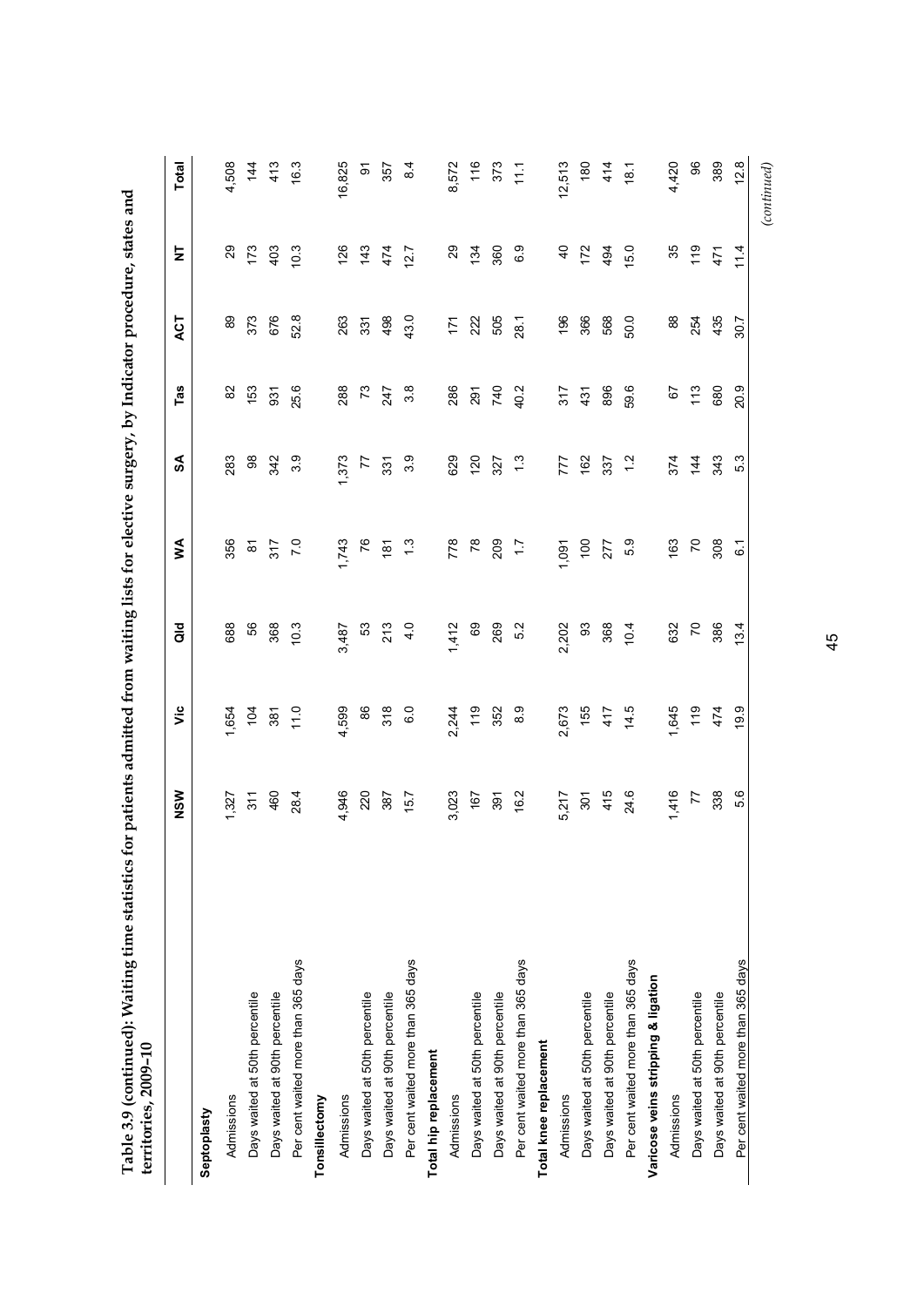**Table 3.9 (continued): Waiting time statistics for patients admitted from waiting lists for elective surgery, by Indicator procedure, states and territories, 2009–10**

| | NSW | Vic | Qld | WA | SA | Tas | ACT | NT | Total |
|---|---|---|---|---|---|---|---|---|---|
| **Septoplasty** | | | | | | | | | |
| Admissions | 1,327 | 1,654 | 688 | 356 | 283 | 82 | 89 | 29 | 4,508 |
| Days waited at 50th percentile | 311 | 104 | 56 | 81 | 98 | 153 | 373 | 173 | 144 |
| Days waited at 90th percentile | 460 | 381 | 368 | 317 | 342 | 931 | 676 | 403 | 413 |
| Per cent waited more than 365 days | 28.4 | 11.0 | 10.3 | 7.0 | 3.9 | 25.6 | 52.8 | 10.3 | 16.3 |
| **Tonsillectomy** | | | | | | | | | |
| Admissions | 4,946 | 4,599 | 3,487 | 1,743 | 1,373 | 288 | 263 | 126 | 16,825 |
| Days waited at 50th percentile | 220 | 86 | 53 | 76 | 77 | 73 | 331 | 143 | 91 |
| Days waited at 90th percentile | 387 | 318 | 213 | 181 | 331 | 247 | 498 | 474 | 357 |
| Per cent waited more than 365 days | 15.7 | 6.0 | 4.0 | 1.3 | 3.9 | 3.8 | 43.0 | 12.7 | 8.4 |
| **Total hip replacement** | | | | | | | | | |
| Admissions | 3,023 | 2,244 | 1,412 | 778 | 629 | 286 | 171 | 29 | 8,572 |
| Days waited at 50th percentile | 167 | 119 | 69 | 78 | 120 | 291 | 222 | 134 | 116 |
| Days waited at 90th percentile | 391 | 352 | 269 | 209 | 327 | 740 | 505 | 360 | 373 |
| Per cent waited more than 365 days | 16.2 | 8.9 | 5.2 | 1.7 | 1.3 | 40.2 | 28.1 | 6.9 | 11.1 |
| **Total knee replacement** | | | | | | | | | |
| Admissions | 5,217 | 2,673 | 2,202 | 1,091 | 777 | 317 | 196 | 40 | 12,513 |
| Days waited at 50th percentile | 301 | 155 | 93 | 100 | 162 | 431 | 366 | 172 | 180 |
| Days waited at 90th percentile | 415 | 417 | 368 | 277 | 337 | 896 | 568 | 494 | 414 |
| Per cent waited more than 365 days | 24.6 | 14.5 | 10.4 | 5.9 | 1.2 | 59.6 | 50.0 | 15.0 | 18.1 |
| **Varicose veins stripping & ligation** | | | | | | | | | |
| Admissions | 1,416 | 1,645 | 632 | 163 | 374 | 67 | 88 | 35 | 4,420 |
| Days waited at 50th percentile | 77 | 119 | 70 | 70 | 144 | 113 | 254 | 119 | 96 |
| Days waited at 90th percentile | 338 | 474 | 386 | 308 | 343 | 680 | 435 | 471 | 389 |
| Per cent waited more than 365 days | 5.6 | 19.9 | 13.4 | 6.1 | 5.3 | 20.9 | 30.7 | 11.4 | 12.8 |

*(continued)*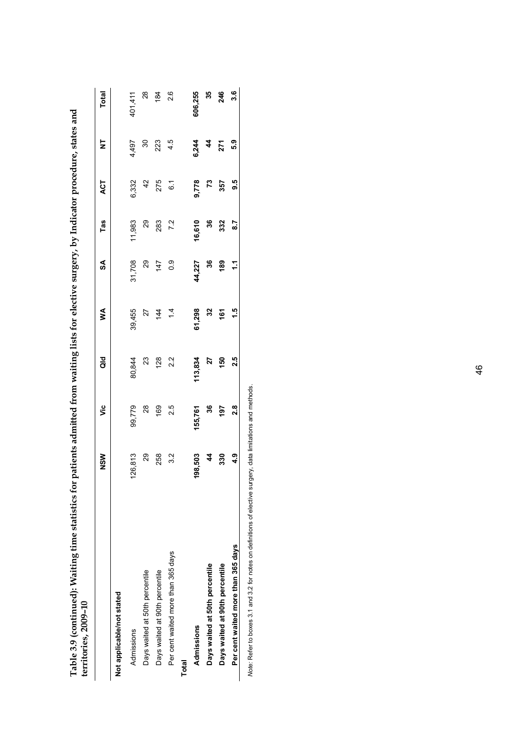**Table 3.9 (continued): Waiting time statistics for patients admitted from waiting lists for elective surgery, by Indicator procedure, states and territories, 2009–10**

| | NSW | Vic | Qld | WA | SA | Tas | ACT | NT | Total |
|---|---|---|---|---|---|---|---|---|---|
| **Not applicable/not stated** | | | | | | | | | |
| Admissions | 126,813 | 99,779 | 80,844 | 39,455 | 31,708 | 11,983 | 6,332 | 4,497 | 401,411 |
| Days waited at 50th percentile | 29 | 28 | 23 | 27 | 29 | 29 | 42 | 30 | 28 |
| Days waited at 90th percentile | 258 | 169 | 128 | 144 | 147 | 283 | 275 | 223 | 184 |
| Per cent waited more than 365 days | 3.2 | 2.5 | 2.2 | 1.4 | 0.9 | 7.2 | 6.1 | 4.5 | 2.6 |
| **Total** | | | | | | | | | |
| **Admissions** | **198,503** | **155,761** | **113,834** | **61,298** | **44,227** | **16,610** | **9,778** | **6,244** | **606,255** |
| **Days waited at 50th percentile** | **44** | **36** | **27** | **32** | **36** | **36** | **73** | **44** | **35** |
| **Days waited at 90th percentile** | **330** | **197** | **150** | **161** | **189** | **332** | **357** | **271** | **246** |
| **Per cent waited more than 365 days** | **4.9** | **2.8** | **2.5** | **1.5** | **1.1** | **8.7** | **9.5** | **5.9** | **3.6** |

*Note:* Refer to boxes 3.1 and 3.2 for notes on definitions of elective surgery, data limitations and methods.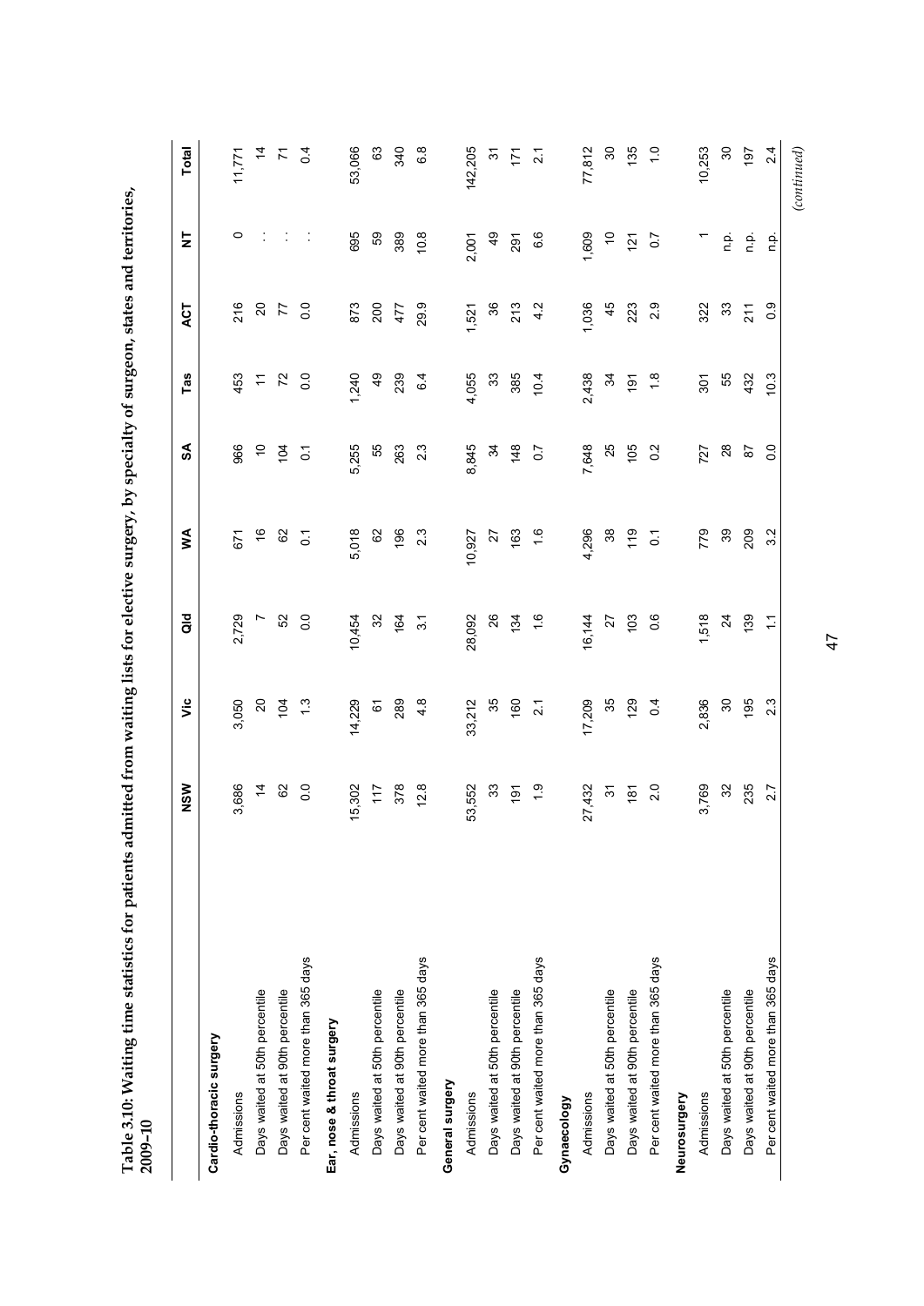**Table 3.10: Waiting time statistics for patients admitted from waiting lists for elective surgery, by specialty of surgeon, states and territories, 2009–10**

| | NSW | Vic | Qld | WA | SA | Tas | ACT | NT | Total |
|---|---|---|---|---|---|---|---|---|---|
| **Cardio-thoracic surgery** | | | | | | | | | |
| Admissions | 3,686 | 3,050 | 2,729 | 671 | 966 | 453 | 216 | 0 | 11,771 |
| Days waited at 50th percentile | 14 | 20 | 7 | 16 | 10 | 11 | 20 | . . | 14 |
| Days waited at 90th percentile | 62 | 104 | 52 | 62 | 104 | 72 | 77 | . . | 71 |
| Per cent waited more than 365 days | 0.0 | 1.3 | 0.0 | 0.1 | 0.1 | 0.0 | 0.0 | . . | 0.4 |
| **Ear, nose & throat surgery** | | | | | | | | | |
| Admissions | 15,302 | 14,229 | 10,454 | 5,018 | 5,255 | 1,240 | 873 | 695 | 53,066 |
| Days waited at 50th percentile | 117 | 61 | 32 | 62 | 55 | 49 | 200 | 59 | 63 |
| Days waited at 90th percentile | 378 | 289 | 164 | 196 | 263 | 239 | 477 | 389 | 340 |
| Per cent waited more than 365 days | 12.8 | 4.8 | 3.1 | 2.3 | 2.3 | 6.4 | 29.9 | 10.8 | 6.8 |
| **General surgery** | | | | | | | | | |
| Admissions | 53,552 | 33,212 | 28,092 | 10,927 | 8,845 | 4,055 | 1,521 | 2,001 | 142,205 |
| Days waited at 50th percentile | 33 | 35 | 26 | 27 | 34 | 33 | 36 | 49 | 31 |
| Days waited at 90th percentile | 191 | 160 | 134 | 163 | 148 | 385 | 213 | 291 | 171 |
| Per cent waited more than 365 days | 1.9 | 2.1 | 1.6 | 1.6 | 0.7 | 10.4 | 4.2 | 6.6 | 2.1 |
| **Gynaecology** | | | | | | | | | |
| Admissions | 27,432 | 17,209 | 16,144 | 4,296 | 7,648 | 2,438 | 1,036 | 1,609 | 77,812 |
| Days waited at 50th percentile | 31 | 35 | 27 | 38 | 25 | 34 | 45 | 10 | 30 |
| Days waited at 90th percentile | 181 | 129 | 103 | 119 | 105 | 191 | 223 | 121 | 135 |
| Per cent waited more than 365 days | 2.0 | 0.4 | 0.6 | 0.1 | 0.2 | 1.8 | 2.9 | 0.7 | 1.0 |
| **Neurosurgery** | | | | | | | | | |
| Admissions | 3,769 | 2,836 | 1,518 | 779 | 727 | 301 | 322 | 1 | 10,253 |
| Days waited at 50th percentile | 32 | 30 | 24 | 39 | 28 | 55 | 33 | n.p. | 30 |
| Days waited at 90th percentile | 235 | 195 | 139 | 209 | 87 | 432 | 211 | n.p. | 197 |
| Per cent waited more than 365 days | 2.7 | 2.3 | 1.1 | 3.2 | 0.0 | 10.3 | 0.9 | n.p. | 2.4 |

*(continued)*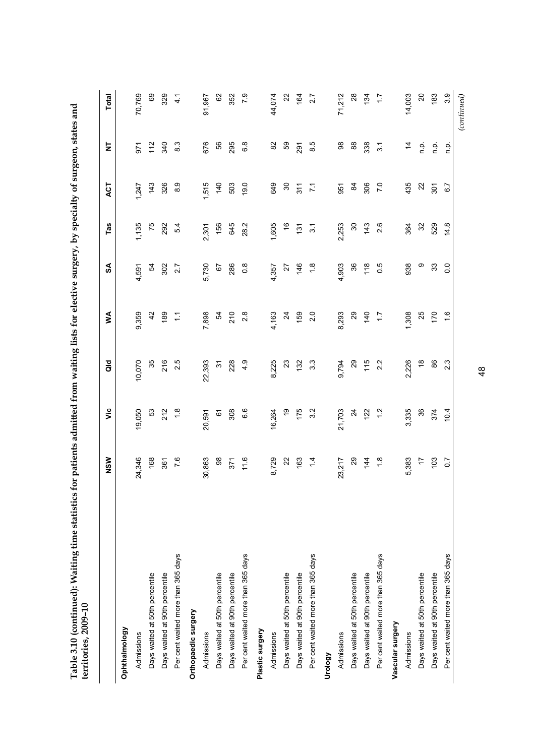**Table 3.10 (continued): Waiting time statistics for patients admitted from waiting lists for elective surgery, by specialty of surgeon, states and territories, 2009–10**

| | NSW | Vic | Qld | WA | SA | Tas | ACT | NT | Total |
|---|---|---|---|---|---|---|---|---|---|
| **Ophthalmology** | | | | | | | | | |
| Admissions | 24,346 | 19,050 | 10,070 | 9,359 | 4,591 | 1,135 | 1,247 | 971 | 70,769 |
| Days waited at 50th percentile | 168 | 53 | 35 | 42 | 54 | 75 | 143 | 112 | 69 |
| Days waited at 90th percentile | 361 | 212 | 216 | 189 | 302 | 292 | 326 | 340 | 329 |
| Per cent waited more than 365 days | 7.6 | 1.8 | 2.5 | 1.1 | 2.7 | 5.4 | 8.9 | 8.3 | 4.1 |
| **Orthopaedic surgery** | | | | | | | | | |
| Admissions | 30,863 | 20,591 | 22,393 | 7,898 | 5,730 | 2,301 | 1,515 | 676 | 91,967 |
| Days waited at 50th percentile | 98 | 61 | 31 | 54 | 67 | 156 | 140 | 56 | 62 |
| Days waited at 90th percentile | 371 | 308 | 228 | 210 | 286 | 645 | 503 | 295 | 352 |
| Per cent waited more than 365 days | 11.6 | 6.6 | 4.9 | 2.8 | 0.8 | 28.2 | 19.0 | 6.8 | 7.9 |
| **Plastic surgery** | | | | | | | | | |
| Admissions | 8,729 | 16,264 | 8,225 | 4,163 | 4,357 | 1,605 | 649 | 82 | 44,074 |
| Days waited at 50th percentile | 22 | 19 | 23 | 24 | 27 | 16 | 30 | 59 | 22 |
| Days waited at 90th percentile | 163 | 175 | 132 | 159 | 146 | 131 | 311 | 291 | 164 |
| Per cent waited more than 365 days | 1.4 | 3.2 | 3.3 | 2.0 | 1.8 | 3.1 | 7.1 | 8.5 | 2.7 |
| **Urology** | | | | | | | | | |
| Admissions | 23,217 | 21,703 | 9,794 | 8,293 | 4,903 | 2,253 | 951 | 98 | 71,212 |
| Days waited at 50th percentile | 29 | 24 | 29 | 29 | 36 | 30 | 84 | 88 | 28 |
| Days waited at 90th percentile | 144 | 122 | 115 | 140 | 118 | 143 | 306 | 338 | 134 |
| Per cent waited more than 365 days | 1.8 | 1.2 | 2.2 | 1.7 | 0.5 | 2.6 | 7.0 | 3.1 | 1.7 |
| **Vascular surgery** | | | | | | | | | |
| Admissions | 5,383 | 3,335 | 2,226 | 1,308 | 938 | 364 | 435 | 14 | 14,003 |
| Days waited at 50th percentile | 17 | 36 | 18 | 25 | 9 | 32 | 22 | n.p. | 20 |
| Days waited at 90th percentile | 103 | 374 | 86 | 170 | 33 | 529 | 301 | n.p. | 183 |
| Per cent waited more than 365 days | 0.7 | 10.4 | 2.3 | 1.6 | 0.0 | 14.8 | 6.7 | n.p. | 3.9 |

*(continued)*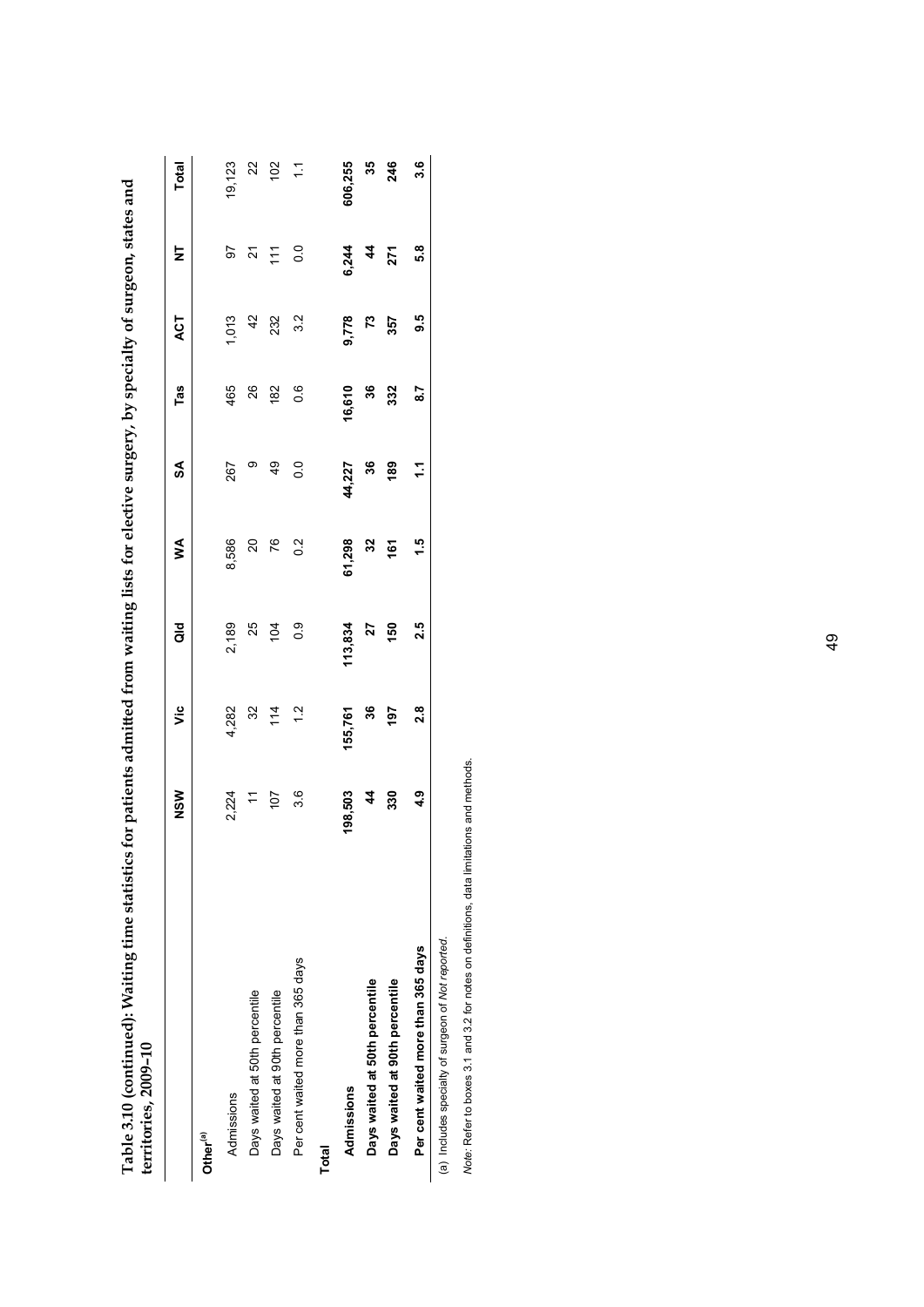**Table 3.10 (continued): Waiting time statistics for patients admitted from waiting lists for elective surgery, by specialty of surgeon, states and territories, 2009–10**

| | NSW | Vic | Qld | WA | SA | Tas | ACT | NT | Total |
|---|---|---|---|---|---|---|---|---|---|
| **Other[(a)]** | | | | | | | | | |
| Admissions | 2,224 | 4,282 | 2,189 | 8,586 | 267 | 465 | 1,013 | 97 | 19,123 |
| Days waited at 50th percentile | 11 | 32 | 25 | 20 | 9 | 26 | 42 | 21 | 22 |
| Days waited at 90th percentile | 107 | 114 | 104 | 76 | 49 | 182 | 232 | 111 | 102 |
| Per cent waited more than 365 days | 3.6 | 1.2 | 0.9 | 0.2 | 0.0 | 0.6 | 3.2 | 0.0 | 1.1 |
| **Total** | | | | | | | | | |
| **Admissions** | **198,503** | **155,761** | **113,834** | **61,298** | **44,227** | **16,610** | **9,778** | **6,244** | **606,255** |
| **Days waited at 50th percentile** | **44** | **36** | **27** | **32** | **36** | **36** | **73** | **44** | **35** |
| **Days waited at 90th percentile** | **330** | **197** | **150** | **161** | **189** | **332** | **357** | **271** | **246** |
| **Per cent waited more than 365 days** | **4.9** | **2.8** | **2.5** | **1.5** | **1.1** | **8.7** | **9.5** | **5.8** | **3.6** |

(a) Includes specialty of surgeon of *Not reported*.

*Note:* Refer to boxes 3.1 and 3.2 for notes on definitions, data limitations and methods.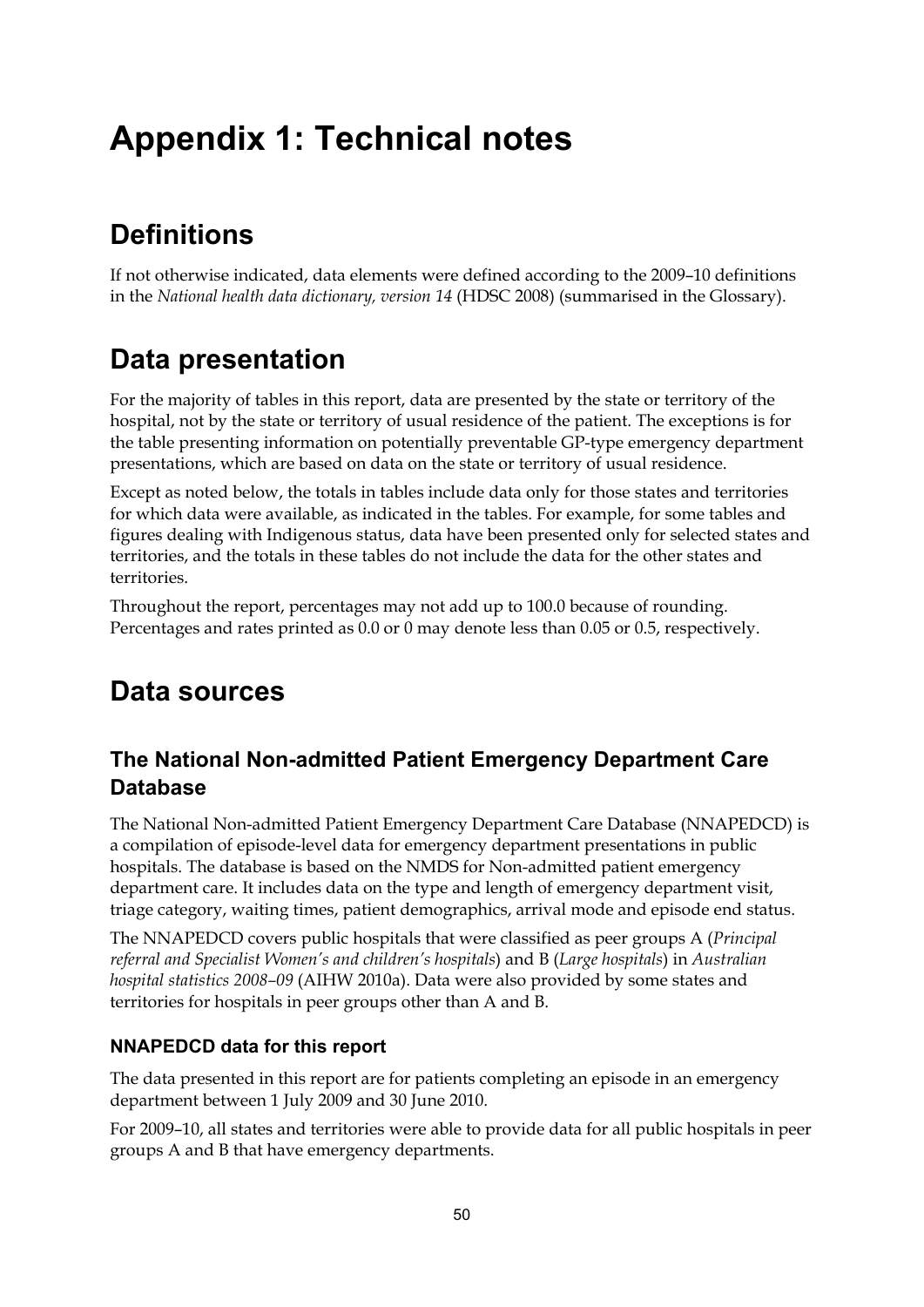# Appendix 1: Technical notes

## Definitions

If not otherwise indicated, data elements were defined according to the 2009–10 definitions in the *National health data dictionary, version 14* (HDSC 2008) (summarised in the Glossary).

## Data presentation

For the majority of tables in this report, data are presented by the state or territory of the hospital, not by the state or territory of usual residence of the patient. The exceptions is for the table presenting information on potentially preventable GP-type emergency department presentations, which are based on data on the state or territory of usual residence.

Except as noted below, the totals in tables include data only for those states and territories for which data were available, as indicated in the tables. For example, for some tables and figures dealing with Indigenous status, data have been presented only for selected states and territories, and the totals in these tables do not include the data for the other states and territories.

Throughout the report, percentages may not add up to 100.0 because of rounding. Percentages and rates printed as 0.0 or 0 may denote less than 0.05 or 0.5, respectively.

## Data sources

### The National Non-admitted Patient Emergency Department Care Database

The National Non-admitted Patient Emergency Department Care Database (NNAPEDCD) is a compilation of episode-level data for emergency department presentations in public hospitals. The database is based on the NMDS for Non-admitted patient emergency department care. It includes data on the type and length of emergency department visit, triage category, waiting times, patient demographics, arrival mode and episode end status.

The NNAPEDCD covers public hospitals that were classified as peer groups A (*Principal referral and Specialist Women's and children's hospitals*) and B (*Large hospitals*) in *Australian hospital statistics 2008–09* (AIHW 2010a). Data were also provided by some states and territories for hospitals in peer groups other than A and B.

#### NNAPEDCD data for this report

The data presented in this report are for patients completing an episode in an emergency department between 1 July 2009 and 30 June 2010.

For 2009–10, all states and territories were able to provide data for all public hospitals in peer groups A and B that have emergency departments.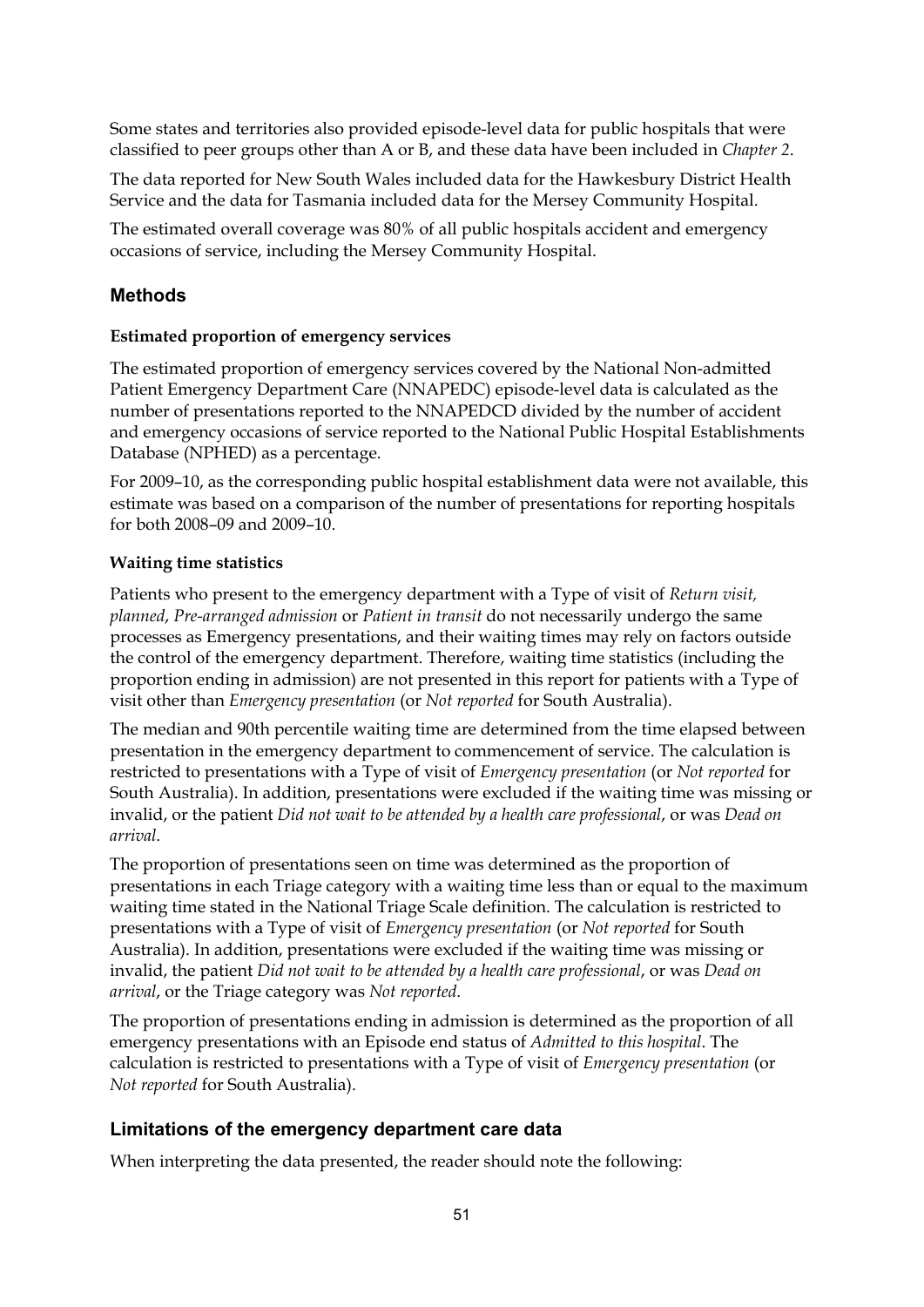Some states and territories also provided episode-level data for public hospitals that were classified to peer groups other than A or B, and these data have been included in *Chapter 2*.

The data reported for New South Wales included data for the Hawkesbury District Health Service and the data for Tasmania included data for the Mersey Community Hospital.

The estimated overall coverage was 80% of all public hospitals accident and emergency occasions of service, including the Mersey Community Hospital.

## Methods

#### Estimated proportion of emergency services

The estimated proportion of emergency services covered by the National Non-admitted Patient Emergency Department Care (NNAPEDC) episode-level data is calculated as the number of presentations reported to the NNAPEDCD divided by the number of accident and emergency occasions of service reported to the National Public Hospital Establishments Database (NPHED) as a percentage.

For 2009–10, as the corresponding public hospital establishment data were not available, this estimate was based on a comparison of the number of presentations for reporting hospitals for both 2008–09 and 2009–10.

#### Waiting time statistics

Patients who present to the emergency department with a Type of visit of *Return visit, planned*, *Pre-arranged admission* or *Patient in transit* do not necessarily undergo the same processes as Emergency presentations, and their waiting times may rely on factors outside the control of the emergency department. Therefore, waiting time statistics (including the proportion ending in admission) are not presented in this report for patients with a Type of visit other than *Emergency presentation* (or *Not reported* for South Australia).

The median and 90th percentile waiting time are determined from the time elapsed between presentation in the emergency department to commencement of service. The calculation is restricted to presentations with a Type of visit of *Emergency presentation* (or *Not reported* for South Australia). In addition, presentations were excluded if the waiting time was missing or invalid, or the patient *Did not wait to be attended by a health care professional*, or was *Dead on arrival*.

The proportion of presentations seen on time was determined as the proportion of presentations in each Triage category with a waiting time less than or equal to the maximum waiting time stated in the National Triage Scale definition. The calculation is restricted to presentations with a Type of visit of *Emergency presentation* (or *Not reported* for South Australia). In addition, presentations were excluded if the waiting time was missing or invalid, the patient *Did not wait to be attended by a health care professional*, or was *Dead on arrival*, or the Triage category was *Not reported*.

The proportion of presentations ending in admission is determined as the proportion of all emergency presentations with an Episode end status of *Admitted to this hospital*. The calculation is restricted to presentations with a Type of visit of *Emergency presentation* (or *Not reported* for South Australia).

## Limitations of the emergency department care data

When interpreting the data presented, the reader should note the following: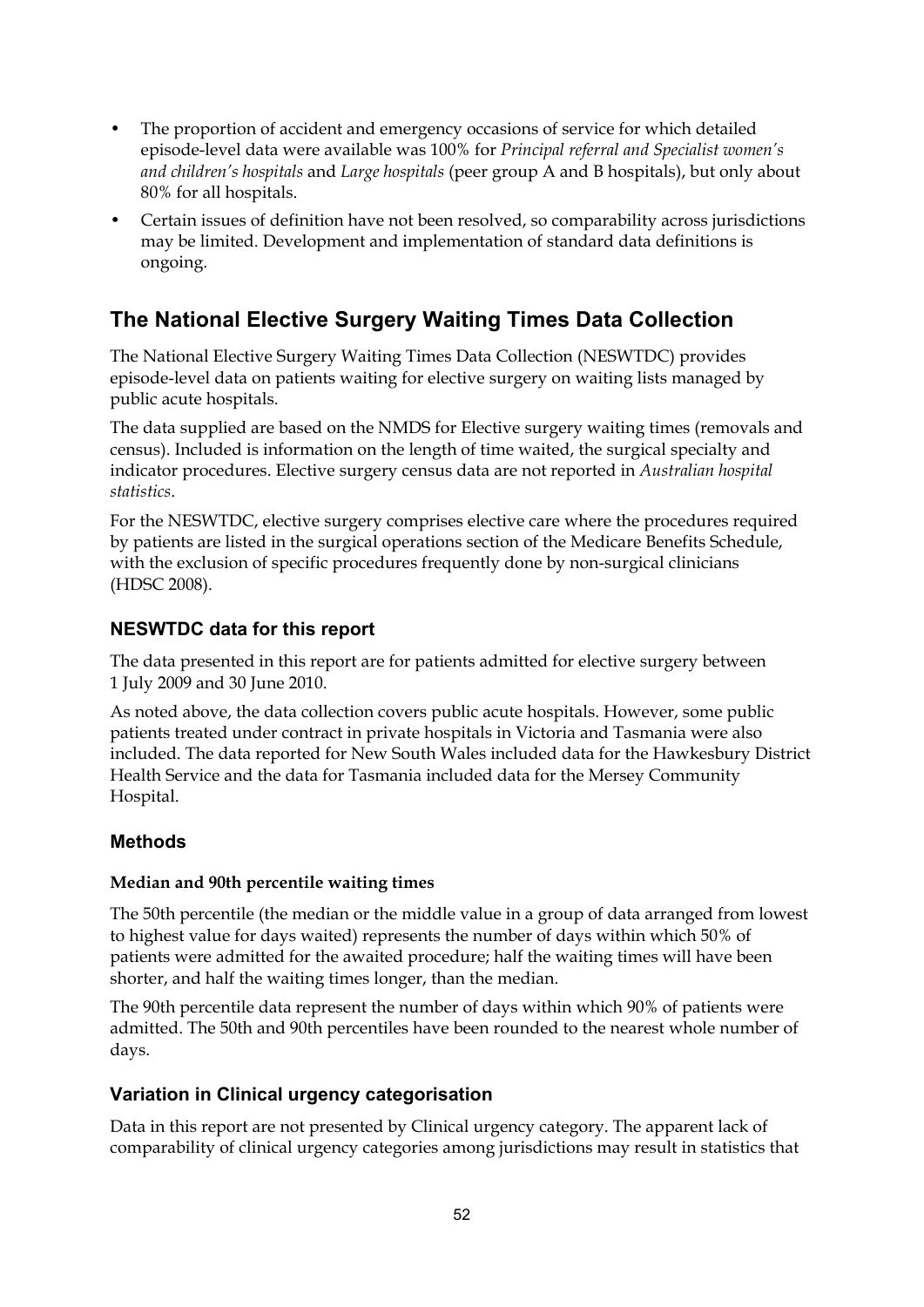- The proportion of accident and emergency occasions of service for which detailed episode-level data were available was 100% for *Principal referral and Specialist women's and children's hospitals* and *Large hospitals* (peer group A and B hospitals), but only about 80% for all hospitals.
- Certain issues of definition have not been resolved, so comparability across jurisdictions may be limited. Development and implementation of standard data definitions is ongoing.

## The National Elective Surgery Waiting Times Data Collection

The National Elective Surgery Waiting Times Data Collection (NESWTDC) provides episode-level data on patients waiting for elective surgery on waiting lists managed by public acute hospitals.

The data supplied are based on the NMDS for Elective surgery waiting times (removals and census). Included is information on the length of time waited, the surgical specialty and indicator procedures. Elective surgery census data are not reported in *Australian hospital statistics*.

For the NESWTDC, elective surgery comprises elective care where the procedures required by patients are listed in the surgical operations section of the Medicare Benefits Schedule, with the exclusion of specific procedures frequently done by non-surgical clinicians (HDSC 2008).

### NESWTDC data for this report

The data presented in this report are for patients admitted for elective surgery between 1 July 2009 and 30 June 2010.

As noted above, the data collection covers public acute hospitals. However, some public patients treated under contract in private hospitals in Victoria and Tasmania were also included. The data reported for New South Wales included data for the Hawkesbury District Health Service and the data for Tasmania included data for the Mersey Community Hospital.

### Methods

#### Median and 90th percentile waiting times

The 50th percentile (the median or the middle value in a group of data arranged from lowest to highest value for days waited) represents the number of days within which 50% of patients were admitted for the awaited procedure; half the waiting times will have been shorter, and half the waiting times longer, than the median.

The 90th percentile data represent the number of days within which 90% of patients were admitted. The 50th and 90th percentiles have been rounded to the nearest whole number of days.

### Variation in Clinical urgency categorisation

Data in this report are not presented by Clinical urgency category. The apparent lack of comparability of clinical urgency categories among jurisdictions may result in statistics that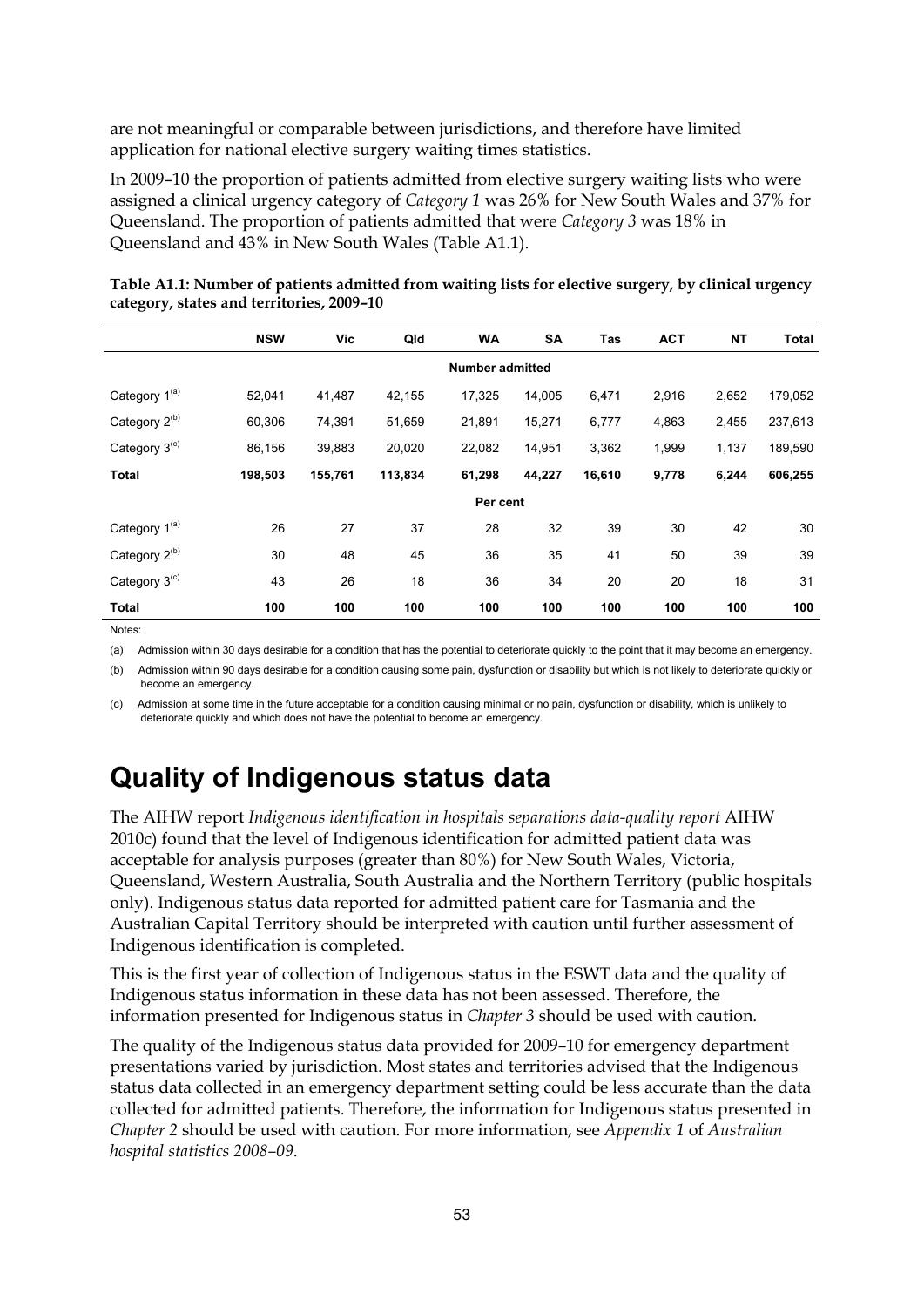are not meaningful or comparable between jurisdictions, and therefore have limited application for national elective surgery waiting times statistics.

In 2009–10 the proportion of patients admitted from elective surgery waiting lists who were assigned a clinical urgency category of *Category 1* was 26% for New South Wales and 37% for Queensland. The proportion of patients admitted that were *Category 3* was 18% in Queensland and 43% in New South Wales (Table A1.1).

**Table A1.1: Number of patients admitted from waiting lists for elective surgery, by clinical urgency category, states and territories, 2009–10**

| | NSW | Vic | Qld | WA | SA | Tas | ACT | NT | Total |
|---|---|---|---|---|---|---|---|---|---|
| | | | | **Number admitted** | | | | | |
| Category 1[(a)] | 52,041 | 41,487 | 42,155 | 17,325 | 14,005 | 6,471 | 2,916 | 2,652 | 179,052 |
| Category 2[(b)] | 60,306 | 74,391 | 51,659 | 21,891 | 15,271 | 6,777 | 4,863 | 2,455 | 237,613 |
| Category 3[(c)] | 86,156 | 39,883 | 20,020 | 22,082 | 14,951 | 3,362 | 1,999 | 1,137 | 189,590 |
| **Total** | **198,503** | **155,761** | **113,834** | **61,298** | **44,227** | **16,610** | **9,778** | **6,244** | **606,255** |
| | | | | **Per cent** | | | | | |
| Category 1[(a)] | 26 | 27 | 37 | 28 | 32 | 39 | 30 | 42 | 30 |
| Category 2[(b)] | 30 | 48 | 45 | 36 | 35 | 41 | 50 | 39 | 39 |
| Category 3[(c)] | 43 | 26 | 18 | 36 | 34 | 20 | 20 | 18 | 31 |
| **Total** | **100** | **100** | **100** | **100** | **100** | **100** | **100** | **100** | **100** |

Notes:

(a) Admission within 30 days desirable for a condition that has the potential to deteriorate quickly to the point that it may become an emergency.

(b) Admission within 90 days desirable for a condition causing some pain, dysfunction or disability but which is not likely to deteriorate quickly or become an emergency.

(c) Admission at some time in the future acceptable for a condition causing minimal or no pain, dysfunction or disability, which is unlikely to deteriorate quickly and which does not have the potential to become an emergency.

# Quality of Indigenous status data

The AIHW report *Indigenous identification in hospitals separations data-quality report* AIHW 2010c) found that the level of Indigenous identification for admitted patient data was acceptable for analysis purposes (greater than 80%) for New South Wales, Victoria, Queensland, Western Australia, South Australia and the Northern Territory (public hospitals only). Indigenous status data reported for admitted patient care for Tasmania and the Australian Capital Territory should be interpreted with caution until further assessment of Indigenous identification is completed.

This is the first year of collection of Indigenous status in the ESWT data and the quality of Indigenous status information in these data has not been assessed. Therefore, the information presented for Indigenous status in *Chapter 3* should be used with caution.

The quality of the Indigenous status data provided for 2009–10 for emergency department presentations varied by jurisdiction. Most states and territories advised that the Indigenous status data collected in an emergency department setting could be less accurate than the data collected for admitted patients. Therefore, the information for Indigenous status presented in *Chapter 2* should be used with caution. For more information, see *Appendix 1* of *Australian hospital statistics 2008–09*.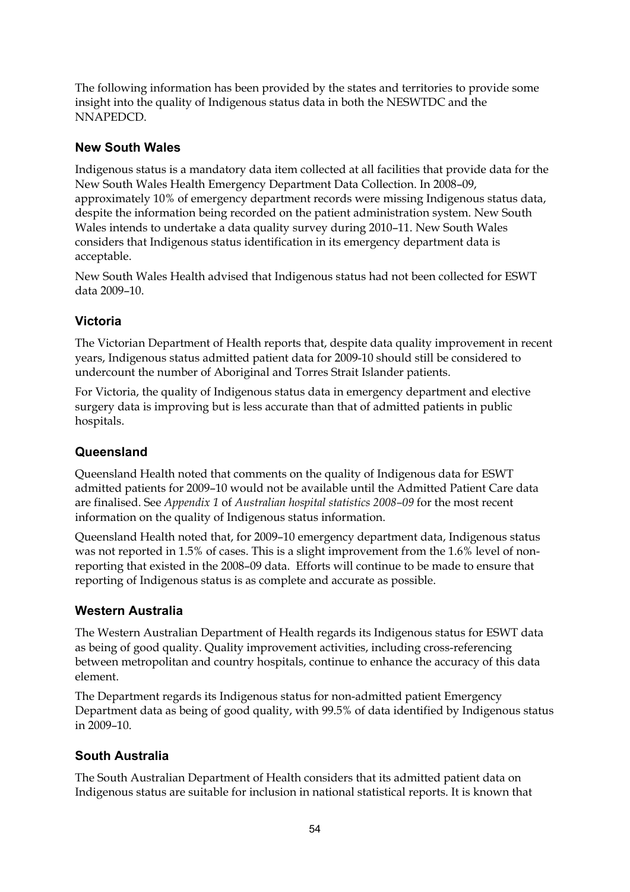The following information has been provided by the states and territories to provide some insight into the quality of Indigenous status data in both the NESWTDC and the NNAPEDCD.

### New South Wales

Indigenous status is a mandatory data item collected at all facilities that provide data for the New South Wales Health Emergency Department Data Collection. In 2008–09, approximately 10% of emergency department records were missing Indigenous status data, despite the information being recorded on the patient administration system. New South Wales intends to undertake a data quality survey during 2010–11. New South Wales considers that Indigenous status identification in its emergency department data is acceptable.

New South Wales Health advised that Indigenous status had not been collected for ESWT data 2009–10.

### Victoria

The Victorian Department of Health reports that, despite data quality improvement in recent years, Indigenous status admitted patient data for 2009-10 should still be considered to undercount the number of Aboriginal and Torres Strait Islander patients.

For Victoria, the quality of Indigenous status data in emergency department and elective surgery data is improving but is less accurate than that of admitted patients in public hospitals.

### Queensland

Queensland Health noted that comments on the quality of Indigenous data for ESWT admitted patients for 2009–10 would not be available until the Admitted Patient Care data are finalised. See *Appendix 1* of *Australian hospital statistics 2008–09* for the most recent information on the quality of Indigenous status information.

Queensland Health noted that, for 2009–10 emergency department data, Indigenous status was not reported in 1.5% of cases. This is a slight improvement from the 1.6% level of non-reporting that existed in the 2008–09 data. Efforts will continue to be made to ensure that reporting of Indigenous status is as complete and accurate as possible.

### Western Australia

The Western Australian Department of Health regards its Indigenous status for ESWT data as being of good quality. Quality improvement activities, including cross-referencing between metropolitan and country hospitals, continue to enhance the accuracy of this data element.

The Department regards its Indigenous status for non-admitted patient Emergency Department data as being of good quality, with 99.5% of data identified by Indigenous status in 2009–10.

### South Australia

The South Australian Department of Health considers that its admitted patient data on Indigenous status are suitable for inclusion in national statistical reports. It is known that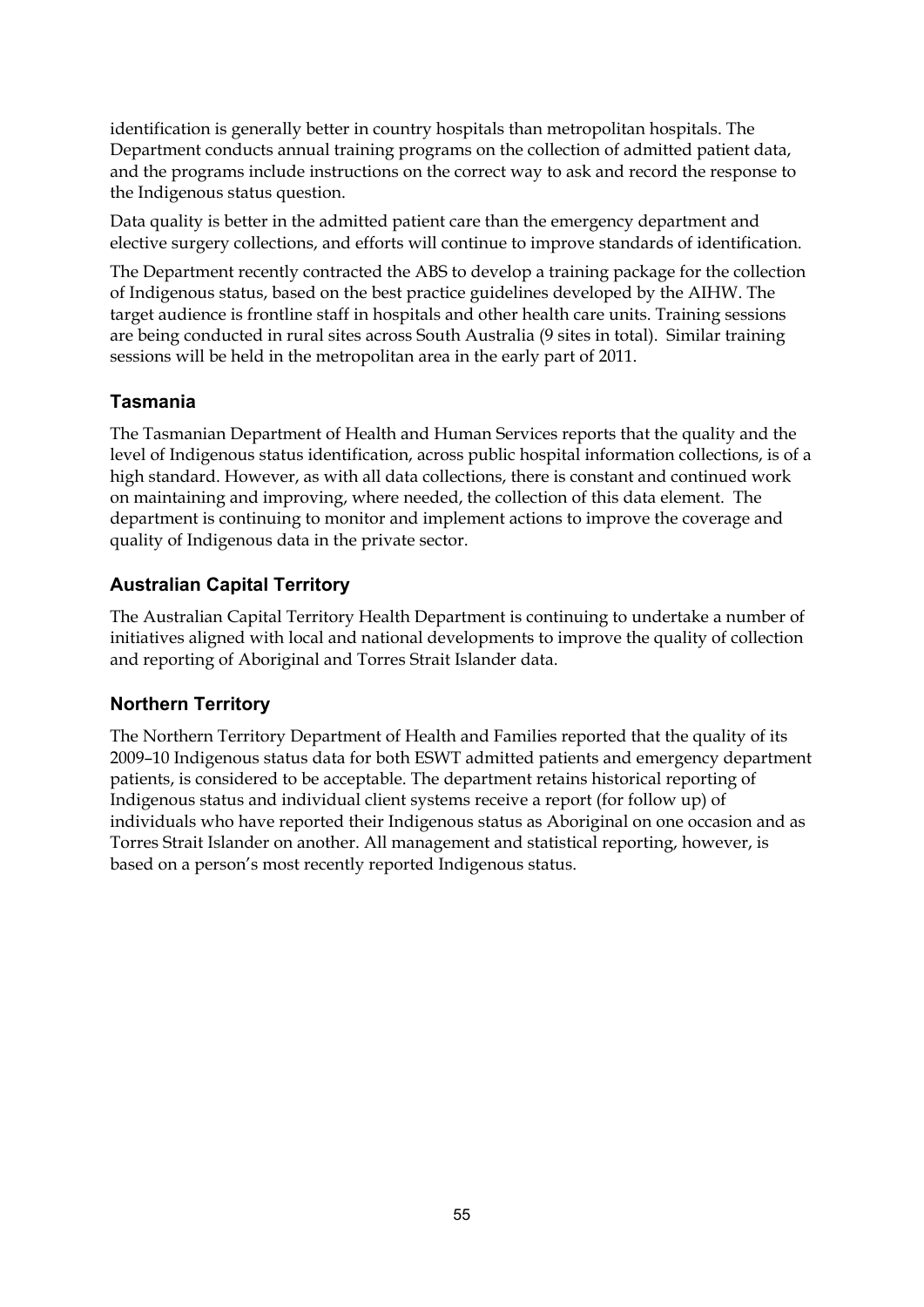identification is generally better in country hospitals than metropolitan hospitals. The Department conducts annual training programs on the collection of admitted patient data, and the programs include instructions on the correct way to ask and record the response to the Indigenous status question.

Data quality is better in the admitted patient care than the emergency department and elective surgery collections, and efforts will continue to improve standards of identification.

The Department recently contracted the ABS to develop a training package for the collection of Indigenous status, based on the best practice guidelines developed by the AIHW. The target audience is frontline staff in hospitals and other health care units. Training sessions are being conducted in rural sites across South Australia (9 sites in total). Similar training sessions will be held in the metropolitan area in the early part of 2011.

### Tasmania

The Tasmanian Department of Health and Human Services reports that the quality and the level of Indigenous status identification, across public hospital information collections, is of a high standard. However, as with all data collections, there is constant and continued work on maintaining and improving, where needed, the collection of this data element. The department is continuing to monitor and implement actions to improve the coverage and quality of Indigenous data in the private sector.

### Australian Capital Territory

The Australian Capital Territory Health Department is continuing to undertake a number of initiatives aligned with local and national developments to improve the quality of collection and reporting of Aboriginal and Torres Strait Islander data.

### Northern Territory

The Northern Territory Department of Health and Families reported that the quality of its 2009–10 Indigenous status data for both ESWT admitted patients and emergency department patients, is considered to be acceptable. The department retains historical reporting of Indigenous status and individual client systems receive a report (for follow up) of individuals who have reported their Indigenous status as Aboriginal on one occasion and as Torres Strait Islander on another. All management and statistical reporting, however, is based on a person's most recently reported Indigenous status.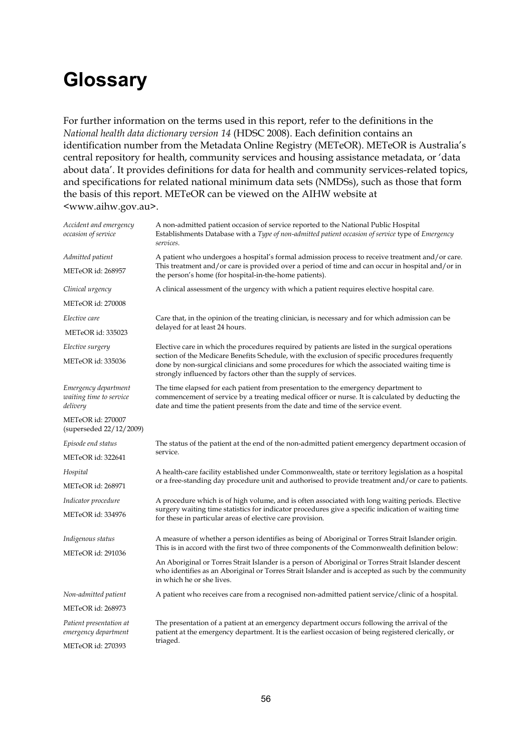# Glossary

For further information on the terms used in this report, refer to the definitions in the *National health data dictionary version 14* (HDSC 2008). Each definition contains an identification number from the Metadata Online Registry (METeOR). METeOR is Australia's central repository for health, community services and housing assistance metadata, or 'data about data'. It provides definitions for data for health and community services-related topics, and specifications for related national minimum data sets (NMDSs), such as those that form the basis of this report. METeOR can be viewed on the AIHW website at <www.aihw.gov.au>.

| Term | Definition |
|---|---|
| *Accident and emergency occasion of service* | A non-admitted patient occasion of service reported to the National Public Hospital Establishments Database with a *Type of non-admitted patient occasion of service* type of *Emergency services*. |
| *Admitted patient*<br>METeOR id: 268957 | A patient who undergoes a hospital's formal admission process to receive treatment and/or care. This treatment and/or care is provided over a period of time and can occur in hospital and/or in the person's home (for hospital-in-the-home patients). |
| *Clinical urgency*<br>METeOR id: 270008 | A clinical assessment of the urgency with which a patient requires elective hospital care. |
| *Elective care*<br>METeOR id: 335023 | Care that, in the opinion of the treating clinician, is necessary and for which admission can be delayed for at least 24 hours. |
| *Elective surgery*<br>METeOR id: 335036 | Elective care in which the procedures required by patients are listed in the surgical operations section of the Medicare Benefits Schedule, with the exclusion of specific procedures frequently done by non-surgical clinicians and some procedures for which the associated waiting time is strongly influenced by factors other than the supply of services. |
| *Emergency department waiting time to service delivery*<br>METeOR id: 270007 (superseded 22/12/2009) | The time elapsed for each patient from presentation to the emergency department to commencement of service by a treating medical officer or nurse. It is calculated by deducting the date and time the patient presents from the date and time of the service event. |
| *Episode end status*<br>METeOR id: 322641 | The status of the patient at the end of the non-admitted patient emergency department occasion of service. |
| *Hospital*<br>METeOR id: 268971 | A health-care facility established under Commonwealth, state or territory legislation as a hospital or a free-standing day procedure unit and authorised to provide treatment and/or care to patients. |
| *Indicator procedure*<br>METeOR id: 334976 | A procedure which is of high volume, and is often associated with long waiting periods. Elective surgery waiting time statistics for indicator procedures give a specific indication of waiting time for these in particular areas of elective care provision. |
| *Indigenous status*<br>METeOR id: 291036 | A measure of whether a person identifies as being of Aboriginal or Torres Strait Islander origin. This is in accord with the first two of three components of the Commonwealth definition below:<br><br>An Aboriginal or Torres Strait Islander is a person of Aboriginal or Torres Strait Islander descent who identifies as an Aboriginal or Torres Strait Islander and is accepted as such by the community in which he or she lives. |
| *Non-admitted patient*<br>METeOR id: 268973 | A patient who receives care from a recognised non-admitted patient service/clinic of a hospital. |
| *Patient presentation at emergency department*<br>METeOR id: 270393 | The presentation of a patient at an emergency department occurs following the arrival of the patient at the emergency department. It is the earliest occasion of being registered clerically, or triaged. |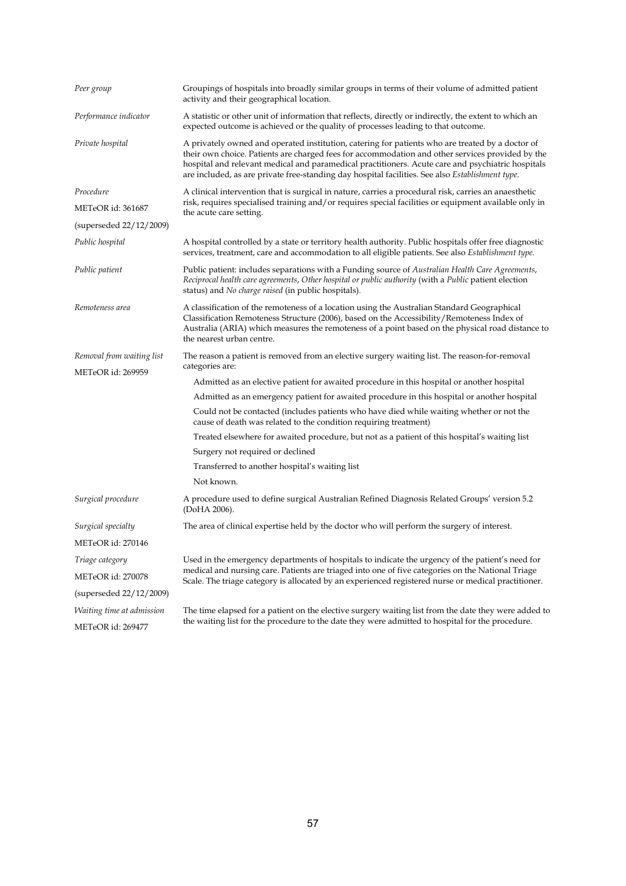| | |
|---|---|
| *Peer group* | Groupings of hospitals into broadly similar groups in terms of their volume of admitted patient activity and their geographical location. |
| *Performance indicator* | A statistic or other unit of information that reflects, directly or indirectly, the extent to which an expected outcome is achieved or the quality of processes leading to that outcome. |
| *Private hospital* | A privately owned and operated institution, catering for patients who are treated by a doctor of their own choice. Patients are charged fees for accommodation and other services provided by the hospital and relevant medical and paramedical practitioners. Acute care and psychiatric hospitals are included, as are private free-standing day hospital facilities. See also *Establishment type*. |
| *Procedure*<br>METeOR id: 361687<br>(superseded 22/12/2009) | A clinical intervention that is surgical in nature, carries a procedural risk, carries an anaesthetic risk, requires specialised training and/or requires special facilities or equipment available only in the acute care setting. |
| *Public hospital* | A hospital controlled by a state or territory health authority. Public hospitals offer free diagnostic services, treatment, care and accommodation to all eligible patients. See also *Establishment type.* |
| *Public patient* | Public patient: includes separations with a Funding source of *Australian Health Care Agreements*, *Reciprocal health care agreements*, *Other hospital or public authority* (with a *Public* patient election status) and *No charge raised* (in public hospitals). |
| *Remoteness area* | A classification of the remoteness of a location using the Australian Standard Geographical Classification Remoteness Structure (2006), based on the Accessibility/Remoteness Index of Australia (ARIA) which measures the remoteness of a point based on the physical road distance to the nearest urban centre. |
| *Removal from waiting list*<br>METeOR id: 269959 | The reason a patient is removed from an elective surgery waiting list. The reason-for-removal categories are:<br>Admitted as an elective patient for awaited procedure in this hospital or another hospital<br>Admitted as an emergency patient for awaited procedure in this hospital or another hospital<br>Could not be contacted (includes patients who have died while waiting whether or not the cause of death was related to the condition requiring treatment)<br>Treated elsewhere for awaited procedure, but not as a patient of this hospital's waiting list<br>Surgery not required or declined<br>Transferred to another hospital's waiting list<br>Not known. |
| *Surgical procedure* | A procedure used to define surgical Australian Refined Diagnosis Related Groups' version 5.2 (DoHA 2006). |
| *Surgical specialty*<br>METeOR id: 270146 | The area of clinical expertise held by the doctor who will perform the surgery of interest. |
| *Triage category*<br>METeOR id: 270078<br>(superseded 22/12/2009) | Used in the emergency departments of hospitals to indicate the urgency of the patient's need for medical and nursing care. Patients are triaged into one of five categories on the National Triage Scale. The triage category is allocated by an experienced registered nurse or medical practitioner. |
| *Waiting time at admission*<br>METeOR id: 269477 | The time elapsed for a patient on the elective surgery waiting list from the date they were added to the waiting list for the procedure to the date they were admitted to hospital for the procedure. |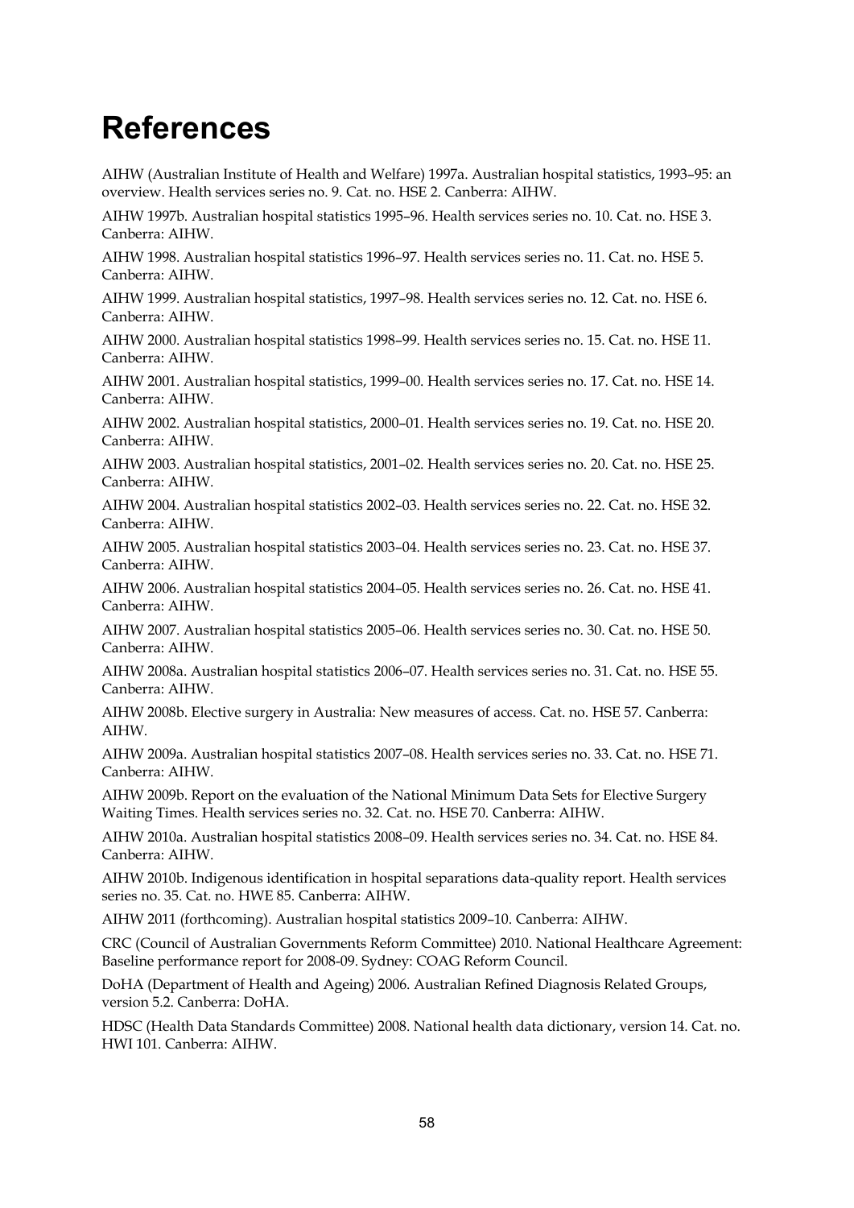# References

AIHW (Australian Institute of Health and Welfare) 1997a. Australian hospital statistics, 1993–95: an overview. Health services series no. 9. Cat. no. HSE 2. Canberra: AIHW.

AIHW 1997b. Australian hospital statistics 1995–96. Health services series no. 10. Cat. no. HSE 3. Canberra: AIHW.

AIHW 1998. Australian hospital statistics 1996–97. Health services series no. 11. Cat. no. HSE 5. Canberra: AIHW.

AIHW 1999. Australian hospital statistics, 1997–98. Health services series no. 12. Cat. no. HSE 6. Canberra: AIHW.

AIHW 2000. Australian hospital statistics 1998–99. Health services series no. 15. Cat. no. HSE 11. Canberra: AIHW.

AIHW 2001. Australian hospital statistics, 1999–00. Health services series no. 17. Cat. no. HSE 14. Canberra: AIHW.

AIHW 2002. Australian hospital statistics, 2000–01. Health services series no. 19. Cat. no. HSE 20. Canberra: AIHW.

AIHW 2003. Australian hospital statistics, 2001–02. Health services series no. 20. Cat. no. HSE 25. Canberra: AIHW.

AIHW 2004. Australian hospital statistics 2002–03. Health services series no. 22. Cat. no. HSE 32. Canberra: AIHW.

AIHW 2005. Australian hospital statistics 2003–04. Health services series no. 23. Cat. no. HSE 37. Canberra: AIHW.

AIHW 2006. Australian hospital statistics 2004–05. Health services series no. 26. Cat. no. HSE 41. Canberra: AIHW.

AIHW 2007. Australian hospital statistics 2005–06. Health services series no. 30. Cat. no. HSE 50. Canberra: AIHW.

AIHW 2008a. Australian hospital statistics 2006–07. Health services series no. 31. Cat. no. HSE 55. Canberra: AIHW.

AIHW 2008b. Elective surgery in Australia: New measures of access. Cat. no. HSE 57. Canberra: AIHW.

AIHW 2009a. Australian hospital statistics 2007–08. Health services series no. 33. Cat. no. HSE 71. Canberra: AIHW.

AIHW 2009b. Report on the evaluation of the National Minimum Data Sets for Elective Surgery Waiting Times. Health services series no. 32. Cat. no. HSE 70. Canberra: AIHW.

AIHW 2010a. Australian hospital statistics 2008–09. Health services series no. 34. Cat. no. HSE 84. Canberra: AIHW.

AIHW 2010b. Indigenous identification in hospital separations data-quality report. Health services series no. 35. Cat. no. HWE 85. Canberra: AIHW.

AIHW 2011 (forthcoming). Australian hospital statistics 2009–10. Canberra: AIHW.

CRC (Council of Australian Governments Reform Committee) 2010. National Healthcare Agreement: Baseline performance report for 2008-09. Sydney: COAG Reform Council.

DoHA (Department of Health and Ageing) 2006. Australian Refined Diagnosis Related Groups, version 5.2. Canberra: DoHA.

HDSC (Health Data Standards Committee) 2008. National health data dictionary, version 14. Cat. no. HWI 101. Canberra: AIHW.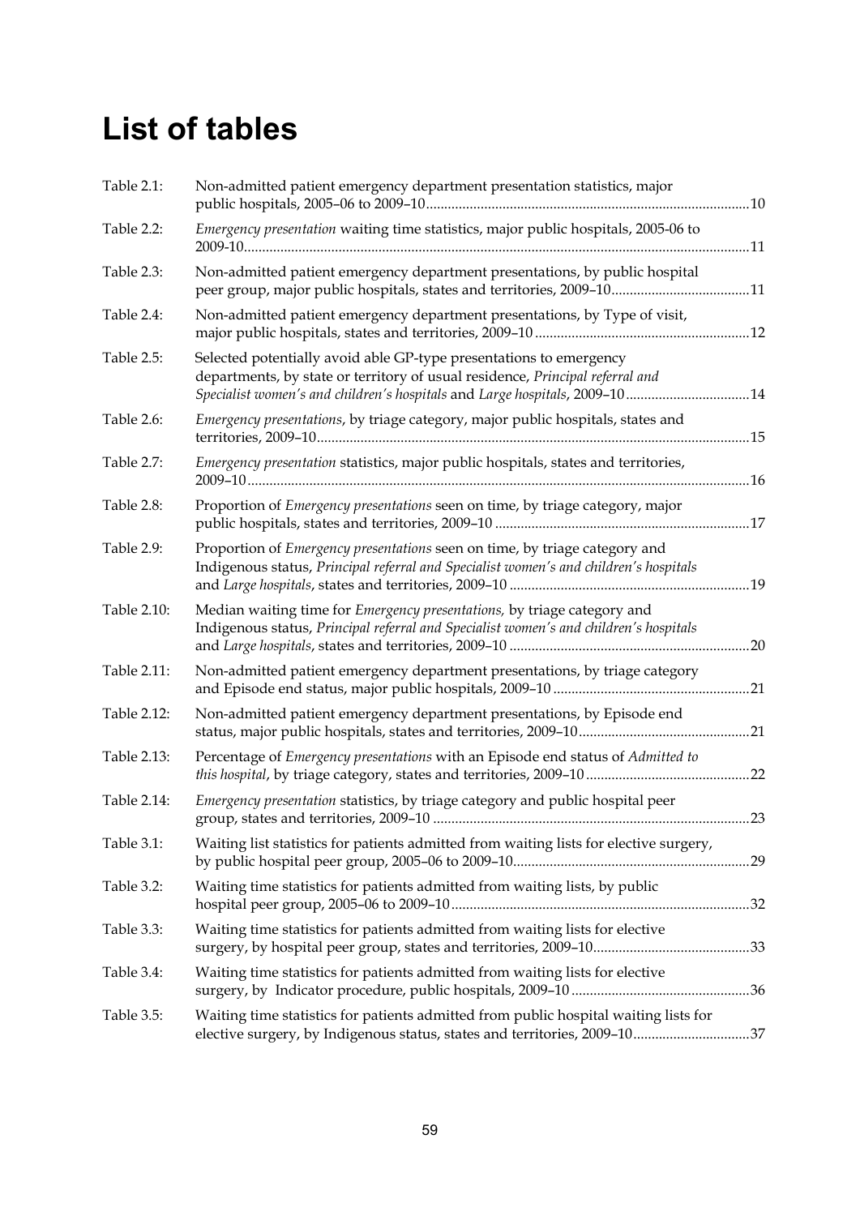# List of tables

Table 2.1: Non-admitted patient emergency department presentation statistics, major public hospitals, 2005–06 to 2009–10 ........ 10

Table 2.2: *Emergency presentation* waiting time statistics, major public hospitals, 2005-06 to 2009-10 ........ 11

Table 2.3: Non-admitted patient emergency department presentations, by public hospital peer group, major public hospitals, states and territories, 2009–10 ........ 11

Table 2.4: Non-admitted patient emergency department presentations, by Type of visit, major public hospitals, states and territories, 2009–10 ........ 12

Table 2.5: Selected potentially avoid able GP-type presentations to emergency departments, by state or territory of usual residence, *Principal referral and Specialist women's and children's hospitals* and *Large hospitals*, 2009–10 ........ 14

Table 2.6: *Emergency presentations*, by triage category, major public hospitals, states and territories, 2009–10 ........ 15

Table 2.7: *Emergency presentation* statistics, major public hospitals, states and territories, 2009–10 ........ 16

Table 2.8: Proportion of *Emergency presentations* seen on time, by triage category, major public hospitals, states and territories, 2009–10 ........ 17

Table 2.9: Proportion of *Emergency presentations* seen on time, by triage category and Indigenous status, *Principal referral and Specialist women's and children's hospitals* and *Large hospitals*, states and territories, 2009–10 ........ 19

Table 2.10: Median waiting time for *Emergency presentations,* by triage category and Indigenous status, *Principal referral and Specialist women's and children's hospitals* and *Large hospitals*, states and territories, 2009–10 ........ 20

Table 2.11: Non-admitted patient emergency department presentations, by triage category and Episode end status, major public hospitals, 2009–10 ........ 21

Table 2.12: Non-admitted patient emergency department presentations, by Episode end status, major public hospitals, states and territories, 2009–10 ........ 21

Table 2.13: Percentage of *Emergency presentations* with an Episode end status of *Admitted to this hospital*, by triage category, states and territories, 2009–10 ........ 22

Table 2.14: *Emergency presentation* statistics, by triage category and public hospital peer group, states and territories, 2009–10 ........ 23

Table 3.1: Waiting list statistics for patients admitted from waiting lists for elective surgery, by public hospital peer group, 2005–06 to 2009–10 ........ 29

Table 3.2: Waiting time statistics for patients admitted from waiting lists, by public hospital peer group, 2005–06 to 2009–10 ........ 32

Table 3.3: Waiting time statistics for patients admitted from waiting lists for elective surgery, by hospital peer group, states and territories, 2009–10 ........ 33

Table 3.4: Waiting time statistics for patients admitted from waiting lists for elective surgery, by Indicator procedure, public hospitals, 2009–10 ........ 36

Table 3.5: Waiting time statistics for patients admitted from public hospital waiting lists for elective surgery, by Indigenous status, states and territories, 2009–10 ........ 37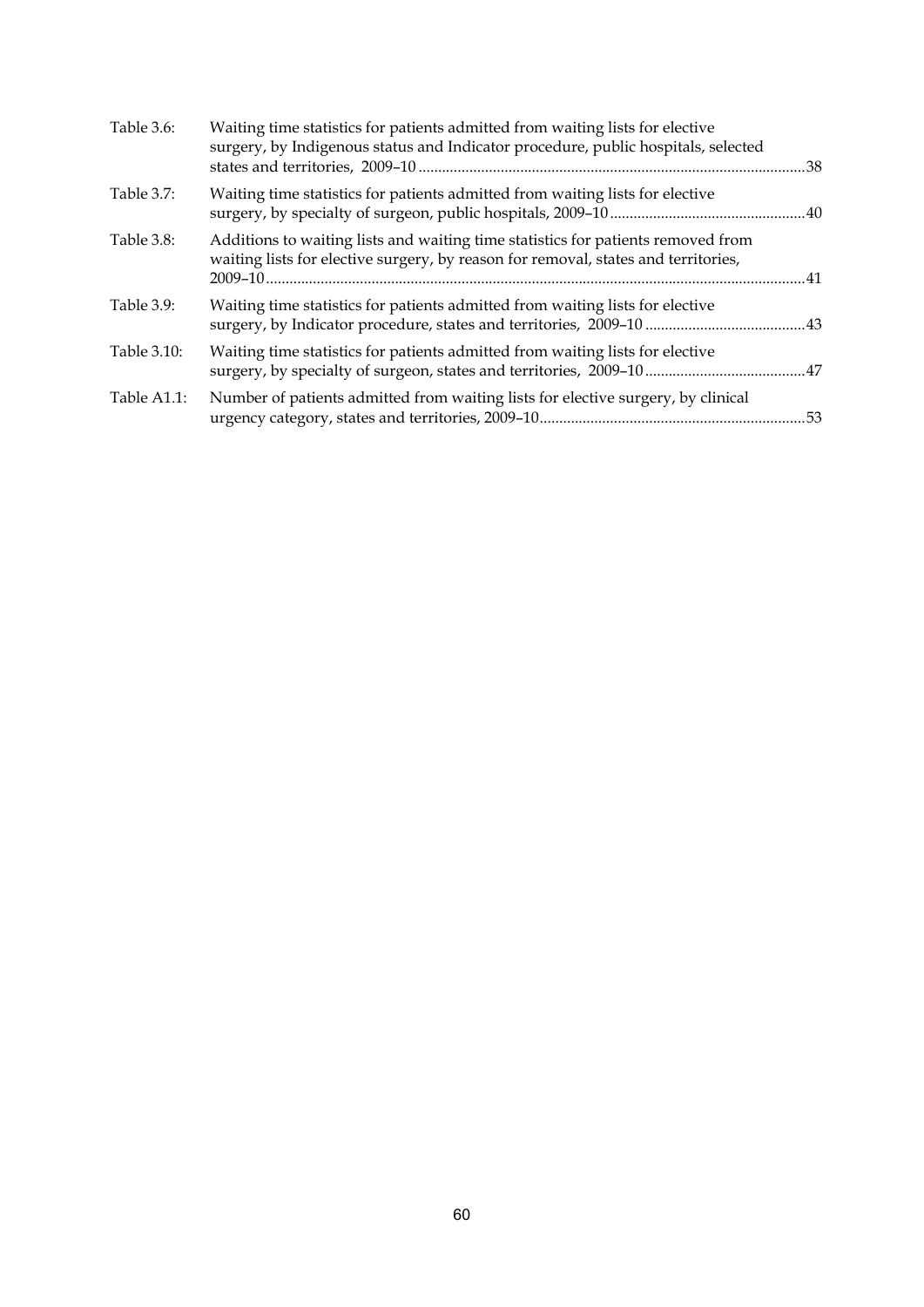| | | |
|---|---|---|
| Table 3.6: | Waiting time statistics for patients admitted from waiting lists for elective surgery, by Indigenous status and Indicator procedure, public hospitals, selected states and territories, 2009–10 | 38 |
| Table 3.7: | Waiting time statistics for patients admitted from waiting lists for elective surgery, by specialty of surgeon, public hospitals, 2009–10 | 40 |
| Table 3.8: | Additions to waiting lists and waiting time statistics for patients removed from waiting lists for elective surgery, by reason for removal, states and territories, 2009–10 | 41 |
| Table 3.9: | Waiting time statistics for patients admitted from waiting lists for elective surgery, by Indicator procedure, states and territories, 2009–10 | 43 |
| Table 3.10: | Waiting time statistics for patients admitted from waiting lists for elective surgery, by specialty of surgeon, states and territories, 2009–10 | 47 |
| Table A1.1: | Number of patients admitted from waiting lists for elective surgery, by clinical urgency category, states and territories, 2009–10 | 53 |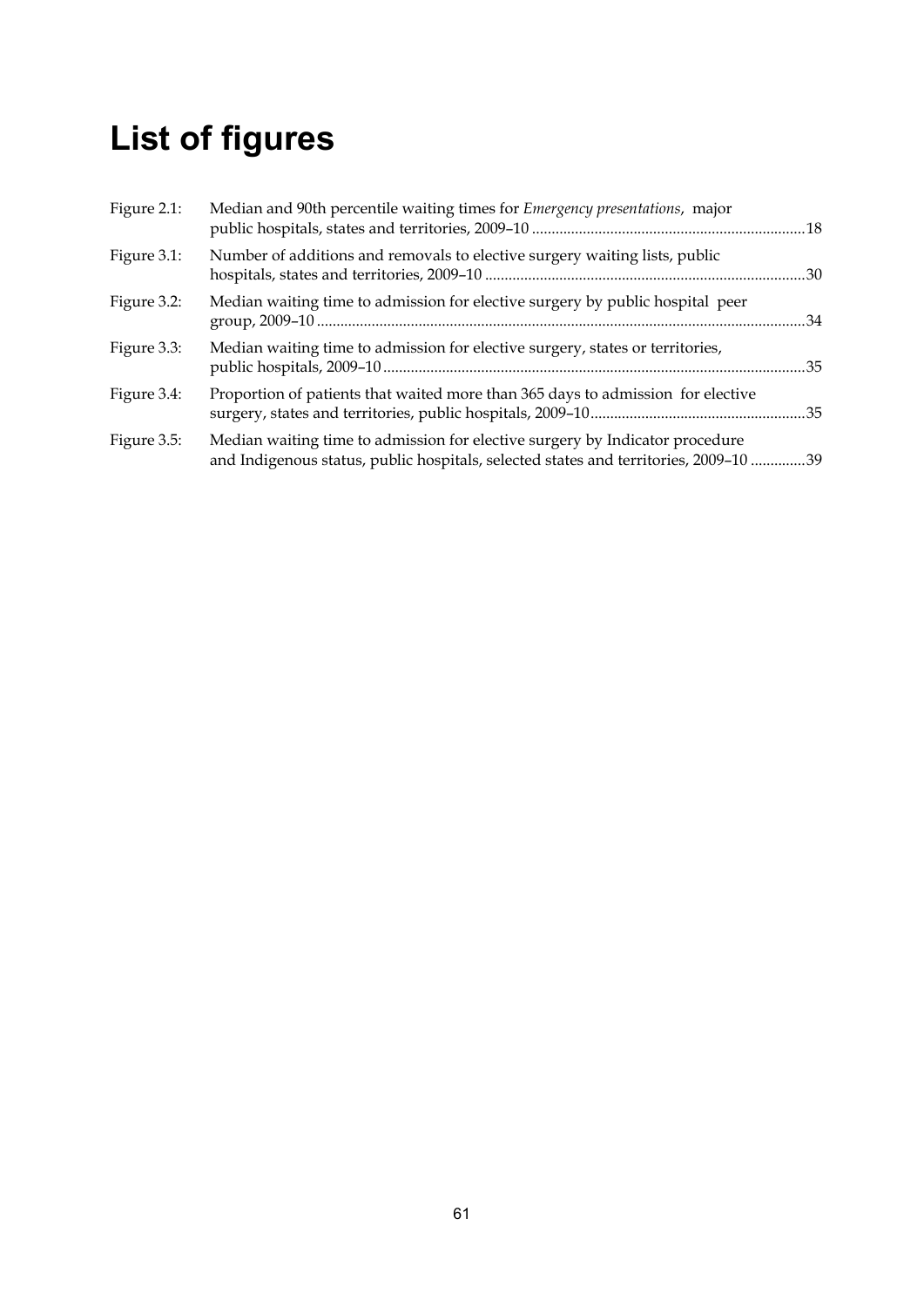# List of figures

Figure 2.1: Median and 90th percentile waiting times for *Emergency presentations*, major public hospitals, states and territories, 2009–10 .....18

Figure 3.1: Number of additions and removals to elective surgery waiting lists, public hospitals, states and territories, 2009–10 .....30

Figure 3.2: Median waiting time to admission for elective surgery by public hospital peer group, 2009–10 .....34

Figure 3.3: Median waiting time to admission for elective surgery, states or territories, public hospitals, 2009–10 .....35

Figure 3.4: Proportion of patients that waited more than 365 days to admission for elective surgery, states and territories, public hospitals, 2009–10 .....35

Figure 3.5: Median waiting time to admission for elective surgery by Indicator procedure and Indigenous status, public hospitals, selected states and territories, 2009–10 .....39